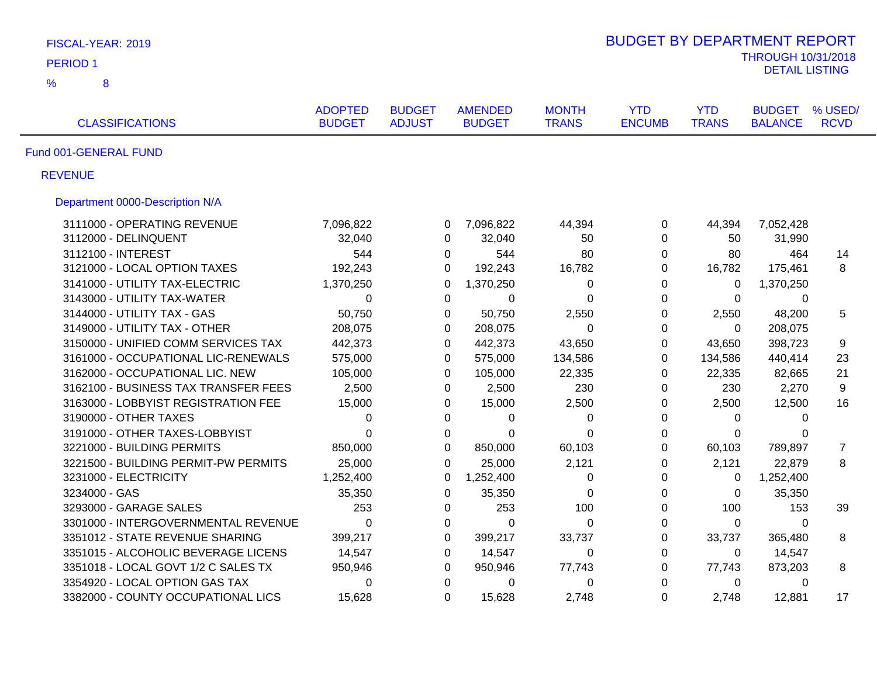FISCAL-YEAR: 2019

PERIOD 1

% 8

# BUDGET BY DEPARTMENT REPORT

THROUGH 10/31/2018

DETAIL LISTING

| CLASSIFICATIONS | ADOPTED BUDGET | BUDGET ADJUST | AMENDED BUDGET | MONTH TRANS | YTD ENCUMB | YTD TRANS | BUDGET BALANCE | % USED/ RCVD |
|---|---|---|---|---|---|---|---|---|

## Fund 001-GENERAL FUND

### REVENUE

#### Department 0000-Description N/A

| CLASSIFICATIONS | ADOPTED BUDGET | BUDGET ADJUST | AMENDED BUDGET | MONTH TRANS | YTD ENCUMB | YTD TRANS | BUDGET BALANCE | % USED/ RCVD |
|---|---|---|---|---|---|---|---|---|
| 3111000 - OPERATING REVENUE | 7,096,822 | 0 | 7,096,822 | 44,394 | 0 | 44,394 | 7,052,428 | |
| 3112000 - DELINQUENT | 32,040 | 0 | 32,040 | 50 | 0 | 50 | 31,990 | |
| 3112100 - INTEREST | 544 | 0 | 544 | 80 | 0 | 80 | 464 | 14 |
| 3121000 - LOCAL OPTION TAXES | 192,243 | 0 | 192,243 | 16,782 | 0 | 16,782 | 175,461 | 8 |
| 3141000 - UTILITY TAX-ELECTRIC | 1,370,250 | 0 | 1,370,250 | 0 | 0 | 0 | 1,370,250 | |
| 3143000 - UTILITY TAX-WATER | 0 | 0 | 0 | 0 | 0 | 0 | 0 | |
| 3144000 - UTILITY TAX - GAS | 50,750 | 0 | 50,750 | 2,550 | 0 | 2,550 | 48,200 | 5 |
| 3149000 - UTILITY TAX - OTHER | 208,075 | 0 | 208,075 | 0 | 0 | 0 | 208,075 | |
| 3150000 - UNIFIED COMM SERVICES TAX | 442,373 | 0 | 442,373 | 43,650 | 0 | 43,650 | 398,723 | 9 |
| 3161000 - OCCUPATIONAL LIC-RENEWALS | 575,000 | 0 | 575,000 | 134,586 | 0 | 134,586 | 440,414 | 23 |
| 3162000 - OCCUPATIONAL LIC. NEW | 105,000 | 0 | 105,000 | 22,335 | 0 | 22,335 | 82,665 | 21 |
| 3162100 - BUSINESS TAX TRANSFER FEES | 2,500 | 0 | 2,500 | 230 | 0 | 230 | 2,270 | 9 |
| 3163000 - LOBBYIST REGISTRATION FEE | 15,000 | 0 | 15,000 | 2,500 | 0 | 2,500 | 12,500 | 16 |
| 3190000 - OTHER TAXES | 0 | 0 | 0 | 0 | 0 | 0 | 0 | |
| 3191000 - OTHER TAXES-LOBBYIST | 0 | 0 | 0 | 0 | 0 | 0 | 0 | |
| 3221000 - BUILDING PERMITS | 850,000 | 0 | 850,000 | 60,103 | 0 | 60,103 | 789,897 | 7 |
| 3221500 - BUILDING PERMIT-PW PERMITS | 25,000 | 0 | 25,000 | 2,121 | 0 | 2,121 | 22,879 | 8 |
| 3231000 - ELECTRICITY | 1,252,400 | 0 | 1,252,400 | 0 | 0 | 0 | 1,252,400 | |
| 3234000 - GAS | 35,350 | 0 | 35,350 | 0 | 0 | 0 | 35,350 | |
| 3293000 - GARAGE SALES | 253 | 0 | 253 | 100 | 0 | 100 | 153 | 39 |
| 3301000 - INTERGOVERNMENTAL REVENUE | 0 | 0 | 0 | 0 | 0 | 0 | 0 | |
| 3351012 - STATE REVENUE SHARING | 399,217 | 0 | 399,217 | 33,737 | 0 | 33,737 | 365,480 | 8 |
| 3351015 - ALCOHOLIC BEVERAGE LICENS | 14,547 | 0 | 14,547 | 0 | 0 | 0 | 14,547 | |
| 3351018 - LOCAL GOVT 1/2 C SALES TX | 950,946 | 0 | 950,946 | 77,743 | 0 | 77,743 | 873,203 | 8 |
| 3354920 - LOCAL OPTION GAS TAX | 0 | 0 | 0 | 0 | 0 | 0 | 0 | |
| 3382000 - COUNTY OCCUPATIONAL LICS | 15,628 | 0 | 15,628 | 2,748 | 0 | 2,748 | 12,881 | 17 |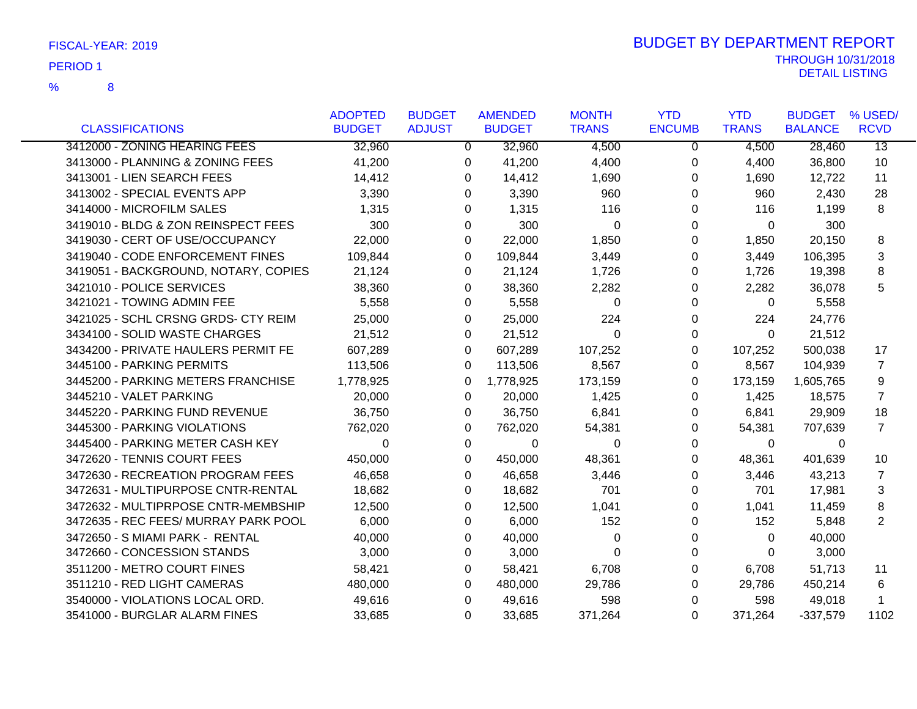FISCAL-YEAR: 2019

PERIOD 1

% 8

# BUDGET BY DEPARTMENT REPORT

THROUGH 10/31/2018
DETAIL LISTING

| CLASSIFICATIONS | ADOPTED BUDGET | BUDGET ADJUST | AMENDED BUDGET | MONTH TRANS | YTD ENCUMB | YTD TRANS | BUDGET BALANCE | % USED/ RCVD |
|---|---|---|---|---|---|---|---|---|
| 3412000 - ZONING HEARING FEES | 32,960 | 0 | 32,960 | 4,500 | 0 | 4,500 | 28,460 | 13 |
| 3413000 - PLANNING & ZONING FEES | 41,200 | 0 | 41,200 | 4,400 | 0 | 4,400 | 36,800 | 10 |
| 3413001 - LIEN SEARCH FEES | 14,412 | 0 | 14,412 | 1,690 | 0 | 1,690 | 12,722 | 11 |
| 3413002 - SPECIAL EVENTS APP | 3,390 | 0 | 3,390 | 960 | 0 | 960 | 2,430 | 28 |
| 3414000 - MICROFILM SALES | 1,315 | 0 | 1,315 | 116 | 0 | 116 | 1,199 | 8 |
| 3419010 - BLDG & ZON REINSPECT FEES | 300 | 0 | 300 | 0 | 0 | 0 | 300 | |
| 3419030 - CERT OF USE/OCCUPANCY | 22,000 | 0 | 22,000 | 1,850 | 0 | 1,850 | 20,150 | 8 |
| 3419040 - CODE ENFORCEMENT FINES | 109,844 | 0 | 109,844 | 3,449 | 0 | 3,449 | 106,395 | 3 |
| 3419051 - BACKGROUND, NOTARY, COPIES | 21,124 | 0 | 21,124 | 1,726 | 0 | 1,726 | 19,398 | 8 |
| 3421010 - POLICE SERVICES | 38,360 | 0 | 38,360 | 2,282 | 0 | 2,282 | 36,078 | 5 |
| 3421021 - TOWING ADMIN FEE | 5,558 | 0 | 5,558 | 0 | 0 | 0 | 5,558 | |
| 3421025 - SCHL CRSNG GRDS- CTY REIM | 25,000 | 0 | 25,000 | 224 | 0 | 224 | 24,776 | |
| 3434100 - SOLID WASTE CHARGES | 21,512 | 0 | 21,512 | 0 | 0 | 0 | 21,512 | |
| 3434200 - PRIVATE HAULERS PERMIT FE | 607,289 | 0 | 607,289 | 107,252 | 0 | 107,252 | 500,038 | 17 |
| 3445100 - PARKING PERMITS | 113,506 | 0 | 113,506 | 8,567 | 0 | 8,567 | 104,939 | 7 |
| 3445200 - PARKING METERS FRANCHISE | 1,778,925 | 0 | 1,778,925 | 173,159 | 0 | 173,159 | 1,605,765 | 9 |
| 3445210 - VALET PARKING | 20,000 | 0 | 20,000 | 1,425 | 0 | 1,425 | 18,575 | 7 |
| 3445220 - PARKING FUND REVENUE | 36,750 | 0 | 36,750 | 6,841 | 0 | 6,841 | 29,909 | 18 |
| 3445300 - PARKING VIOLATIONS | 762,020 | 0 | 762,020 | 54,381 | 0 | 54,381 | 707,639 | 7 |
| 3445400 - PARKING METER CASH KEY | 0 | 0 | 0 | 0 | 0 | 0 | 0 | |
| 3472620 - TENNIS COURT FEES | 450,000 | 0 | 450,000 | 48,361 | 0 | 48,361 | 401,639 | 10 |
| 3472630 - RECREATION PROGRAM FEES | 46,658 | 0 | 46,658 | 3,446 | 0 | 3,446 | 43,213 | 7 |
| 3472631 - MULTIPURPOSE CNTR-RENTAL | 18,682 | 0 | 18,682 | 701 | 0 | 701 | 17,981 | 3 |
| 3472632 - MULTIPRPOSE CNTR-MEMBSHIP | 12,500 | 0 | 12,500 | 1,041 | 0 | 1,041 | 11,459 | 8 |
| 3472635 - REC FEES/ MURRAY PARK POOL | 6,000 | 0 | 6,000 | 152 | 0 | 152 | 5,848 | 2 |
| 3472650 - S MIAMI PARK - RENTAL | 40,000 | 0 | 40,000 | 0 | 0 | 0 | 40,000 | |
| 3472660 - CONCESSION STANDS | 3,000 | 0 | 3,000 | 0 | 0 | 0 | 3,000 | |
| 3511200 - METRO COURT FINES | 58,421 | 0 | 58,421 | 6,708 | 0 | 6,708 | 51,713 | 11 |
| 3511210 - RED LIGHT CAMERAS | 480,000 | 0 | 480,000 | 29,786 | 0 | 29,786 | 450,214 | 6 |
| 3540000 - VIOLATIONS LOCAL ORD. | 49,616 | 0 | 49,616 | 598 | 0 | 598 | 49,018 | 1 |
| 3541000 - BURGLAR ALARM FINES | 33,685 | 0 | 33,685 | 371,264 | 0 | 371,264 | -337,579 | 1102 |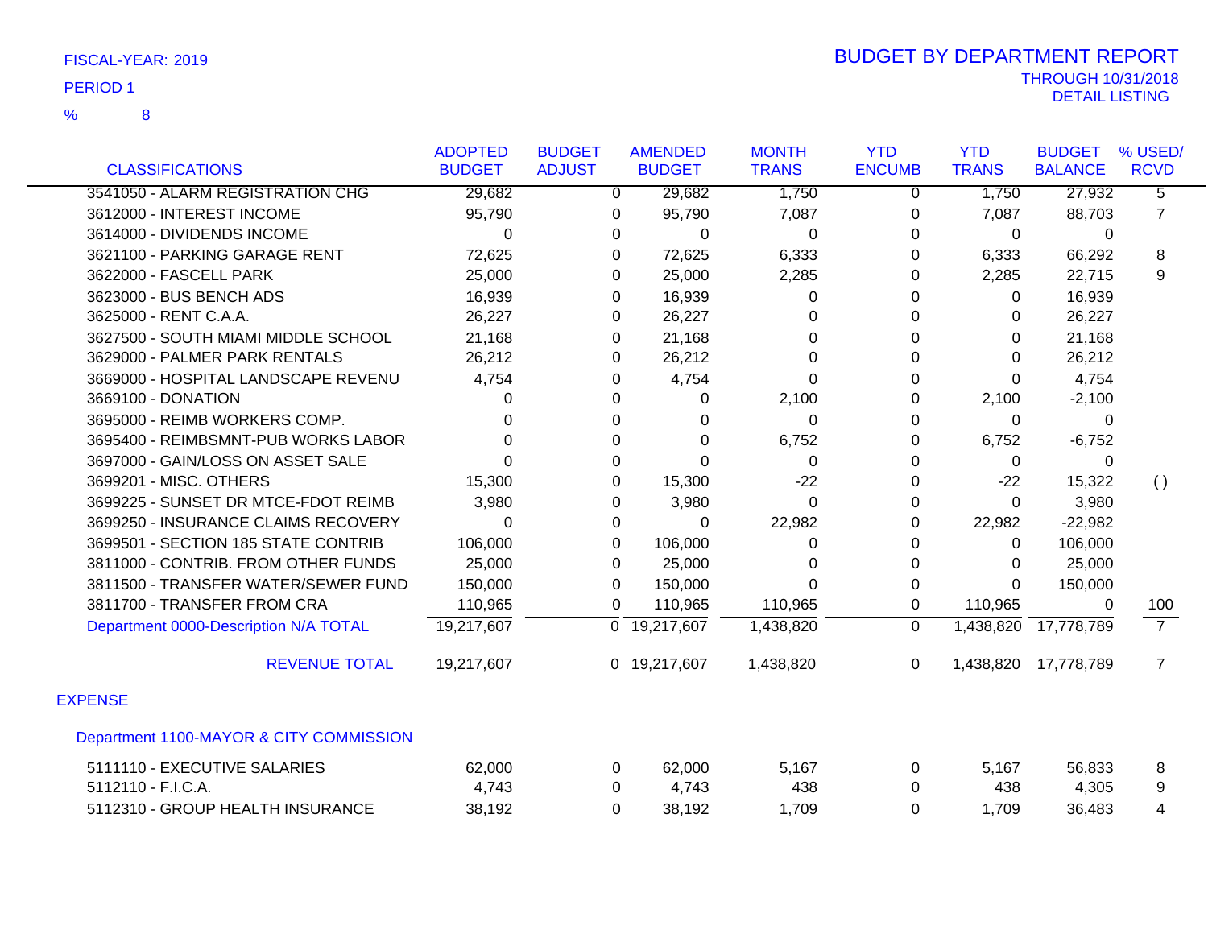FISCAL-YEAR: 2019

PERIOD 1

% 8

# BUDGET BY DEPARTMENT REPORT

THROUGH 10/31/2018

DETAIL LISTING

| CLASSIFICATIONS | ADOPTED BUDGET | BUDGET ADJUST | AMENDED BUDGET | MONTH TRANS | YTD ENCUMB | YTD TRANS | BUDGET BALANCE | % USED/ RCVD |
|---|---|---|---|---|---|---|---|---|
| 3541050 - ALARM REGISTRATION CHG | 29,682 | 0 | 29,682 | 1,750 | 0 | 1,750 | 27,932 | 5 |
| 3612000 - INTEREST INCOME | 95,790 | 0 | 95,790 | 7,087 | 0 | 7,087 | 88,703 | 7 |
| 3614000 - DIVIDENDS INCOME | 0 | 0 | 0 | 0 | 0 | 0 | 0 | |
| 3621100 - PARKING GARAGE RENT | 72,625 | 0 | 72,625 | 6,333 | 0 | 6,333 | 66,292 | 8 |
| 3622000 - FASCELL PARK | 25,000 | 0 | 25,000 | 2,285 | 0 | 2,285 | 22,715 | 9 |
| 3623000 - BUS BENCH ADS | 16,939 | 0 | 16,939 | 0 | 0 | 0 | 16,939 | |
| 3625000 - RENT C.A.A. | 26,227 | 0 | 26,227 | 0 | 0 | 0 | 26,227 | |
| 3627500 - SOUTH MIAMI MIDDLE SCHOOL | 21,168 | 0 | 21,168 | 0 | 0 | 0 | 21,168 | |
| 3629000 - PALMER PARK RENTALS | 26,212 | 0 | 26,212 | 0 | 0 | 0 | 26,212 | |
| 3669000 - HOSPITAL LANDSCAPE REVENU | 4,754 | 0 | 4,754 | 0 | 0 | 0 | 4,754 | |
| 3669100 - DONATION | 0 | 0 | 0 | 2,100 | 0 | 2,100 | -2,100 | |
| 3695000 - REIMB WORKERS COMP. | 0 | 0 | 0 | 0 | 0 | 0 | 0 | |
| 3695400 - REIMBSMNT-PUB WORKS LABOR | 0 | 0 | 0 | 6,752 | 0 | 6,752 | -6,752 | |
| 3697000 - GAIN/LOSS ON ASSET SALE | 0 | 0 | 0 | 0 | 0 | 0 | 0 | |
| 3699201 - MISC. OTHERS | 15,300 | 0 | 15,300 | -22 | 0 | -22 | 15,322 | ( ) |
| 3699225 - SUNSET DR MTCE-FDOT REIMB | 3,980 | 0 | 3,980 | 0 | 0 | 0 | 3,980 | |
| 3699250 - INSURANCE CLAIMS RECOVERY | 0 | 0 | 0 | 22,982 | 0 | 22,982 | -22,982 | |
| 3699501 - SECTION 185 STATE CONTRIB | 106,000 | 0 | 106,000 | 0 | 0 | 0 | 106,000 | |
| 3811000 - CONTRIB. FROM OTHER FUNDS | 25,000 | 0 | 25,000 | 0 | 0 | 0 | 25,000 | |
| 3811500 - TRANSFER WATER/SEWER FUND | 150,000 | 0 | 150,000 | 0 | 0 | 0 | 150,000 | |
| 3811700 - TRANSFER FROM CRA | 110,965 | 0 | 110,965 | 110,965 | 0 | 110,965 | 0 | 100 |
| Department 0000-Description N/A TOTAL | 19,217,607 | 0 | 19,217,607 | 1,438,820 | 0 | 1,438,820 | 17,778,789 | 7 |
| REVENUE TOTAL | 19,217,607 | 0 | 19,217,607 | 1,438,820 | 0 | 1,438,820 | 17,778,789 | 7 |

EXPENSE

Department 1100-MAYOR & CITY COMMISSION

| CLASSIFICATIONS | ADOPTED BUDGET | BUDGET ADJUST | AMENDED BUDGET | MONTH TRANS | YTD ENCUMB | YTD TRANS | BUDGET BALANCE | % USED/ RCVD |
|---|---|---|---|---|---|---|---|---|
| 5111110 - EXECUTIVE SALARIES | 62,000 | 0 | 62,000 | 5,167 | 0 | 5,167 | 56,833 | 8 |
| 5112110 - F.I.C.A. | 4,743 | 0 | 4,743 | 438 | 0 | 438 | 4,305 | 9 |
| 5112310 - GROUP HEALTH INSURANCE | 38,192 | 0 | 38,192 | 1,709 | 0 | 1,709 | 36,483 | 4 |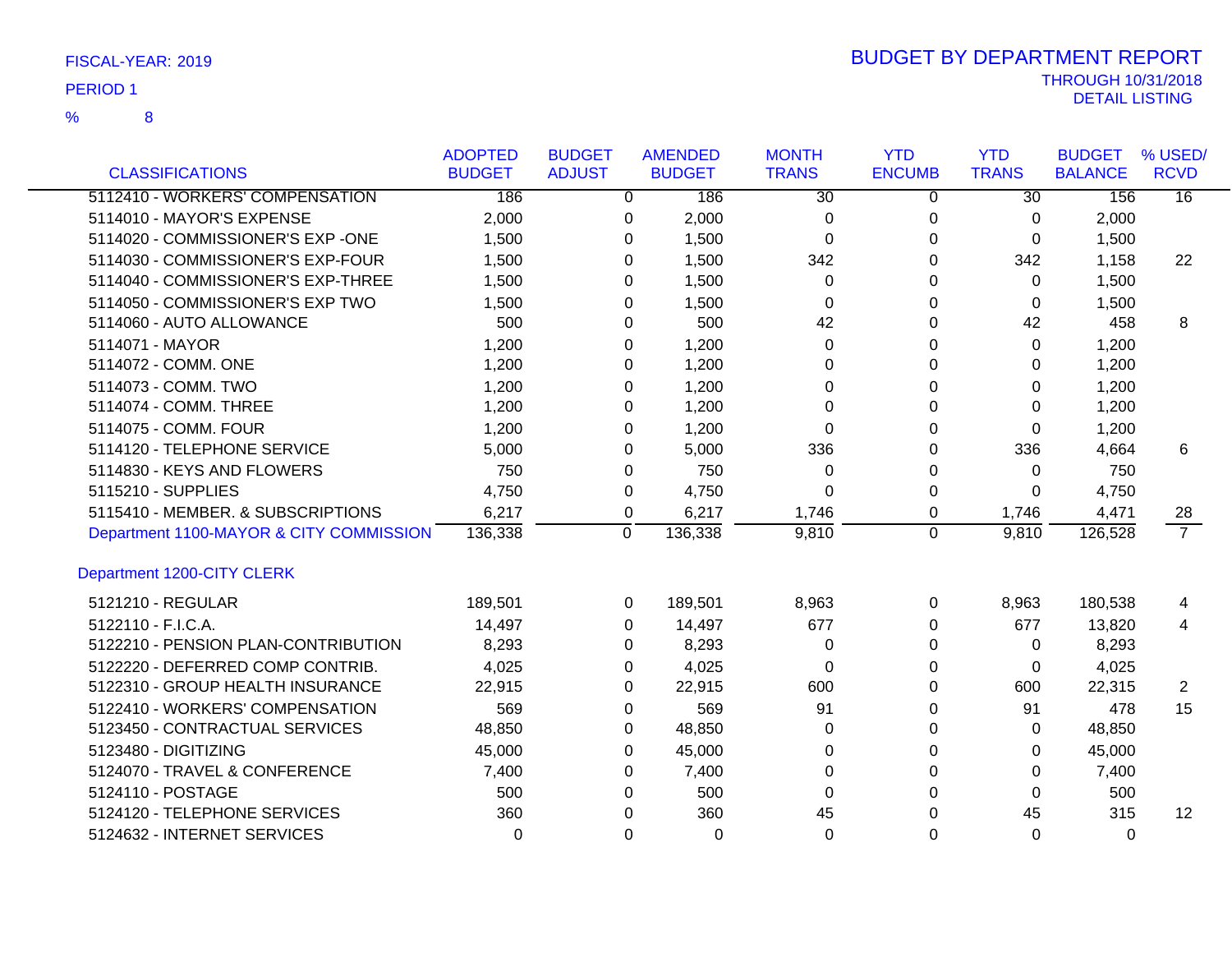FISCAL-YEAR: 2019

PERIOD 1

% 8

# BUDGET BY DEPARTMENT REPORT

THROUGH 10/31/2018

DETAIL LISTING

| CLASSIFICATIONS | ADOPTED BUDGET | BUDGET ADJUST | AMENDED BUDGET | MONTH TRANS | YTD ENCUMB | YTD TRANS | BUDGET BALANCE | % USED/ RCVD |
|---|---|---|---|---|---|---|---|---|
| 5112410 - WORKERS' COMPENSATION | 186 | 0 | 186 | 30 | 0 | 30 | 156 | 16 |
| 5114010 - MAYOR'S EXPENSE | 2,000 | 0 | 2,000 | 0 | 0 | 0 | 2,000 | |
| 5114020 - COMMISSIONER'S EXP -ONE | 1,500 | 0 | 1,500 | 0 | 0 | 0 | 1,500 | |
| 5114030 - COMMISSIONER'S EXP-FOUR | 1,500 | 0 | 1,500 | 342 | 0 | 342 | 1,158 | 22 |
| 5114040 - COMMISSIONER'S EXP-THREE | 1,500 | 0 | 1,500 | 0 | 0 | 0 | 1,500 | |
| 5114050 - COMMISSIONER'S EXP TWO | 1,500 | 0 | 1,500 | 0 | 0 | 0 | 1,500 | |
| 5114060 - AUTO ALLOWANCE | 500 | 0 | 500 | 42 | 0 | 42 | 458 | 8 |
| 5114071 - MAYOR | 1,200 | 0 | 1,200 | 0 | 0 | 0 | 1,200 | |
| 5114072 - COMM. ONE | 1,200 | 0 | 1,200 | 0 | 0 | 0 | 1,200 | |
| 5114073 - COMM. TWO | 1,200 | 0 | 1,200 | 0 | 0 | 0 | 1,200 | |
| 5114074 - COMM. THREE | 1,200 | 0 | 1,200 | 0 | 0 | 0 | 1,200 | |
| 5114075 - COMM. FOUR | 1,200 | 0 | 1,200 | 0 | 0 | 0 | 1,200 | |
| 5114120 - TELEPHONE SERVICE | 5,000 | 0 | 5,000 | 336 | 0 | 336 | 4,664 | 6 |
| 5114830 - KEYS AND FLOWERS | 750 | 0 | 750 | 0 | 0 | 0 | 750 | |
| 5115210 - SUPPLIES | 4,750 | 0 | 4,750 | 0 | 0 | 0 | 4,750 | |
| 5115410 - MEMBER. & SUBSCRIPTIONS | 6,217 | 0 | 6,217 | 1,746 | 0 | 1,746 | 4,471 | 28 |
| Department 1100-MAYOR & CITY COMMISSION | 136,338 | 0 | 136,338 | 9,810 | 0 | 9,810 | 126,528 | 7 |
| **Department 1200-CITY CLERK** | | | | | | | | |
| 5121210 - REGULAR | 189,501 | 0 | 189,501 | 8,963 | 0 | 8,963 | 180,538 | 4 |
| 5122110 - F.I.C.A. | 14,497 | 0 | 14,497 | 677 | 0 | 677 | 13,820 | 4 |
| 5122210 - PENSION PLAN-CONTRIBUTION | 8,293 | 0 | 8,293 | 0 | 0 | 0 | 8,293 | |
| 5122220 - DEFERRED COMP CONTRIB. | 4,025 | 0 | 4,025 | 0 | 0 | 0 | 4,025 | |
| 5122310 - GROUP HEALTH INSURANCE | 22,915 | 0 | 22,915 | 600 | 0 | 600 | 22,315 | 2 |
| 5122410 - WORKERS' COMPENSATION | 569 | 0 | 569 | 91 | 0 | 91 | 478 | 15 |
| 5123450 - CONTRACTUAL SERVICES | 48,850 | 0 | 48,850 | 0 | 0 | 0 | 48,850 | |
| 5123480 - DIGITIZING | 45,000 | 0 | 45,000 | 0 | 0 | 0 | 45,000 | |
| 5124070 - TRAVEL & CONFERENCE | 7,400 | 0 | 7,400 | 0 | 0 | 0 | 7,400 | |
| 5124110 - POSTAGE | 500 | 0 | 500 | 0 | 0 | 0 | 500 | |
| 5124120 - TELEPHONE SERVICES | 360 | 0 | 360 | 45 | 0 | 45 | 315 | 12 |
| 5124632 - INTERNET SERVICES | 0 | 0 | 0 | 0 | 0 | 0 | 0 | |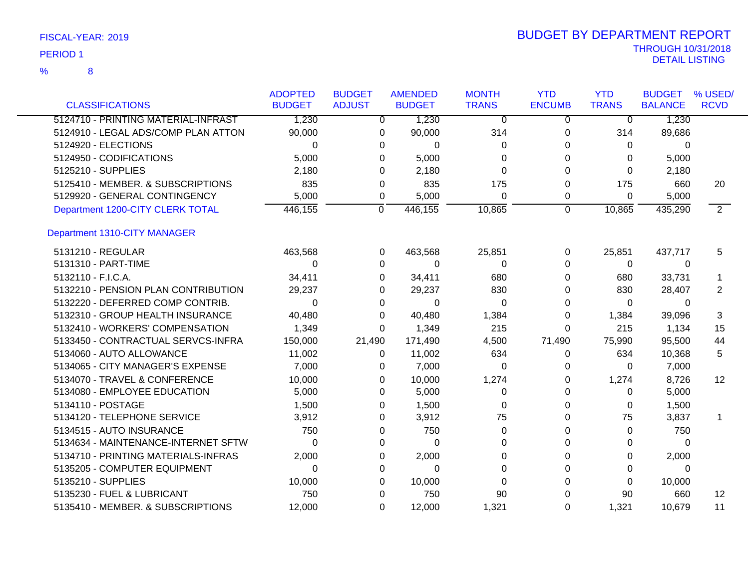FISCAL-YEAR: 2019

PERIOD 1

% 8

# BUDGET BY DEPARTMENT REPORT

THROUGH 10/31/2018
DETAIL LISTING

| CLASSIFICATIONS | ADOPTED BUDGET | BUDGET ADJUST | AMENDED BUDGET | MONTH TRANS | YTD ENCUMB | YTD TRANS | BUDGET BALANCE | % USED/ RCVD |
|---|---|---|---|---|---|---|---|---|
| 5124710 - PRINTING MATERIAL-INFRAST | 1,230 | 0 | 1,230 | 0 | 0 | 0 | 1,230 | |
| 5124910 - LEGAL ADS/COMP PLAN ATTON | 90,000 | 0 | 90,000 | 314 | 0 | 314 | 89,686 | |
| 5124920 - ELECTIONS | 0 | 0 | 0 | 0 | 0 | 0 | 0 | |
| 5124950 - CODIFICATIONS | 5,000 | 0 | 5,000 | 0 | 0 | 0 | 5,000 | |
| 5125210 - SUPPLIES | 2,180 | 0 | 2,180 | 0 | 0 | 0 | 2,180 | |
| 5125410 - MEMBER. & SUBSCRIPTIONS | 835 | 0 | 835 | 175 | 0 | 175 | 660 | 20 |
| 5129920 - GENERAL CONTINGENCY | 5,000 | 0 | 5,000 | 0 | 0 | 0 | 5,000 | |
| Department 1200-CITY CLERK TOTAL | 446,155 | 0 | 446,155 | 10,865 | 0 | 10,865 | 435,290 | 2 |
| **Department 1310-CITY MANAGER** | | | | | | | | |
| 5131210 - REGULAR | 463,568 | 0 | 463,568 | 25,851 | 0 | 25,851 | 437,717 | 5 |
| 5131310 - PART-TIME | 0 | 0 | 0 | 0 | 0 | 0 | 0 | |
| 5132110 - F.I.C.A. | 34,411 | 0 | 34,411 | 680 | 0 | 680 | 33,731 | 1 |
| 5132210 - PENSION PLAN CONTRIBUTION | 29,237 | 0 | 29,237 | 830 | 0 | 830 | 28,407 | 2 |
| 5132220 - DEFERRED COMP CONTRIB. | 0 | 0 | 0 | 0 | 0 | 0 | 0 | |
| 5132310 - GROUP HEALTH INSURANCE | 40,480 | 0 | 40,480 | 1,384 | 0 | 1,384 | 39,096 | 3 |
| 5132410 - WORKERS' COMPENSATION | 1,349 | 0 | 1,349 | 215 | 0 | 215 | 1,134 | 15 |
| 5133450 - CONTRACTUAL SERVCS-INFRA | 150,000 | 21,490 | 171,490 | 4,500 | 71,490 | 75,990 | 95,500 | 44 |
| 5134060 - AUTO ALLOWANCE | 11,002 | 0 | 11,002 | 634 | 0 | 634 | 10,368 | 5 |
| 5134065 - CITY MANAGER'S EXPENSE | 7,000 | 0 | 7,000 | 0 | 0 | 0 | 7,000 | |
| 5134070 - TRAVEL & CONFERENCE | 10,000 | 0 | 10,000 | 1,274 | 0 | 1,274 | 8,726 | 12 |
| 5134080 - EMPLOYEE EDUCATION | 5,000 | 0 | 5,000 | 0 | 0 | 0 | 5,000 | |
| 5134110 - POSTAGE | 1,500 | 0 | 1,500 | 0 | 0 | 0 | 1,500 | |
| 5134120 - TELEPHONE SERVICE | 3,912 | 0 | 3,912 | 75 | 0 | 75 | 3,837 | 1 |
| 5134515 - AUTO INSURANCE | 750 | 0 | 750 | 0 | 0 | 0 | 750 | |
| 5134634 - MAINTENANCE-INTERNET SFTW | 0 | 0 | 0 | 0 | 0 | 0 | 0 | |
| 5134710 - PRINTING MATERIALS-INFRAS | 2,000 | 0 | 2,000 | 0 | 0 | 0 | 2,000 | |
| 5135205 - COMPUTER EQUIPMENT | 0 | 0 | 0 | 0 | 0 | 0 | 0 | |
| 5135210 - SUPPLIES | 10,000 | 0 | 10,000 | 0 | 0 | 0 | 10,000 | |
| 5135230 - FUEL & LUBRICANT | 750 | 0 | 750 | 90 | 0 | 90 | 660 | 12 |
| 5135410 - MEMBER. & SUBSCRIPTIONS | 12,000 | 0 | 12,000 | 1,321 | 0 | 1,321 | 10,679 | 11 |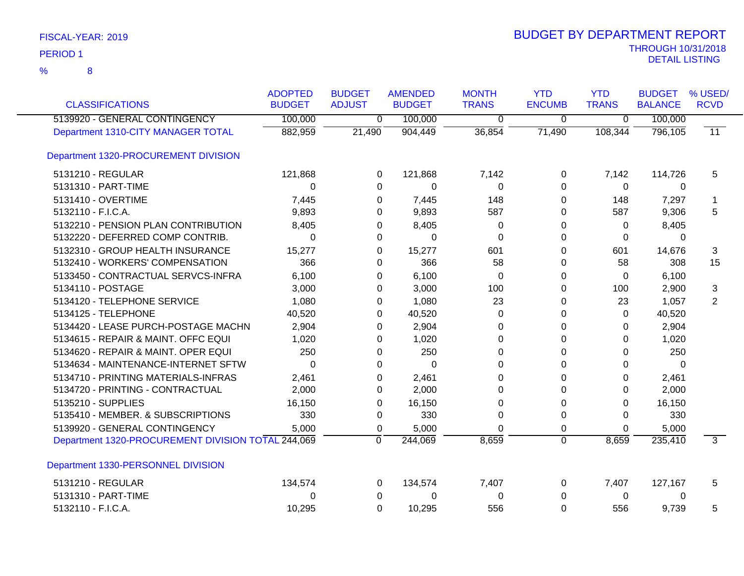FISCAL-YEAR: 2019

PERIOD 1

% 8

# BUDGET BY DEPARTMENT REPORT

THROUGH 10/31/2018

DETAIL LISTING

| CLASSIFICATIONS | ADOPTED BUDGET | BUDGET ADJUST | AMENDED BUDGET | MONTH TRANS | YTD ENCUMB | YTD TRANS | BUDGET BALANCE | % USED/ RCVD |
|---|---|---|---|---|---|---|---|---|
| 5139920 - GENERAL CONTINGENCY | 100,000 | 0 | 100,000 | 0 | 0 | 0 | 100,000 | |
| Department 1310-CITY MANAGER TOTAL | 882,959 | 21,490 | 904,449 | 36,854 | 71,490 | 108,344 | 796,105 | 11 |
| Department 1320-PROCUREMENT DIVISION | | | | | | | | |
| 5131210 - REGULAR | 121,868 | 0 | 121,868 | 7,142 | 0 | 7,142 | 114,726 | 5 |
| 5131310 - PART-TIME | 0 | 0 | 0 | 0 | 0 | 0 | 0 | |
| 5131410 - OVERTIME | 7,445 | 0 | 7,445 | 148 | 0 | 148 | 7,297 | 1 |
| 5132110 - F.I.C.A. | 9,893 | 0 | 9,893 | 587 | 0 | 587 | 9,306 | 5 |
| 5132210 - PENSION PLAN CONTRIBUTION | 8,405 | 0 | 8,405 | 0 | 0 | 0 | 8,405 | |
| 5132220 - DEFERRED COMP CONTRIB. | 0 | 0 | 0 | 0 | 0 | 0 | 0 | |
| 5132310 - GROUP HEALTH INSURANCE | 15,277 | 0 | 15,277 | 601 | 0 | 601 | 14,676 | 3 |
| 5132410 - WORKERS' COMPENSATION | 366 | 0 | 366 | 58 | 0 | 58 | 308 | 15 |
| 5133450 - CONTRACTUAL SERVCS-INFRA | 6,100 | 0 | 6,100 | 0 | 0 | 0 | 6,100 | |
| 5134110 - POSTAGE | 3,000 | 0 | 3,000 | 100 | 0 | 100 | 2,900 | 3 |
| 5134120 - TELEPHONE SERVICE | 1,080 | 0 | 1,080 | 23 | 0 | 23 | 1,057 | 2 |
| 5134125 - TELEPHONE | 40,520 | 0 | 40,520 | 0 | 0 | 0 | 40,520 | |
| 5134420 - LEASE PURCH-POSTAGE MACHN | 2,904 | 0 | 2,904 | 0 | 0 | 0 | 2,904 | |
| 5134615 - REPAIR & MAINT. OFFC EQUI | 1,020 | 0 | 1,020 | 0 | 0 | 0 | 1,020 | |
| 5134620 - REPAIR & MAINT. OPER EQUI | 250 | 0 | 250 | 0 | 0 | 0 | 250 | |
| 5134634 - MAINTENANCE-INTERNET SFTW | 0 | 0 | 0 | 0 | 0 | 0 | 0 | |
| 5134710 - PRINTING MATERIALS-INFRAS | 2,461 | 0 | 2,461 | 0 | 0 | 0 | 2,461 | |
| 5134720 - PRINTING - CONTRACTUAL | 2,000 | 0 | 2,000 | 0 | 0 | 0 | 2,000 | |
| 5135210 - SUPPLIES | 16,150 | 0 | 16,150 | 0 | 0 | 0 | 16,150 | |
| 5135410 - MEMBER. & SUBSCRIPTIONS | 330 | 0 | 330 | 0 | 0 | 0 | 330 | |
| 5139920 - GENERAL CONTINGENCY | 5,000 | 0 | 5,000 | 0 | 0 | 0 | 5,000 | |
| Department 1320-PROCUREMENT DIVISION TOTAL | 244,069 | 0 | 244,069 | 8,659 | 0 | 8,659 | 235,410 | 3 |
| Department 1330-PERSONNEL DIVISION | | | | | | | | |
| 5131210 - REGULAR | 134,574 | 0 | 134,574 | 7,407 | 0 | 7,407 | 127,167 | 5 |
| 5131310 - PART-TIME | 0 | 0 | 0 | 0 | 0 | 0 | 0 | |
| 5132110 - F.I.C.A. | 10,295 | 0 | 10,295 | 556 | 0 | 556 | 9,739 | 5 |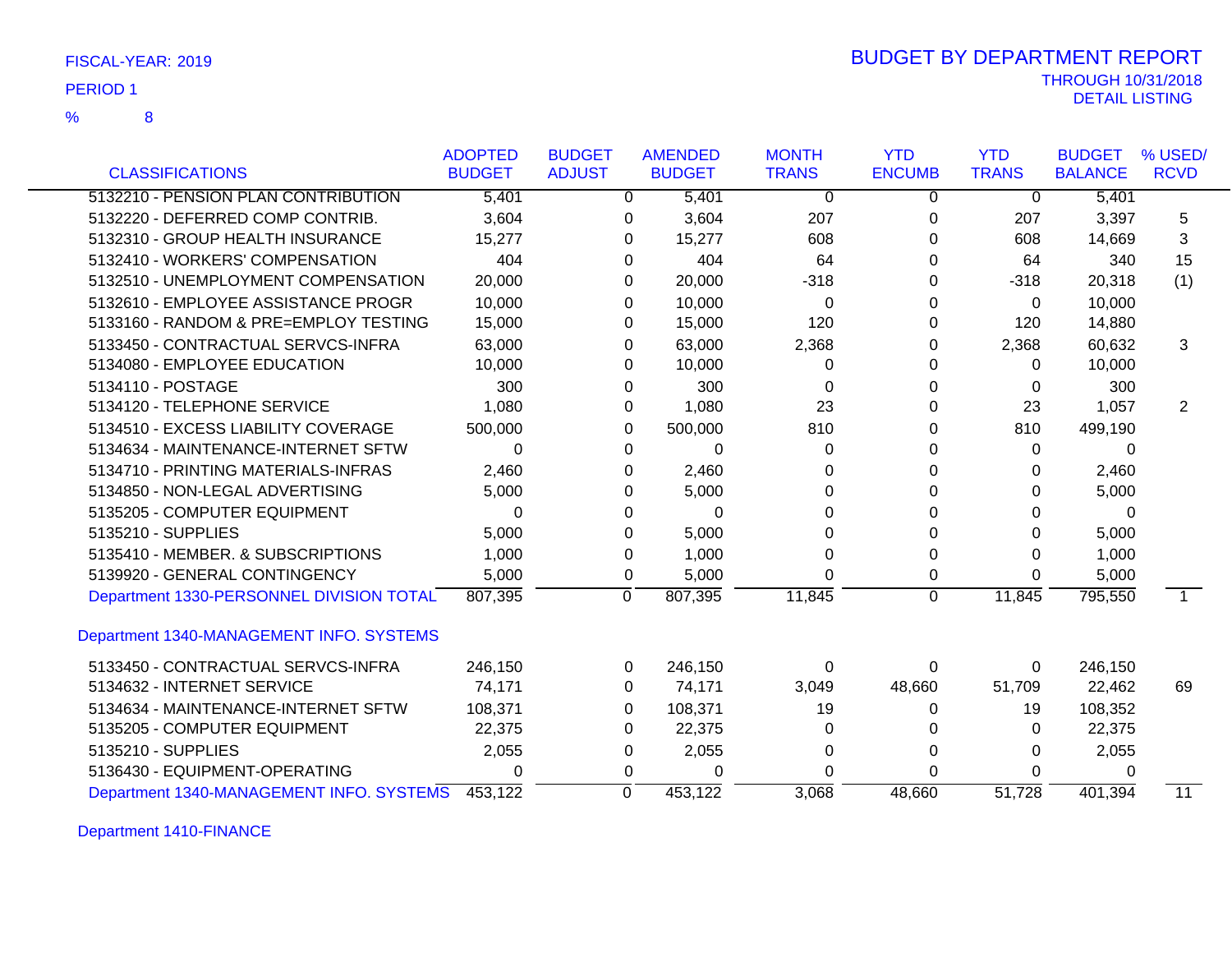FISCAL-YEAR: 2019

PERIOD 1

% 8

# BUDGET BY DEPARTMENT REPORT

THROUGH 10/31/2018
DETAIL LISTING

| CLASSIFICATIONS | ADOPTED BUDGET | BUDGET ADJUST | AMENDED BUDGET | MONTH TRANS | YTD ENCUMB | YTD TRANS | BUDGET BALANCE | % USED/ RCVD |
|---|---|---|---|---|---|---|---|---|
| 5132210 - PENSION PLAN CONTRIBUTION | 5,401 | 0 | 5,401 | 0 | 0 | 0 | 5,401 | |
| 5132220 - DEFERRED COMP CONTRIB. | 3,604 | 0 | 3,604 | 207 | 0 | 207 | 3,397 | 5 |
| 5132310 - GROUP HEALTH INSURANCE | 15,277 | 0 | 15,277 | 608 | 0 | 608 | 14,669 | 3 |
| 5132410 - WORKERS' COMPENSATION | 404 | 0 | 404 | 64 | 0 | 64 | 340 | 15 |
| 5132510 - UNEMPLOYMENT COMPENSATION | 20,000 | 0 | 20,000 | -318 | 0 | -318 | 20,318 | (1) |
| 5132610 - EMPLOYEE ASSISTANCE PROGR | 10,000 | 0 | 10,000 | 0 | 0 | 0 | 10,000 | |
| 5133160 - RANDOM & PRE=EMPLOY TESTING | 15,000 | 0 | 15,000 | 120 | 0 | 120 | 14,880 | |
| 5133450 - CONTRACTUAL SERVCS-INFRA | 63,000 | 0 | 63,000 | 2,368 | 0 | 2,368 | 60,632 | 3 |
| 5134080 - EMPLOYEE EDUCATION | 10,000 | 0 | 10,000 | 0 | 0 | 0 | 10,000 | |
| 5134110 - POSTAGE | 300 | 0 | 300 | 0 | 0 | 0 | 300 | |
| 5134120 - TELEPHONE SERVICE | 1,080 | 0 | 1,080 | 23 | 0 | 23 | 1,057 | 2 |
| 5134510 - EXCESS LIABILITY COVERAGE | 500,000 | 0 | 500,000 | 810 | 0 | 810 | 499,190 | |
| 5134634 - MAINTENANCE-INTERNET SFTW | 0 | 0 | 0 | 0 | 0 | 0 | 0 | |
| 5134710 - PRINTING MATERIALS-INFRAS | 2,460 | 0 | 2,460 | 0 | 0 | 0 | 2,460 | |
| 5134850 - NON-LEGAL ADVERTISING | 5,000 | 0 | 5,000 | 0 | 0 | 0 | 5,000 | |
| 5135205 - COMPUTER EQUIPMENT | 0 | 0 | 0 | 0 | 0 | 0 | 0 | |
| 5135210 - SUPPLIES | 5,000 | 0 | 5,000 | 0 | 0 | 0 | 5,000 | |
| 5135410 - MEMBER. & SUBSCRIPTIONS | 1,000 | 0 | 1,000 | 0 | 0 | 0 | 1,000 | |
| 5139920 - GENERAL CONTINGENCY | 5,000 | 0 | 5,000 | 0 | 0 | 0 | 5,000 | |
| Department 1330-PERSONNEL DIVISION TOTAL | 807,395 | 0 | 807,395 | 11,845 | 0 | 11,845 | 795,550 | 1 |
| **Department 1340-MANAGEMENT INFO. SYSTEMS** | | | | | | | | |
| 5133450 - CONTRACTUAL SERVCS-INFRA | 246,150 | 0 | 246,150 | 0 | 0 | 0 | 246,150 | |
| 5134632 - INTERNET SERVICE | 74,171 | 0 | 74,171 | 3,049 | 48,660 | 51,709 | 22,462 | 69 |
| 5134634 - MAINTENANCE-INTERNET SFTW | 108,371 | 0 | 108,371 | 19 | 0 | 19 | 108,352 | |
| 5135205 - COMPUTER EQUIPMENT | 22,375 | 0 | 22,375 | 0 | 0 | 0 | 22,375 | |
| 5135210 - SUPPLIES | 2,055 | 0 | 2,055 | 0 | 0 | 0 | 2,055 | |
| 5136430 - EQUIPMENT-OPERATING | 0 | 0 | 0 | 0 | 0 | 0 | 0 | |
| Department 1340-MANAGEMENT INFO. SYSTEMS | 453,122 | 0 | 453,122 | 3,068 | 48,660 | 51,728 | 401,394 | 11 |

Department 1410-FINANCE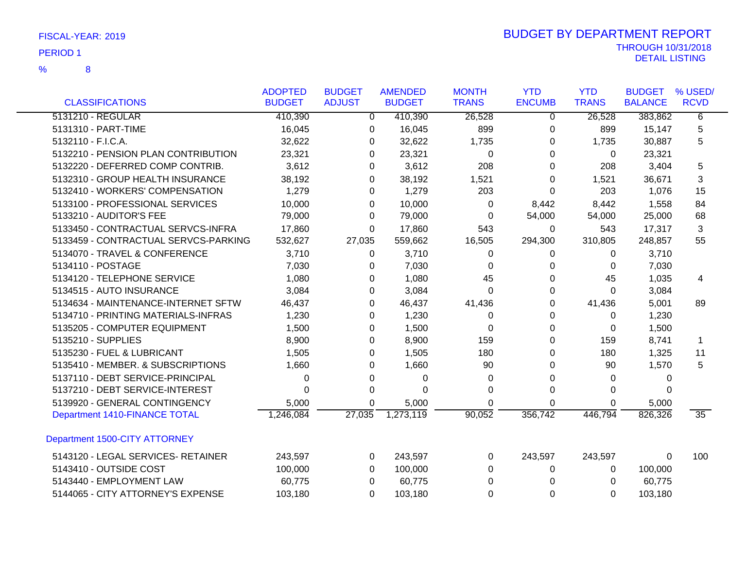FISCAL-YEAR: 2019

PERIOD 1

% 8

# BUDGET BY DEPARTMENT REPORT

THROUGH 10/31/2018

DETAIL LISTING

| CLASSIFICATIONS | ADOPTED BUDGET | BUDGET ADJUST | AMENDED BUDGET | MONTH TRANS | YTD ENCUMB | YTD TRANS | BUDGET BALANCE | % USED/ RCVD |
|---|---|---|---|---|---|---|---|---|
| 5131210 - REGULAR | 410,390 | 0 | 410,390 | 26,528 | 0 | 26,528 | 383,862 | 6 |
| 5131310 - PART-TIME | 16,045 | 0 | 16,045 | 899 | 0 | 899 | 15,147 | 5 |
| 5132110 - F.I.C.A. | 32,622 | 0 | 32,622 | 1,735 | 0 | 1,735 | 30,887 | 5 |
| 5132210 - PENSION PLAN CONTRIBUTION | 23,321 | 0 | 23,321 | 0 | 0 | 0 | 23,321 | |
| 5132220 - DEFERRED COMP CONTRIB. | 3,612 | 0 | 3,612 | 208 | 0 | 208 | 3,404 | 5 |
| 5132310 - GROUP HEALTH INSURANCE | 38,192 | 0 | 38,192 | 1,521 | 0 | 1,521 | 36,671 | 3 |
| 5132410 - WORKERS' COMPENSATION | 1,279 | 0 | 1,279 | 203 | 0 | 203 | 1,076 | 15 |
| 5133100 - PROFESSIONAL SERVICES | 10,000 | 0 | 10,000 | 0 | 8,442 | 8,442 | 1,558 | 84 |
| 5133210 - AUDITOR'S FEE | 79,000 | 0 | 79,000 | 0 | 54,000 | 54,000 | 25,000 | 68 |
| 5133450 - CONTRACTUAL SERVCS-INFRA | 17,860 | 0 | 17,860 | 543 | 0 | 543 | 17,317 | 3 |
| 5133459 - CONTRACTUAL SERVCS-PARKING | 532,627 | 27,035 | 559,662 | 16,505 | 294,300 | 310,805 | 248,857 | 55 |
| 5134070 - TRAVEL & CONFERENCE | 3,710 | 0 | 3,710 | 0 | 0 | 0 | 3,710 | |
| 5134110 - POSTAGE | 7,030 | 0 | 7,030 | 0 | 0 | 0 | 7,030 | |
| 5134120 - TELEPHONE SERVICE | 1,080 | 0 | 1,080 | 45 | 0 | 45 | 1,035 | 4 |
| 5134515 - AUTO INSURANCE | 3,084 | 0 | 3,084 | 0 | 0 | 0 | 3,084 | |
| 5134634 - MAINTENANCE-INTERNET SFTW | 46,437 | 0 | 46,437 | 41,436 | 0 | 41,436 | 5,001 | 89 |
| 5134710 - PRINTING MATERIALS-INFRAS | 1,230 | 0 | 1,230 | 0 | 0 | 0 | 1,230 | |
| 5135205 - COMPUTER EQUIPMENT | 1,500 | 0 | 1,500 | 0 | 0 | 0 | 1,500 | |
| 5135210 - SUPPLIES | 8,900 | 0 | 8,900 | 159 | 0 | 159 | 8,741 | 1 |
| 5135230 - FUEL & LUBRICANT | 1,505 | 0 | 1,505 | 180 | 0 | 180 | 1,325 | 11 |
| 5135410 - MEMBER. & SUBSCRIPTIONS | 1,660 | 0 | 1,660 | 90 | 0 | 90 | 1,570 | 5 |
| 5137110 - DEBT SERVICE-PRINCIPAL | 0 | 0 | 0 | 0 | 0 | 0 | 0 | |
| 5137210 - DEBT SERVICE-INTEREST | 0 | 0 | 0 | 0 | 0 | 0 | 0 | |
| 5139920 - GENERAL CONTINGENCY | 5,000 | 0 | 5,000 | 0 | 0 | 0 | 5,000 | |
| Department 1410-FINANCE TOTAL | 1,246,084 | 27,035 | 1,273,119 | 90,052 | 356,742 | 446,794 | 826,326 | 35 |
| Department 1500-CITY ATTORNEY | | | | | | | | |
| 5143120 - LEGAL SERVICES- RETAINER | 243,597 | 0 | 243,597 | 0 | 243,597 | 243,597 | 0 | 100 |
| 5143410 - OUTSIDE COST | 100,000 | 0 | 100,000 | 0 | 0 | 0 | 100,000 | |
| 5143440 - EMPLOYMENT LAW | 60,775 | 0 | 60,775 | 0 | 0 | 0 | 60,775 | |
| 5144065 - CITY ATTORNEY'S EXPENSE | 103,180 | 0 | 103,180 | 0 | 0 | 0 | 103,180 | |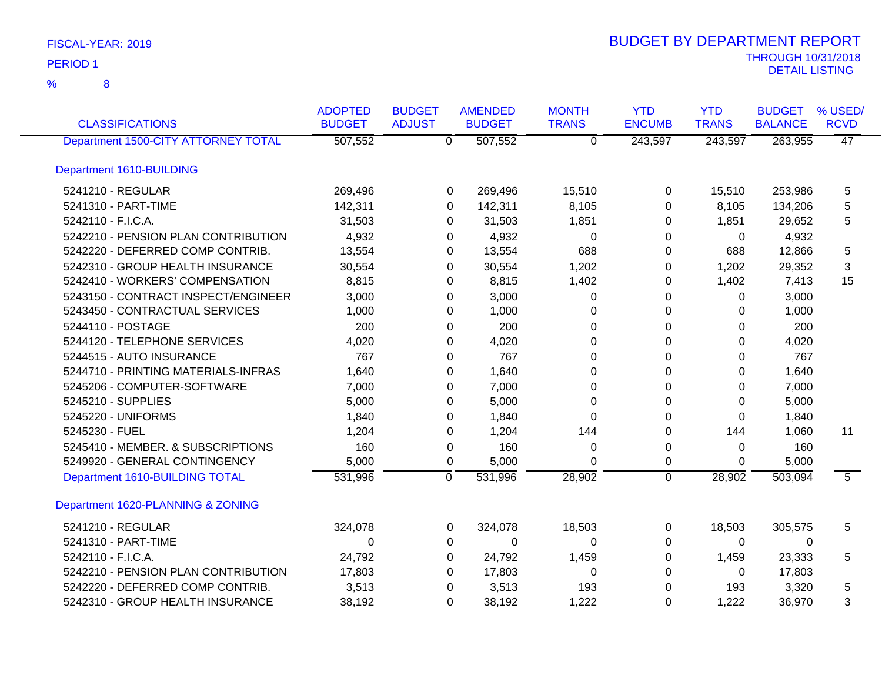FISCAL-YEAR: 2019

PERIOD 1

% 8

# BUDGET BY DEPARTMENT REPORT

THROUGH 10/31/2018

DETAIL LISTING

| CLASSIFICATIONS | ADOPTED BUDGET | BUDGET ADJUST | AMENDED BUDGET | MONTH TRANS | YTD ENCUMB | YTD TRANS | BUDGET BALANCE | % USED/ RCVD |
|---|---|---|---|---|---|---|---|---|
| Department 1500-CITY ATTORNEY TOTAL | 507,552 | 0 | 507,552 | 0 | 243,597 | 243,597 | 263,955 | 47 |
| **Department 1610-BUILDING** | | | | | | | | |
| 5241210 - REGULAR | 269,496 | 0 | 269,496 | 15,510 | 0 | 15,510 | 253,986 | 5 |
| 5241310 - PART-TIME | 142,311 | 0 | 142,311 | 8,105 | 0 | 8,105 | 134,206 | 5 |
| 5242110 - F.I.C.A. | 31,503 | 0 | 31,503 | 1,851 | 0 | 1,851 | 29,652 | 5 |
| 5242210 - PENSION PLAN CONTRIBUTION | 4,932 | 0 | 4,932 | 0 | 0 | 0 | 4,932 | |
| 5242220 - DEFERRED COMP CONTRIB. | 13,554 | 0 | 13,554 | 688 | 0 | 688 | 12,866 | 5 |
| 5242310 - GROUP HEALTH INSURANCE | 30,554 | 0 | 30,554 | 1,202 | 0 | 1,202 | 29,352 | 3 |
| 5242410 - WORKERS' COMPENSATION | 8,815 | 0 | 8,815 | 1,402 | 0 | 1,402 | 7,413 | 15 |
| 5243150 - CONTRACT INSPECT/ENGINEER | 3,000 | 0 | 3,000 | 0 | 0 | 0 | 3,000 | |
| 5243450 - CONTRACTUAL SERVICES | 1,000 | 0 | 1,000 | 0 | 0 | 0 | 1,000 | |
| 5244110 - POSTAGE | 200 | 0 | 200 | 0 | 0 | 0 | 200 | |
| 5244120 - TELEPHONE SERVICES | 4,020 | 0 | 4,020 | 0 | 0 | 0 | 4,020 | |
| 5244515 - AUTO INSURANCE | 767 | 0 | 767 | 0 | 0 | 0 | 767 | |
| 5244710 - PRINTING MATERIALS-INFRAS | 1,640 | 0 | 1,640 | 0 | 0 | 0 | 1,640 | |
| 5245206 - COMPUTER-SOFTWARE | 7,000 | 0 | 7,000 | 0 | 0 | 0 | 7,000 | |
| 5245210 - SUPPLIES | 5,000 | 0 | 5,000 | 0 | 0 | 0 | 5,000 | |
| 5245220 - UNIFORMS | 1,840 | 0 | 1,840 | 0 | 0 | 0 | 1,840 | |
| 5245230 - FUEL | 1,204 | 0 | 1,204 | 144 | 0 | 144 | 1,060 | 11 |
| 5245410 - MEMBER. & SUBSCRIPTIONS | 160 | 0 | 160 | 0 | 0 | 0 | 160 | |
| 5249920 - GENERAL CONTINGENCY | 5,000 | 0 | 5,000 | 0 | 0 | 0 | 5,000 | |
| Department 1610-BUILDING TOTAL | 531,996 | 0 | 531,996 | 28,902 | 0 | 28,902 | 503,094 | 5 |
| **Department 1620-PLANNING & ZONING** | | | | | | | | |
| 5241210 - REGULAR | 324,078 | 0 | 324,078 | 18,503 | 0 | 18,503 | 305,575 | 5 |
| 5241310 - PART-TIME | 0 | 0 | 0 | 0 | 0 | 0 | 0 | |
| 5242110 - F.I.C.A. | 24,792 | 0 | 24,792 | 1,459 | 0 | 1,459 | 23,333 | 5 |
| 5242210 - PENSION PLAN CONTRIBUTION | 17,803 | 0 | 17,803 | 0 | 0 | 0 | 17,803 | |
| 5242220 - DEFERRED COMP CONTRIB. | 3,513 | 0 | 3,513 | 193 | 0 | 193 | 3,320 | 5 |
| 5242310 - GROUP HEALTH INSURANCE | 38,192 | 0 | 38,192 | 1,222 | 0 | 1,222 | 36,970 | 3 |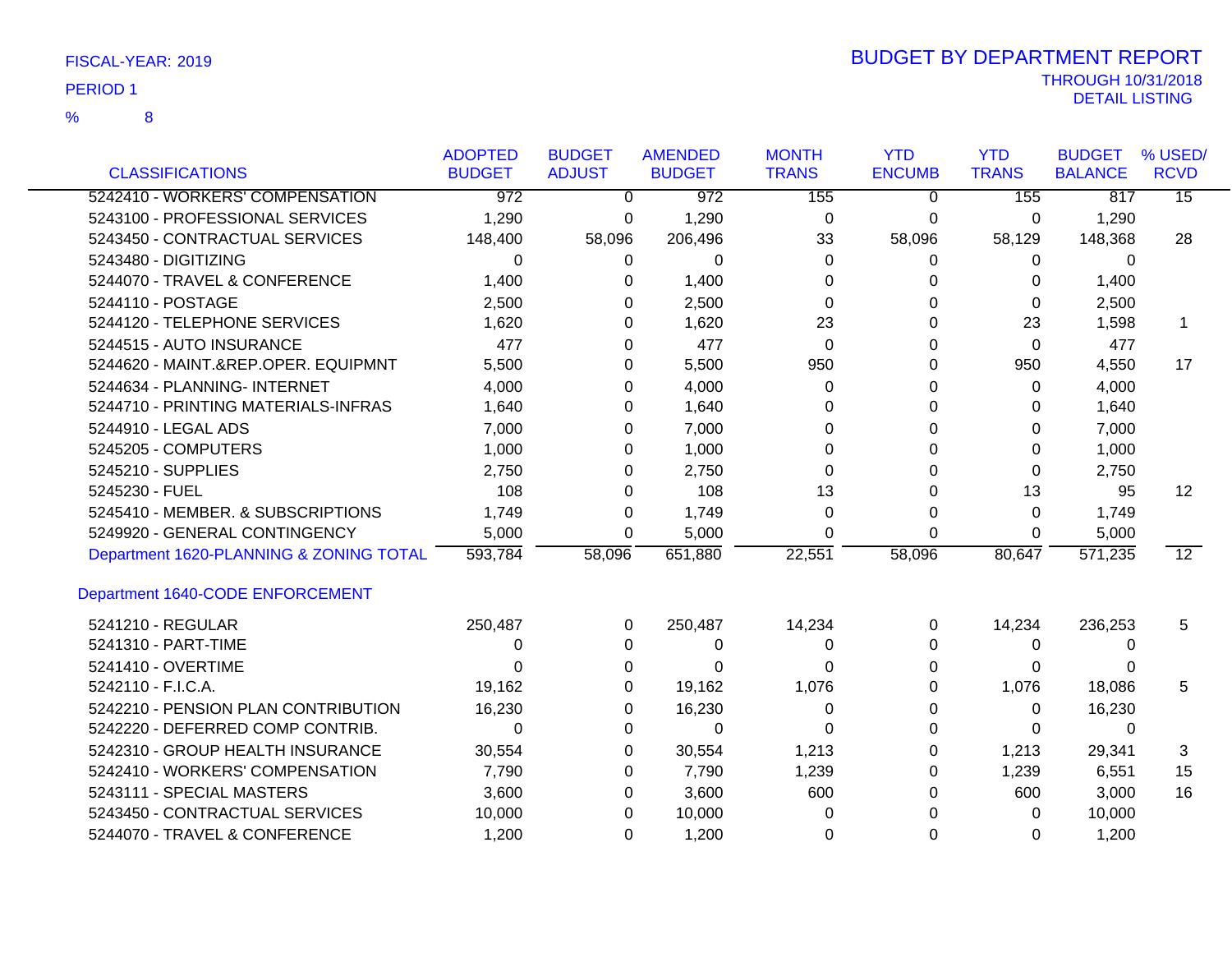FISCAL-YEAR: 2019

PERIOD 1

% 8

# BUDGET BY DEPARTMENT REPORT

THROUGH 10/31/2018

DETAIL LISTING

| CLASSIFICATIONS | ADOPTED BUDGET | BUDGET ADJUST | AMENDED BUDGET | MONTH TRANS | YTD ENCUMB | YTD TRANS | BUDGET BALANCE | % USED/ RCVD |
|---|---|---|---|---|---|---|---|---|
| 5242410 - WORKERS' COMPENSATION | 972 | 0 | 972 | 155 | 0 | 155 | 817 | 15 |
| 5243100 - PROFESSIONAL SERVICES | 1,290 | 0 | 1,290 | 0 | 0 | 0 | 1,290 | |
| 5243450 - CONTRACTUAL SERVICES | 148,400 | 58,096 | 206,496 | 33 | 58,096 | 58,129 | 148,368 | 28 |
| 5243480 - DIGITIZING | 0 | 0 | 0 | 0 | 0 | 0 | 0 | |
| 5244070 - TRAVEL & CONFERENCE | 1,400 | 0 | 1,400 | 0 | 0 | 0 | 1,400 | |
| 5244110 - POSTAGE | 2,500 | 0 | 2,500 | 0 | 0 | 0 | 2,500 | |
| 5244120 - TELEPHONE SERVICES | 1,620 | 0 | 1,620 | 23 | 0 | 23 | 1,598 | 1 |
| 5244515 - AUTO INSURANCE | 477 | 0 | 477 | 0 | 0 | 0 | 477 | |
| 5244620 - MAINT.&REP.OPER. EQUIPMNT | 5,500 | 0 | 5,500 | 950 | 0 | 950 | 4,550 | 17 |
| 5244634 - PLANNING- INTERNET | 4,000 | 0 | 4,000 | 0 | 0 | 0 | 4,000 | |
| 5244710 - PRINTING MATERIALS-INFRAS | 1,640 | 0 | 1,640 | 0 | 0 | 0 | 1,640 | |
| 5244910 - LEGAL ADS | 7,000 | 0 | 7,000 | 0 | 0 | 0 | 7,000 | |
| 5245205 - COMPUTERS | 1,000 | 0 | 1,000 | 0 | 0 | 0 | 1,000 | |
| 5245210 - SUPPLIES | 2,750 | 0 | 2,750 | 0 | 0 | 0 | 2,750 | |
| 5245230 - FUEL | 108 | 0 | 108 | 13 | 0 | 13 | 95 | 12 |
| 5245410 - MEMBER. & SUBSCRIPTIONS | 1,749 | 0 | 1,749 | 0 | 0 | 0 | 1,749 | |
| 5249920 - GENERAL CONTINGENCY | 5,000 | 0 | 5,000 | 0 | 0 | 0 | 5,000 | |
| Department 1620-PLANNING & ZONING TOTAL | 593,784 | 58,096 | 651,880 | 22,551 | 58,096 | 80,647 | 571,235 | 12 |
| **Department 1640-CODE ENFORCEMENT** | | | | | | | | |
| 5241210 - REGULAR | 250,487 | 0 | 250,487 | 14,234 | 0 | 14,234 | 236,253 | 5 |
| 5241310 - PART-TIME | 0 | 0 | 0 | 0 | 0 | 0 | 0 | |
| 5241410 - OVERTIME | 0 | 0 | 0 | 0 | 0 | 0 | 0 | |
| 5242110 - F.I.C.A. | 19,162 | 0 | 19,162 | 1,076 | 0 | 1,076 | 18,086 | 5 |
| 5242210 - PENSION PLAN CONTRIBUTION | 16,230 | 0 | 16,230 | 0 | 0 | 0 | 16,230 | |
| 5242220 - DEFERRED COMP CONTRIB. | 0 | 0 | 0 | 0 | 0 | 0 | 0 | |
| 5242310 - GROUP HEALTH INSURANCE | 30,554 | 0 | 30,554 | 1,213 | 0 | 1,213 | 29,341 | 3 |
| 5242410 - WORKERS' COMPENSATION | 7,790 | 0 | 7,790 | 1,239 | 0 | 1,239 | 6,551 | 15 |
| 5243111 - SPECIAL MASTERS | 3,600 | 0 | 3,600 | 600 | 0 | 600 | 3,000 | 16 |
| 5243450 - CONTRACTUAL SERVICES | 10,000 | 0 | 10,000 | 0 | 0 | 0 | 10,000 | |
| 5244070 - TRAVEL & CONFERENCE | 1,200 | 0 | 1,200 | 0 | 0 | 0 | 1,200 | |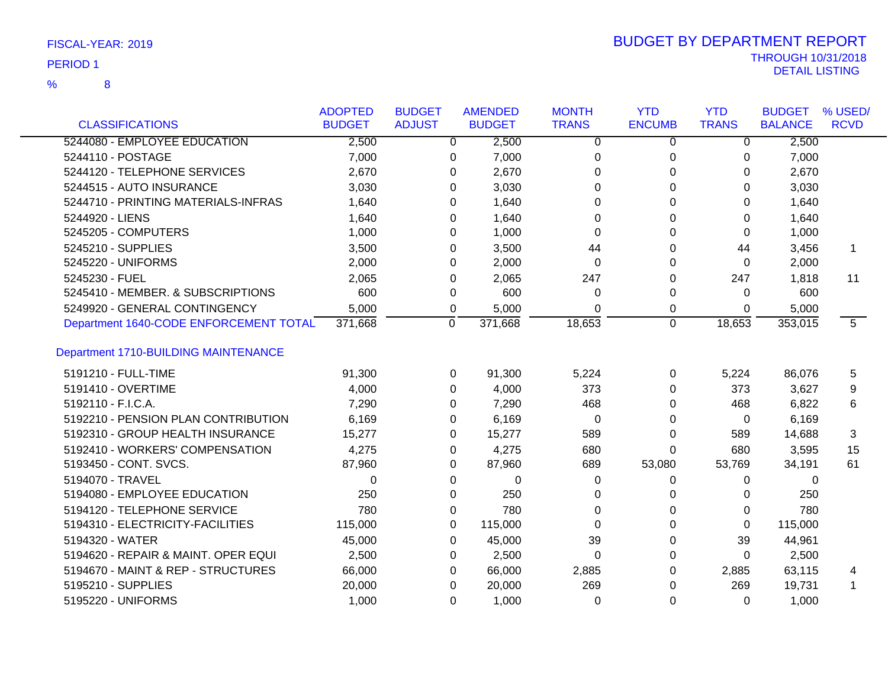FISCAL-YEAR: 2019

PERIOD 1

% 8

# BUDGET BY DEPARTMENT REPORT

THROUGH 10/31/2018

DETAIL LISTING

| CLASSIFICATIONS | ADOPTED BUDGET | BUDGET ADJUST | AMENDED BUDGET | MONTH TRANS | YTD ENCUMB | YTD TRANS | BUDGET BALANCE | % USED/ RCVD |
|---|---|---|---|---|---|---|---|---|
| 5244080 - EMPLOYEE EDUCATION | 2,500 | 0 | 2,500 | 0 | 0 | 0 | 2,500 | |
| 5244110 - POSTAGE | 7,000 | 0 | 7,000 | 0 | 0 | 0 | 7,000 | |
| 5244120 - TELEPHONE SERVICES | 2,670 | 0 | 2,670 | 0 | 0 | 0 | 2,670 | |
| 5244515 - AUTO INSURANCE | 3,030 | 0 | 3,030 | 0 | 0 | 0 | 3,030 | |
| 5244710 - PRINTING MATERIALS-INFRAS | 1,640 | 0 | 1,640 | 0 | 0 | 0 | 1,640 | |
| 5244920 - LIENS | 1,640 | 0 | 1,640 | 0 | 0 | 0 | 1,640 | |
| 5245205 - COMPUTERS | 1,000 | 0 | 1,000 | 0 | 0 | 0 | 1,000 | |
| 5245210 - SUPPLIES | 3,500 | 0 | 3,500 | 44 | 0 | 44 | 3,456 | 1 |
| 5245220 - UNIFORMS | 2,000 | 0 | 2,000 | 0 | 0 | 0 | 2,000 | |
| 5245230 - FUEL | 2,065 | 0 | 2,065 | 247 | 0 | 247 | 1,818 | 11 |
| 5245410 - MEMBER. & SUBSCRIPTIONS | 600 | 0 | 600 | 0 | 0 | 0 | 600 | |
| 5249920 - GENERAL CONTINGENCY | 5,000 | 0 | 5,000 | 0 | 0 | 0 | 5,000 | |
| Department 1640-CODE ENFORCEMENT TOTAL | 371,668 | 0 | 371,668 | 18,653 | 0 | 18,653 | 353,015 | 5 |
| **Department 1710-BUILDING MAINTENANCE** | | | | | | | | |
| 5191210 - FULL-TIME | 91,300 | 0 | 91,300 | 5,224 | 0 | 5,224 | 86,076 | 5 |
| 5191410 - OVERTIME | 4,000 | 0 | 4,000 | 373 | 0 | 373 | 3,627 | 9 |
| 5192110 - F.I.C.A. | 7,290 | 0 | 7,290 | 468 | 0 | 468 | 6,822 | 6 |
| 5192210 - PENSION PLAN CONTRIBUTION | 6,169 | 0 | 6,169 | 0 | 0 | 0 | 6,169 | |
| 5192310 - GROUP HEALTH INSURANCE | 15,277 | 0 | 15,277 | 589 | 0 | 589 | 14,688 | 3 |
| 5192410 - WORKERS' COMPENSATION | 4,275 | 0 | 4,275 | 680 | 0 | 680 | 3,595 | 15 |
| 5193450 - CONT. SVCS. | 87,960 | 0 | 87,960 | 689 | 53,080 | 53,769 | 34,191 | 61 |
| 5194070 - TRAVEL | 0 | 0 | 0 | 0 | 0 | 0 | 0 | |
| 5194080 - EMPLOYEE EDUCATION | 250 | 0 | 250 | 0 | 0 | 0 | 250 | |
| 5194120 - TELEPHONE SERVICE | 780 | 0 | 780 | 0 | 0 | 0 | 780 | |
| 5194310 - ELECTRICITY-FACILITIES | 115,000 | 0 | 115,000 | 0 | 0 | 0 | 115,000 | |
| 5194320 - WATER | 45,000 | 0 | 45,000 | 39 | 0 | 39 | 44,961 | |
| 5194620 - REPAIR & MAINT. OPER EQUI | 2,500 | 0 | 2,500 | 0 | 0 | 0 | 2,500 | |
| 5194670 - MAINT & REP - STRUCTURES | 66,000 | 0 | 66,000 | 2,885 | 0 | 2,885 | 63,115 | 4 |
| 5195210 - SUPPLIES | 20,000 | 0 | 20,000 | 269 | 0 | 269 | 19,731 | 1 |
| 5195220 - UNIFORMS | 1,000 | 0 | 1,000 | 0 | 0 | 0 | 1,000 | |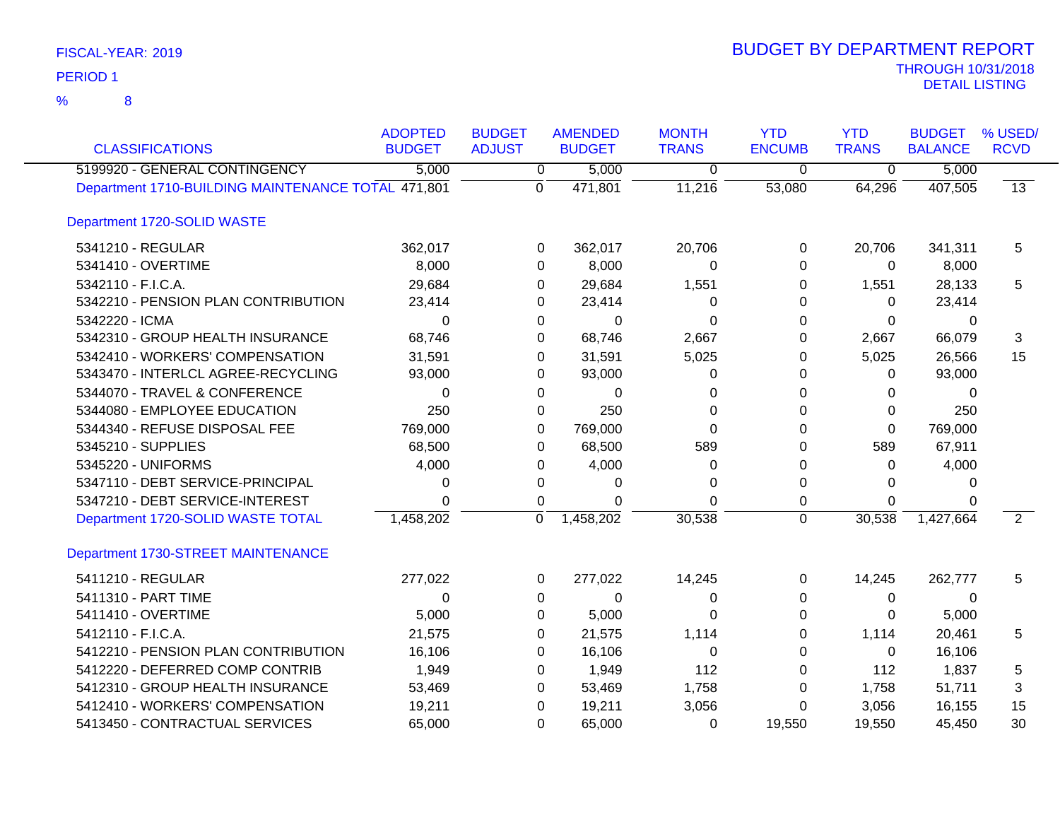FISCAL-YEAR: 2019

PERIOD 1

% 8

# BUDGET BY DEPARTMENT REPORT

THROUGH 10/31/2018

DETAIL LISTING

| CLASSIFICATIONS | ADOPTED BUDGET | BUDGET ADJUST | AMENDED BUDGET | MONTH TRANS | YTD ENCUMB | YTD TRANS | BUDGET BALANCE | % USED/ RCVD |
|---|---|---|---|---|---|---|---|---|
| 5199920 - GENERAL CONTINGENCY | 5,000 | 0 | 5,000 | 0 | 0 | 0 | 5,000 | |
| Department 1710-BUILDING MAINTENANCE TOTAL | 471,801 | 0 | 471,801 | 11,216 | 53,080 | 64,296 | 407,505 | 13 |
| **Department 1720-SOLID WASTE** | | | | | | | | |
| 5341210 - REGULAR | 362,017 | 0 | 362,017 | 20,706 | 0 | 20,706 | 341,311 | 5 |
| 5341410 - OVERTIME | 8,000 | 0 | 8,000 | 0 | 0 | 0 | 8,000 | |
| 5342110 - F.I.C.A. | 29,684 | 0 | 29,684 | 1,551 | 0 | 1,551 | 28,133 | 5 |
| 5342210 - PENSION PLAN CONTRIBUTION | 23,414 | 0 | 23,414 | 0 | 0 | 0 | 23,414 | |
| 5342220 - ICMA | 0 | 0 | 0 | 0 | 0 | 0 | 0 | |
| 5342310 - GROUP HEALTH INSURANCE | 68,746 | 0 | 68,746 | 2,667 | 0 | 2,667 | 66,079 | 3 |
| 5342410 - WORKERS' COMPENSATION | 31,591 | 0 | 31,591 | 5,025 | 0 | 5,025 | 26,566 | 15 |
| 5343470 - INTERLCL AGREE-RECYCLING | 93,000 | 0 | 93,000 | 0 | 0 | 0 | 93,000 | |
| 5344070 - TRAVEL & CONFERENCE | 0 | 0 | 0 | 0 | 0 | 0 | 0 | |
| 5344080 - EMPLOYEE EDUCATION | 250 | 0 | 250 | 0 | 0 | 0 | 250 | |
| 5344340 - REFUSE DISPOSAL FEE | 769,000 | 0 | 769,000 | 0 | 0 | 0 | 769,000 | |
| 5345210 - SUPPLIES | 68,500 | 0 | 68,500 | 589 | 0 | 589 | 67,911 | |
| 5345220 - UNIFORMS | 4,000 | 0 | 4,000 | 0 | 0 | 0 | 4,000 | |
| 5347110 - DEBT SERVICE-PRINCIPAL | 0 | 0 | 0 | 0 | 0 | 0 | 0 | |
| 5347210 - DEBT SERVICE-INTEREST | 0 | 0 | 0 | 0 | 0 | 0 | 0 | |
| Department 1720-SOLID WASTE TOTAL | 1,458,202 | 0 | 1,458,202 | 30,538 | 0 | 30,538 | 1,427,664 | 2 |
| **Department 1730-STREET MAINTENANCE** | | | | | | | | |
| 5411210 - REGULAR | 277,022 | 0 | 277,022 | 14,245 | 0 | 14,245 | 262,777 | 5 |
| 5411310 - PART TIME | 0 | 0 | 0 | 0 | 0 | 0 | 0 | |
| 5411410 - OVERTIME | 5,000 | 0 | 5,000 | 0 | 0 | 0 | 5,000 | |
| 5412110 - F.I.C.A. | 21,575 | 0 | 21,575 | 1,114 | 0 | 1,114 | 20,461 | 5 |
| 5412210 - PENSION PLAN CONTRIBUTION | 16,106 | 0 | 16,106 | 0 | 0 | 0 | 16,106 | |
| 5412220 - DEFERRED COMP CONTRIB | 1,949 | 0 | 1,949 | 112 | 0 | 112 | 1,837 | 5 |
| 5412310 - GROUP HEALTH INSURANCE | 53,469 | 0 | 53,469 | 1,758 | 0 | 1,758 | 51,711 | 3 |
| 5412410 - WORKERS' COMPENSATION | 19,211 | 0 | 19,211 | 3,056 | 0 | 3,056 | 16,155 | 15 |
| 5413450 - CONTRACTUAL SERVICES | 65,000 | 0 | 65,000 | 0 | 19,550 | 19,550 | 45,450 | 30 |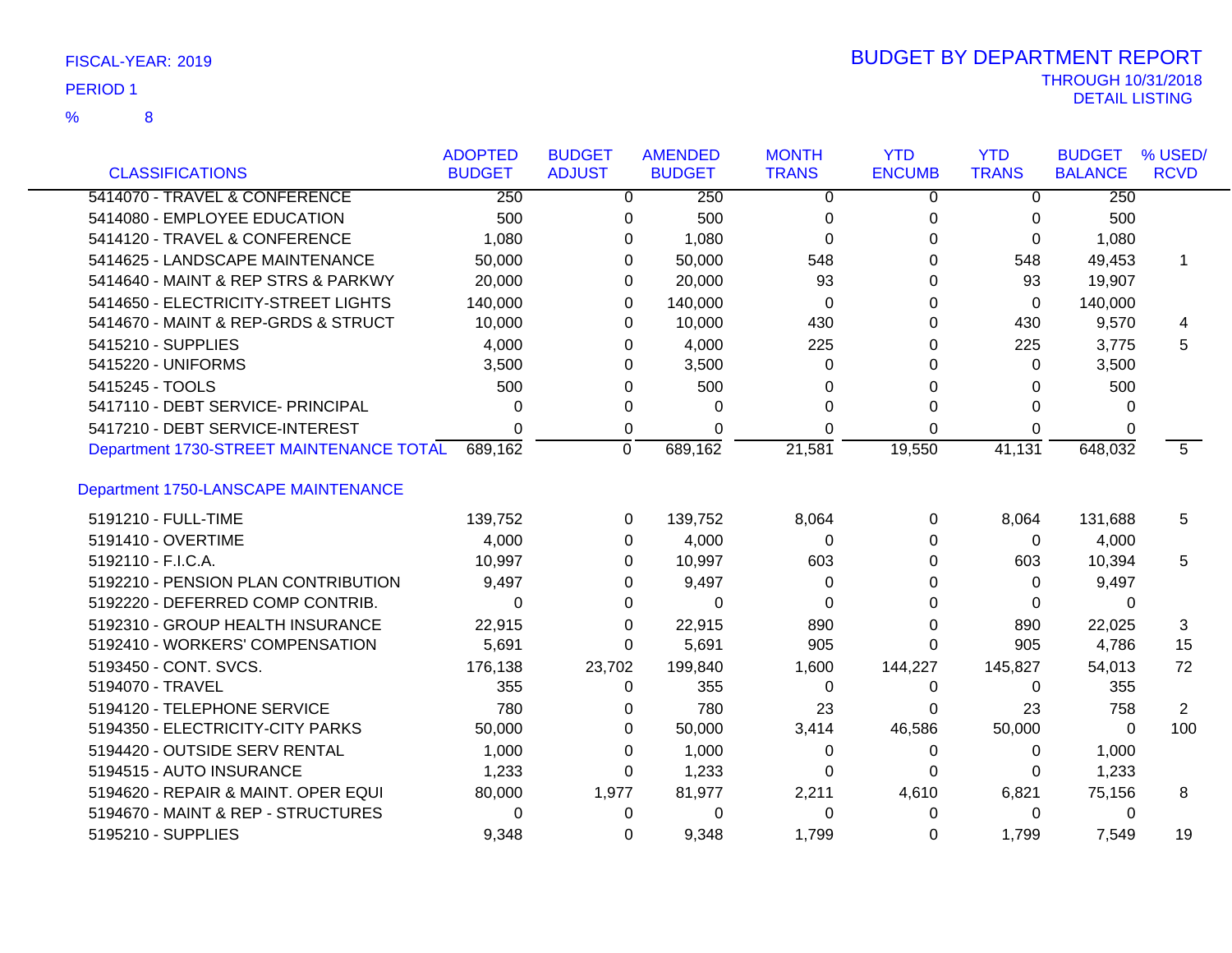FISCAL-YEAR: 2019

PERIOD 1

% 8

# BUDGET BY DEPARTMENT REPORT

THROUGH 10/31/2018

DETAIL LISTING

| CLASSIFICATIONS | ADOPTED BUDGET | BUDGET ADJUST | AMENDED BUDGET | MONTH TRANS | YTD ENCUMB | YTD TRANS | BUDGET BALANCE | % USED/ RCVD |
|---|---|---|---|---|---|---|---|---|
| 5414070 - TRAVEL & CONFERENCE | 250 | 0 | 250 | 0 | 0 | 0 | 250 | |
| 5414080 - EMPLOYEE EDUCATION | 500 | 0 | 500 | 0 | 0 | 0 | 500 | |
| 5414120 - TRAVEL & CONFERENCE | 1,080 | 0 | 1,080 | 0 | 0 | 0 | 1,080 | |
| 5414625 - LANDSCAPE MAINTENANCE | 50,000 | 0 | 50,000 | 548 | 0 | 548 | 49,453 | 1 |
| 5414640 - MAINT & REP STRS & PARKWY | 20,000 | 0 | 20,000 | 93 | 0 | 93 | 19,907 | |
| 5414650 - ELECTRICITY-STREET LIGHTS | 140,000 | 0 | 140,000 | 0 | 0 | 0 | 140,000 | |
| 5414670 - MAINT & REP-GRDS & STRUCT | 10,000 | 0 | 10,000 | 430 | 0 | 430 | 9,570 | 4 |
| 5415210 - SUPPLIES | 4,000 | 0 | 4,000 | 225 | 0 | 225 | 3,775 | 5 |
| 5415220 - UNIFORMS | 3,500 | 0 | 3,500 | 0 | 0 | 0 | 3,500 | |
| 5415245 - TOOLS | 500 | 0 | 500 | 0 | 0 | 0 | 500 | |
| 5417110 - DEBT SERVICE- PRINCIPAL | 0 | 0 | 0 | 0 | 0 | 0 | 0 | |
| 5417210 - DEBT SERVICE-INTEREST | 0 | 0 | 0 | 0 | 0 | 0 | 0 | |
| Department 1730-STREET MAINTENANCE TOTAL | 689,162 | 0 | 689,162 | 21,581 | 19,550 | 41,131 | 648,032 | 5 |
| | | | | | | | | |
| **Department 1750-LANSCAPE MAINTENANCE** | | | | | | | | |
| 5191210 - FULL-TIME | 139,752 | 0 | 139,752 | 8,064 | 0 | 8,064 | 131,688 | 5 |
| 5191410 - OVERTIME | 4,000 | 0 | 4,000 | 0 | 0 | 0 | 4,000 | |
| 5192110 - F.I.C.A. | 10,997 | 0 | 10,997 | 603 | 0 | 603 | 10,394 | 5 |
| 5192210 - PENSION PLAN CONTRIBUTION | 9,497 | 0 | 9,497 | 0 | 0 | 0 | 9,497 | |
| 5192220 - DEFERRED COMP CONTRIB. | 0 | 0 | 0 | 0 | 0 | 0 | 0 | |
| 5192310 - GROUP HEALTH INSURANCE | 22,915 | 0 | 22,915 | 890 | 0 | 890 | 22,025 | 3 |
| 5192410 - WORKERS' COMPENSATION | 5,691 | 0 | 5,691 | 905 | 0 | 905 | 4,786 | 15 |
| 5193450 - CONT. SVCS. | 176,138 | 23,702 | 199,840 | 1,600 | 144,227 | 145,827 | 54,013 | 72 |
| 5194070 - TRAVEL | 355 | 0 | 355 | 0 | 0 | 0 | 355 | |
| 5194120 - TELEPHONE SERVICE | 780 | 0 | 780 | 23 | 0 | 23 | 758 | 2 |
| 5194350 - ELECTRICITY-CITY PARKS | 50,000 | 0 | 50,000 | 3,414 | 46,586 | 50,000 | 0 | 100 |
| 5194420 - OUTSIDE SERV RENTAL | 1,000 | 0 | 1,000 | 0 | 0 | 0 | 1,000 | |
| 5194515 - AUTO INSURANCE | 1,233 | 0 | 1,233 | 0 | 0 | 0 | 1,233 | |
| 5194620 - REPAIR & MAINT. OPER EQUI | 80,000 | 1,977 | 81,977 | 2,211 | 4,610 | 6,821 | 75,156 | 8 |
| 5194670 - MAINT & REP - STRUCTURES | 0 | 0 | 0 | 0 | 0 | 0 | 0 | |
| 5195210 - SUPPLIES | 9,348 | 0 | 9,348 | 1,799 | 0 | 1,799 | 7,549 | 19 |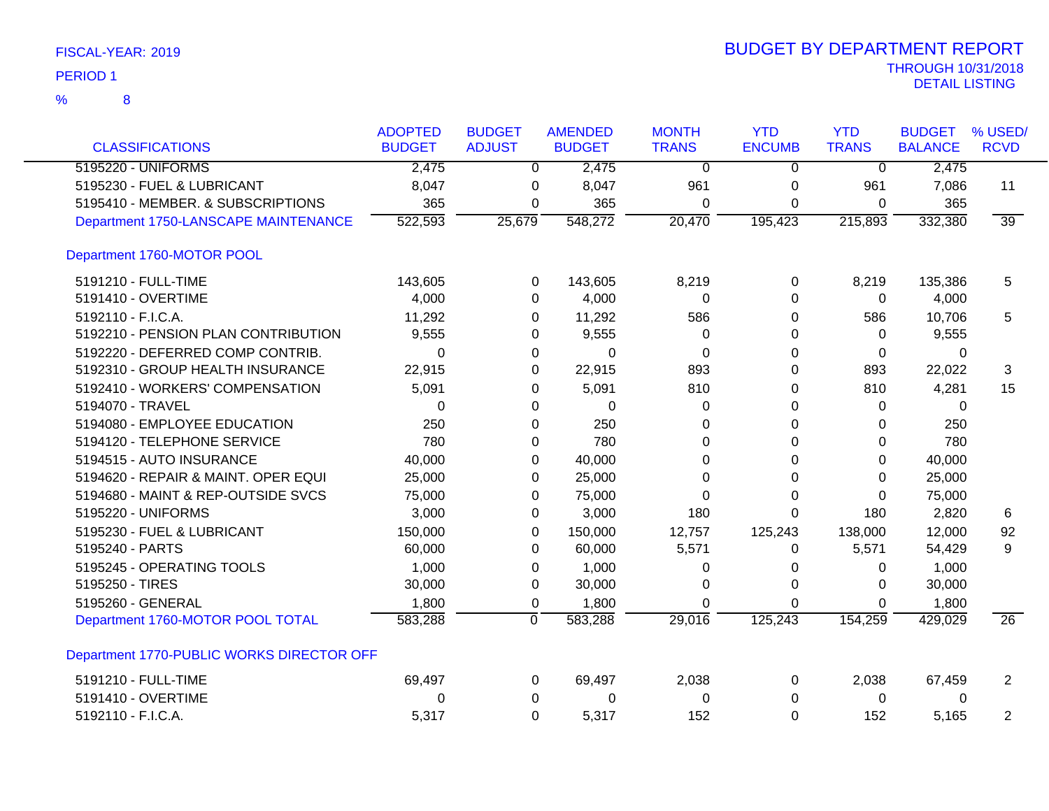FISCAL-YEAR: 2019

PERIOD 1

% 8

# BUDGET BY DEPARTMENT REPORT

THROUGH 10/31/2018

DETAIL LISTING

| CLASSIFICATIONS | ADOPTED BUDGET | BUDGET ADJUST | AMENDED BUDGET | MONTH TRANS | YTD ENCUMB | YTD TRANS | BUDGET BALANCE | % USED/ RCVD |
|---|---|---|---|---|---|---|---|---|
| 5195220 - UNIFORMS | 2,475 | 0 | 2,475 | 0 | 0 | 0 | 2,475 | |
| 5195230 - FUEL & LUBRICANT | 8,047 | 0 | 8,047 | 961 | 0 | 961 | 7,086 | 11 |
| 5195410 - MEMBER. & SUBSCRIPTIONS | 365 | 0 | 365 | 0 | 0 | 0 | 365 | |
| Department 1750-LANSCAPE MAINTENANCE | 522,593 | 25,679 | 548,272 | 20,470 | 195,423 | 215,893 | 332,380 | 39 |
| **Department 1760-MOTOR POOL** | | | | | | | | |
| 5191210 - FULL-TIME | 143,605 | 0 | 143,605 | 8,219 | 0 | 8,219 | 135,386 | 5 |
| 5191410 - OVERTIME | 4,000 | 0 | 4,000 | 0 | 0 | 0 | 4,000 | |
| 5192110 - F.I.C.A. | 11,292 | 0 | 11,292 | 586 | 0 | 586 | 10,706 | 5 |
| 5192210 - PENSION PLAN CONTRIBUTION | 9,555 | 0 | 9,555 | 0 | 0 | 0 | 9,555 | |
| 5192220 - DEFERRED COMP CONTRIB. | 0 | 0 | 0 | 0 | 0 | 0 | 0 | |
| 5192310 - GROUP HEALTH INSURANCE | 22,915 | 0 | 22,915 | 893 | 0 | 893 | 22,022 | 3 |
| 5192410 - WORKERS' COMPENSATION | 5,091 | 0 | 5,091 | 810 | 0 | 810 | 4,281 | 15 |
| 5194070 - TRAVEL | 0 | 0 | 0 | 0 | 0 | 0 | 0 | |
| 5194080 - EMPLOYEE EDUCATION | 250 | 0 | 250 | 0 | 0 | 0 | 250 | |
| 5194120 - TELEPHONE SERVICE | 780 | 0 | 780 | 0 | 0 | 0 | 780 | |
| 5194515 - AUTO INSURANCE | 40,000 | 0 | 40,000 | 0 | 0 | 0 | 40,000 | |
| 5194620 - REPAIR & MAINT. OPER EQUI | 25,000 | 0 | 25,000 | 0 | 0 | 0 | 25,000 | |
| 5194680 - MAINT & REP-OUTSIDE SVCS | 75,000 | 0 | 75,000 | 0 | 0 | 0 | 75,000 | |
| 5195220 - UNIFORMS | 3,000 | 0 | 3,000 | 180 | 0 | 180 | 2,820 | 6 |
| 5195230 - FUEL & LUBRICANT | 150,000 | 0 | 150,000 | 12,757 | 125,243 | 138,000 | 12,000 | 92 |
| 5195240 - PARTS | 60,000 | 0 | 60,000 | 5,571 | 0 | 5,571 | 54,429 | 9 |
| 5195245 - OPERATING TOOLS | 1,000 | 0 | 1,000 | 0 | 0 | 0 | 1,000 | |
| 5195250 - TIRES | 30,000 | 0 | 30,000 | 0 | 0 | 0 | 30,000 | |
| 5195260 - GENERAL | 1,800 | 0 | 1,800 | 0 | 0 | 0 | 1,800 | |
| Department 1760-MOTOR POOL TOTAL | 583,288 | 0 | 583,288 | 29,016 | 125,243 | 154,259 | 429,029 | 26 |
| **Department 1770-PUBLIC WORKS DIRECTOR OFF** | | | | | | | | |
| 5191210 - FULL-TIME | 69,497 | 0 | 69,497 | 2,038 | 0 | 2,038 | 67,459 | 2 |
| 5191410 - OVERTIME | 0 | 0 | 0 | 0 | 0 | 0 | 0 | |
| 5192110 - F.I.C.A. | 5,317 | 0 | 5,317 | 152 | 0 | 152 | 5,165 | 2 |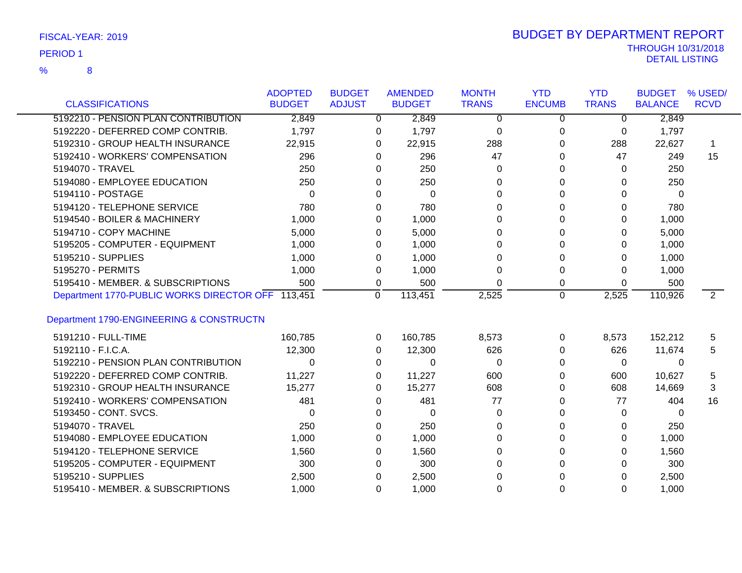FISCAL-YEAR: 2019

PERIOD 1

% 8

# BUDGET BY DEPARTMENT REPORT

THROUGH 10/31/2018

DETAIL LISTING

| CLASSIFICATIONS | ADOPTED BUDGET | BUDGET ADJUST | AMENDED BUDGET | MONTH TRANS | YTD ENCUMB | YTD TRANS | BUDGET BALANCE | % USED/ RCVD |
|---|---|---|---|---|---|---|---|---|
| 5192210 - PENSION PLAN CONTRIBUTION | 2,849 | 0 | 2,849 | 0 | 0 | 0 | 2,849 | |
| 5192220 - DEFERRED COMP CONTRIB. | 1,797 | 0 | 1,797 | 0 | 0 | 0 | 1,797 | |
| 5192310 - GROUP HEALTH INSURANCE | 22,915 | 0 | 22,915 | 288 | 0 | 288 | 22,627 | 1 |
| 5192410 - WORKERS' COMPENSATION | 296 | 0 | 296 | 47 | 0 | 47 | 249 | 15 |
| 5194070 - TRAVEL | 250 | 0 | 250 | 0 | 0 | 0 | 250 | |
| 5194080 - EMPLOYEE EDUCATION | 250 | 0 | 250 | 0 | 0 | 0 | 250 | |
| 5194110 - POSTAGE | 0 | 0 | 0 | 0 | 0 | 0 | 0 | |
| 5194120 - TELEPHONE SERVICE | 780 | 0 | 780 | 0 | 0 | 0 | 780 | |
| 5194540 - BOILER & MACHINERY | 1,000 | 0 | 1,000 | 0 | 0 | 0 | 1,000 | |
| 5194710 - COPY MACHINE | 5,000 | 0 | 5,000 | 0 | 0 | 0 | 5,000 | |
| 5195205 - COMPUTER - EQUIPMENT | 1,000 | 0 | 1,000 | 0 | 0 | 0 | 1,000 | |
| 5195210 - SUPPLIES | 1,000 | 0 | 1,000 | 0 | 0 | 0 | 1,000 | |
| 5195270 - PERMITS | 1,000 | 0 | 1,000 | 0 | 0 | 0 | 1,000 | |
| 5195410 - MEMBER. & SUBSCRIPTIONS | 500 | 0 | 500 | 0 | 0 | 0 | 500 | |
| Department 1770-PUBLIC WORKS DIRECTOR OFF | 113,451 | 0 | 113,451 | 2,525 | 0 | 2,525 | 110,926 | 2 |
| **Department 1790-ENGINEERING & CONSTRUCTN** | | | | | | | | |
| 5191210 - FULL-TIME | 160,785 | 0 | 160,785 | 8,573 | 0 | 8,573 | 152,212 | 5 |
| 5192110 - F.I.C.A. | 12,300 | 0 | 12,300 | 626 | 0 | 626 | 11,674 | 5 |
| 5192210 - PENSION PLAN CONTRIBUTION | 0 | 0 | 0 | 0 | 0 | 0 | 0 | |
| 5192220 - DEFERRED COMP CONTRIB. | 11,227 | 0 | 11,227 | 600 | 0 | 600 | 10,627 | 5 |
| 5192310 - GROUP HEALTH INSURANCE | 15,277 | 0 | 15,277 | 608 | 0 | 608 | 14,669 | 3 |
| 5192410 - WORKERS' COMPENSATION | 481 | 0 | 481 | 77 | 0 | 77 | 404 | 16 |
| 5193450 - CONT. SVCS. | 0 | 0 | 0 | 0 | 0 | 0 | 0 | |
| 5194070 - TRAVEL | 250 | 0 | 250 | 0 | 0 | 0 | 250 | |
| 5194080 - EMPLOYEE EDUCATION | 1,000 | 0 | 1,000 | 0 | 0 | 0 | 1,000 | |
| 5194120 - TELEPHONE SERVICE | 1,560 | 0 | 1,560 | 0 | 0 | 0 | 1,560 | |
| 5195205 - COMPUTER - EQUIPMENT | 300 | 0 | 300 | 0 | 0 | 0 | 300 | |
| 5195210 - SUPPLIES | 2,500 | 0 | 2,500 | 0 | 0 | 0 | 2,500 | |
| 5195410 - MEMBER. & SUBSCRIPTIONS | 1,000 | 0 | 1,000 | 0 | 0 | 0 | 1,000 | |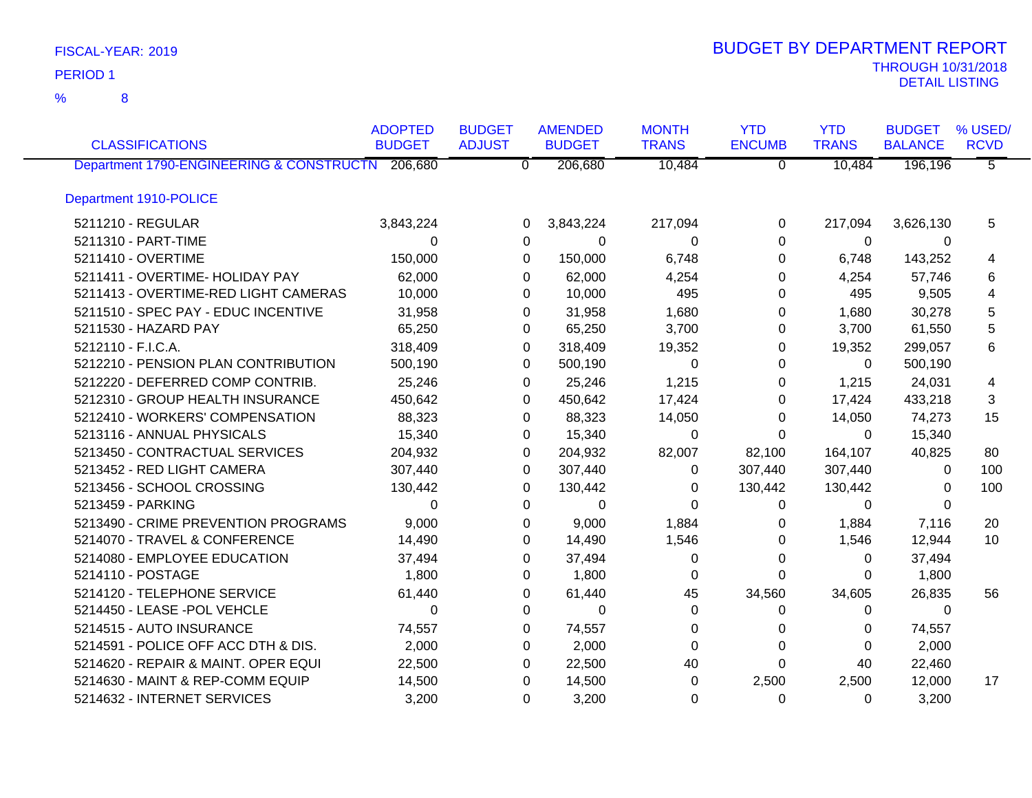FISCAL-YEAR: 2019

PERIOD 1

% 8

# BUDGET BY DEPARTMENT REPORT

THROUGH 10/31/2018

DETAIL LISTING

| CLASSIFICATIONS | ADOPTED BUDGET | BUDGET ADJUST | AMENDED BUDGET | MONTH TRANS | YTD ENCUMB | YTD TRANS | BUDGET BALANCE | % USED/ RCVD |
|---|---|---|---|---|---|---|---|---|
| Department 1790-ENGINEERING & CONSTRUCTN | 206,680 | 0 | 206,680 | 10,484 | 0 | 10,484 | 196,196 | 5 |
| **Department 1910-POLICE** | | | | | | | | |
| 5211210 - REGULAR | 3,843,224 | 0 | 3,843,224 | 217,094 | 0 | 217,094 | 3,626,130 | 5 |
| 5211310 - PART-TIME | 0 | 0 | 0 | 0 | 0 | 0 | 0 | |
| 5211410 - OVERTIME | 150,000 | 0 | 150,000 | 6,748 | 0 | 6,748 | 143,252 | 4 |
| 5211411 - OVERTIME- HOLIDAY PAY | 62,000 | 0 | 62,000 | 4,254 | 0 | 4,254 | 57,746 | 6 |
| 5211413 - OVERTIME-RED LIGHT CAMERAS | 10,000 | 0 | 10,000 | 495 | 0 | 495 | 9,505 | 4 |
| 5211510 - SPEC PAY - EDUC INCENTIVE | 31,958 | 0 | 31,958 | 1,680 | 0 | 1,680 | 30,278 | 5 |
| 5211530 - HAZARD PAY | 65,250 | 0 | 65,250 | 3,700 | 0 | 3,700 | 61,550 | 5 |
| 5212110 - F.I.C.A. | 318,409 | 0 | 318,409 | 19,352 | 0 | 19,352 | 299,057 | 6 |
| 5212210 - PENSION PLAN CONTRIBUTION | 500,190 | 0 | 500,190 | 0 | 0 | 0 | 500,190 | |
| 5212220 - DEFERRED COMP CONTRIB. | 25,246 | 0 | 25,246 | 1,215 | 0 | 1,215 | 24,031 | 4 |
| 5212310 - GROUP HEALTH INSURANCE | 450,642 | 0 | 450,642 | 17,424 | 0 | 17,424 | 433,218 | 3 |
| 5212410 - WORKERS' COMPENSATION | 88,323 | 0 | 88,323 | 14,050 | 0 | 14,050 | 74,273 | 15 |
| 5213116 - ANNUAL PHYSICALS | 15,340 | 0 | 15,340 | 0 | 0 | 0 | 15,340 | |
| 5213450 - CONTRACTUAL SERVICES | 204,932 | 0 | 204,932 | 82,007 | 82,100 | 164,107 | 40,825 | 80 |
| 5213452 - RED LIGHT CAMERA | 307,440 | 0 | 307,440 | 0 | 307,440 | 307,440 | 0 | 100 |
| 5213456 - SCHOOL CROSSING | 130,442 | 0 | 130,442 | 0 | 130,442 | 130,442 | 0 | 100 |
| 5213459 - PARKING | 0 | 0 | 0 | 0 | 0 | 0 | 0 | |
| 5213490 - CRIME PREVENTION PROGRAMS | 9,000 | 0 | 9,000 | 1,884 | 0 | 1,884 | 7,116 | 20 |
| 5214070 - TRAVEL & CONFERENCE | 14,490 | 0 | 14,490 | 1,546 | 0 | 1,546 | 12,944 | 10 |
| 5214080 - EMPLOYEE EDUCATION | 37,494 | 0 | 37,494 | 0 | 0 | 0 | 37,494 | |
| 5214110 - POSTAGE | 1,800 | 0 | 1,800 | 0 | 0 | 0 | 1,800 | |
| 5214120 - TELEPHONE SERVICE | 61,440 | 0 | 61,440 | 45 | 34,560 | 34,605 | 26,835 | 56 |
| 5214450 - LEASE -POL VEHCLE | 0 | 0 | 0 | 0 | 0 | 0 | 0 | |
| 5214515 - AUTO INSURANCE | 74,557 | 0 | 74,557 | 0 | 0 | 0 | 74,557 | |
| 5214591 - POLICE OFF ACC DTH & DIS. | 2,000 | 0 | 2,000 | 0 | 0 | 0 | 2,000 | |
| 5214620 - REPAIR & MAINT. OPER EQUI | 22,500 | 0 | 22,500 | 40 | 0 | 40 | 22,460 | |
| 5214630 - MAINT & REP-COMM EQUIP | 14,500 | 0 | 14,500 | 0 | 2,500 | 2,500 | 12,000 | 17 |
| 5214632 - INTERNET SERVICES | 3,200 | 0 | 3,200 | 0 | 0 | 0 | 3,200 | |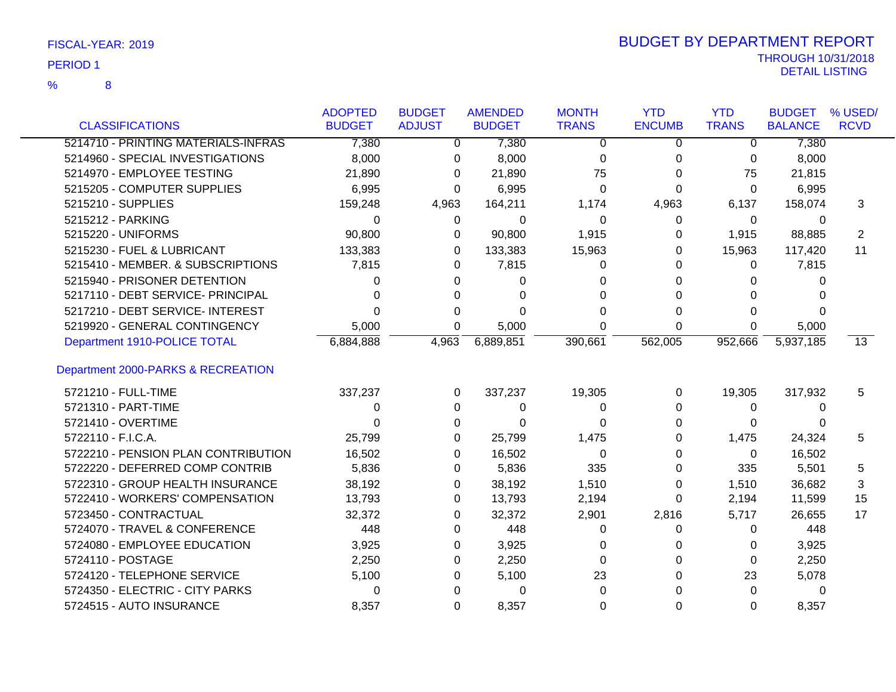FISCAL-YEAR: 2019

PERIOD 1

% 8

# BUDGET BY DEPARTMENT REPORT

THROUGH 10/31/2018

DETAIL LISTING

| CLASSIFICATIONS | ADOPTED BUDGET | BUDGET ADJUST | AMENDED BUDGET | MONTH TRANS | YTD ENCUMB | YTD TRANS | BUDGET BALANCE | % USED/ RCVD |
|---|---|---|---|---|---|---|---|---|
| 5214710 - PRINTING MATERIALS-INFRAS | 7,380 | 0 | 7,380 | 0 | 0 | 0 | 7,380 | |
| 5214960 - SPECIAL INVESTIGATIONS | 8,000 | 0 | 8,000 | 0 | 0 | 0 | 8,000 | |
| 5214970 - EMPLOYEE TESTING | 21,890 | 0 | 21,890 | 75 | 0 | 75 | 21,815 | |
| 5215205 - COMPUTER SUPPLIES | 6,995 | 0 | 6,995 | 0 | 0 | 0 | 6,995 | |
| 5215210 - SUPPLIES | 159,248 | 4,963 | 164,211 | 1,174 | 4,963 | 6,137 | 158,074 | 3 |
| 5215212 - PARKING | 0 | 0 | 0 | 0 | 0 | 0 | 0 | |
| 5215220 - UNIFORMS | 90,800 | 0 | 90,800 | 1,915 | 0 | 1,915 | 88,885 | 2 |
| 5215230 - FUEL & LUBRICANT | 133,383 | 0 | 133,383 | 15,963 | 0 | 15,963 | 117,420 | 11 |
| 5215410 - MEMBER. & SUBSCRIPTIONS | 7,815 | 0 | 7,815 | 0 | 0 | 0 | 7,815 | |
| 5215940 - PRISONER DETENTION | 0 | 0 | 0 | 0 | 0 | 0 | 0 | |
| 5217110 - DEBT SERVICE- PRINCIPAL | 0 | 0 | 0 | 0 | 0 | 0 | 0 | |
| 5217210 - DEBT SERVICE- INTEREST | 0 | 0 | 0 | 0 | 0 | 0 | 0 | |
| 5219920 - GENERAL CONTINGENCY | 5,000 | 0 | 5,000 | 0 | 0 | 0 | 5,000 | |
| Department 1910-POLICE TOTAL | 6,884,888 | 4,963 | 6,889,851 | 390,661 | 562,005 | 952,666 | 5,937,185 | 13 |
| **Department 2000-PARKS & RECREATION** | | | | | | | | |
| 5721210 - FULL-TIME | 337,237 | 0 | 337,237 | 19,305 | 0 | 19,305 | 317,932 | 5 |
| 5721310 - PART-TIME | 0 | 0 | 0 | 0 | 0 | 0 | 0 | |
| 5721410 - OVERTIME | 0 | 0 | 0 | 0 | 0 | 0 | 0 | |
| 5722110 - F.I.C.A. | 25,799 | 0 | 25,799 | 1,475 | 0 | 1,475 | 24,324 | 5 |
| 5722210 - PENSION PLAN CONTRIBUTION | 16,502 | 0 | 16,502 | 0 | 0 | 0 | 16,502 | |
| 5722220 - DEFERRED COMP CONTRIB | 5,836 | 0 | 5,836 | 335 | 0 | 335 | 5,501 | 5 |
| 5722310 - GROUP HEALTH INSURANCE | 38,192 | 0 | 38,192 | 1,510 | 0 | 1,510 | 36,682 | 3 |
| 5722410 - WORKERS' COMPENSATION | 13,793 | 0 | 13,793 | 2,194 | 0 | 2,194 | 11,599 | 15 |
| 5723450 - CONTRACTUAL | 32,372 | 0 | 32,372 | 2,901 | 2,816 | 5,717 | 26,655 | 17 |
| 5724070 - TRAVEL & CONFERENCE | 448 | 0 | 448 | 0 | 0 | 0 | 448 | |
| 5724080 - EMPLOYEE EDUCATION | 3,925 | 0 | 3,925 | 0 | 0 | 0 | 3,925 | |
| 5724110 - POSTAGE | 2,250 | 0 | 2,250 | 0 | 0 | 0 | 2,250 | |
| 5724120 - TELEPHONE SERVICE | 5,100 | 0 | 5,100 | 23 | 0 | 23 | 5,078 | |
| 5724350 - ELECTRIC - CITY PARKS | 0 | 0 | 0 | 0 | 0 | 0 | 0 | |
| 5724515 - AUTO INSURANCE | 8,357 | 0 | 8,357 | 0 | 0 | 0 | 8,357 | |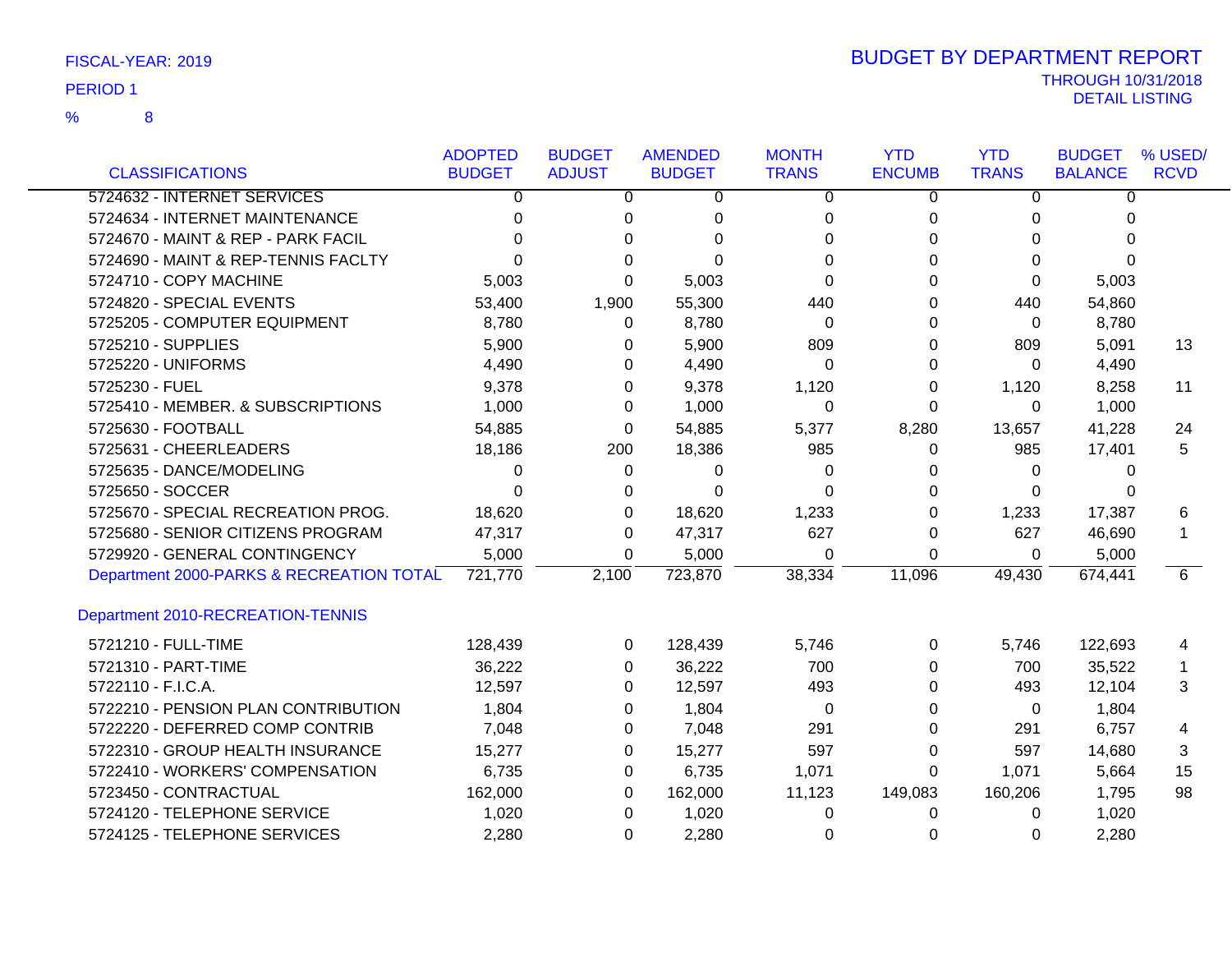FISCAL-YEAR: 2019

PERIOD 1

% 8

# BUDGET BY DEPARTMENT REPORT

THROUGH 10/31/2018

DETAIL LISTING

| CLASSIFICATIONS | ADOPTED BUDGET | BUDGET ADJUST | AMENDED BUDGET | MONTH TRANS | YTD ENCUMB | YTD TRANS | BUDGET BALANCE | % USED/ RCVD |
|---|---|---|---|---|---|---|---|---|
| 5724632 - INTERNET SERVICES | 0 | 0 | 0 | 0 | 0 | 0 | 0 | |
| 5724634 - INTERNET MAINTENANCE | 0 | 0 | 0 | 0 | 0 | 0 | 0 | |
| 5724670 - MAINT & REP - PARK FACIL | 0 | 0 | 0 | 0 | 0 | 0 | 0 | |
| 5724690 - MAINT & REP-TENNIS FACLTY | 0 | 0 | 0 | 0 | 0 | 0 | 0 | |
| 5724710 - COPY MACHINE | 5,003 | 0 | 5,003 | 0 | 0 | 0 | 5,003 | |
| 5724820 - SPECIAL EVENTS | 53,400 | 1,900 | 55,300 | 440 | 0 | 440 | 54,860 | |
| 5725205 - COMPUTER EQUIPMENT | 8,780 | 0 | 8,780 | 0 | 0 | 0 | 8,780 | |
| 5725210 - SUPPLIES | 5,900 | 0 | 5,900 | 809 | 0 | 809 | 5,091 | 13 |
| 5725220 - UNIFORMS | 4,490 | 0 | 4,490 | 0 | 0 | 0 | 4,490 | |
| 5725230 - FUEL | 9,378 | 0 | 9,378 | 1,120 | 0 | 1,120 | 8,258 | 11 |
| 5725410 - MEMBER. & SUBSCRIPTIONS | 1,000 | 0 | 1,000 | 0 | 0 | 0 | 1,000 | |
| 5725630 - FOOTBALL | 54,885 | 0 | 54,885 | 5,377 | 8,280 | 13,657 | 41,228 | 24 |
| 5725631 - CHEERLEADERS | 18,186 | 200 | 18,386 | 985 | 0 | 985 | 17,401 | 5 |
| 5725635 - DANCE/MODELING | 0 | 0 | 0 | 0 | 0 | 0 | 0 | |
| 5725650 - SOCCER | 0 | 0 | 0 | 0 | 0 | 0 | 0 | |
| 5725670 - SPECIAL RECREATION PROG. | 18,620 | 0 | 18,620 | 1,233 | 0 | 1,233 | 17,387 | 6 |
| 5725680 - SENIOR CITIZENS PROGRAM | 47,317 | 0 | 47,317 | 627 | 0 | 627 | 46,690 | 1 |
| 5729920 - GENERAL CONTINGENCY | 5,000 | 0 | 5,000 | 0 | 0 | 0 | 5,000 | |
| Department 2000-PARKS & RECREATION TOTAL | 721,770 | 2,100 | 723,870 | 38,334 | 11,096 | 49,430 | 674,441 | 6 |
| **Department 2010-RECREATION-TENNIS** | | | | | | | | |
| 5721210 - FULL-TIME | 128,439 | 0 | 128,439 | 5,746 | 0 | 5,746 | 122,693 | 4 |
| 5721310 - PART-TIME | 36,222 | 0 | 36,222 | 700 | 0 | 700 | 35,522 | 1 |
| 5722110 - F.I.C.A. | 12,597 | 0 | 12,597 | 493 | 0 | 493 | 12,104 | 3 |
| 5722210 - PENSION PLAN CONTRIBUTION | 1,804 | 0 | 1,804 | 0 | 0 | 0 | 1,804 | |
| 5722220 - DEFERRED COMP CONTRIB | 7,048 | 0 | 7,048 | 291 | 0 | 291 | 6,757 | 4 |
| 5722310 - GROUP HEALTH INSURANCE | 15,277 | 0 | 15,277 | 597 | 0 | 597 | 14,680 | 3 |
| 5722410 - WORKERS' COMPENSATION | 6,735 | 0 | 6,735 | 1,071 | 0 | 1,071 | 5,664 | 15 |
| 5723450 - CONTRACTUAL | 162,000 | 0 | 162,000 | 11,123 | 149,083 | 160,206 | 1,795 | 98 |
| 5724120 - TELEPHONE SERVICE | 1,020 | 0 | 1,020 | 0 | 0 | 0 | 1,020 | |
| 5724125 - TELEPHONE SERVICES | 2,280 | 0 | 2,280 | 0 | 0 | 0 | 2,280 | |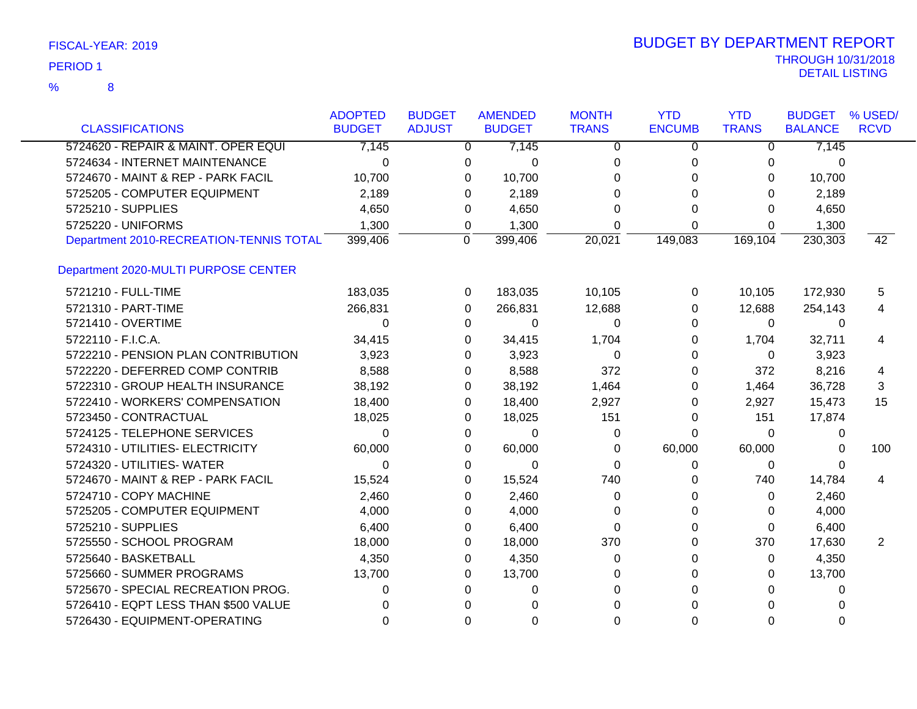FISCAL-YEAR: 2019

PERIOD 1

% 8

# BUDGET BY DEPARTMENT REPORT

THROUGH 10/31/2018

DETAIL LISTING

| CLASSIFICATIONS | ADOPTED BUDGET | BUDGET ADJUST | AMENDED BUDGET | MONTH TRANS | YTD ENCUMB | YTD TRANS | BUDGET BALANCE | % USED/ RCVD |
|---|---|---|---|---|---|---|---|---|
| 5724620 - REPAIR & MAINT. OPER EQUI | 7,145 | 0 | 7,145 | 0 | 0 | 0 | 7,145 | |
| 5724634 - INTERNET MAINTENANCE | 0 | 0 | 0 | 0 | 0 | 0 | 0 | |
| 5724670 - MAINT & REP - PARK FACIL | 10,700 | 0 | 10,700 | 0 | 0 | 0 | 10,700 | |
| 5725205 - COMPUTER EQUIPMENT | 2,189 | 0 | 2,189 | 0 | 0 | 0 | 2,189 | |
| 5725210 - SUPPLIES | 4,650 | 0 | 4,650 | 0 | 0 | 0 | 4,650 | |
| 5725220 - UNIFORMS | 1,300 | 0 | 1,300 | 0 | 0 | 0 | 1,300 | |
| Department 2010-RECREATION-TENNIS TOTAL | 399,406 | 0 | 399,406 | 20,021 | 149,083 | 169,104 | 230,303 | 42 |
| **Department 2020-MULTI PURPOSE CENTER** | | | | | | | | |
| 5721210 - FULL-TIME | 183,035 | 0 | 183,035 | 10,105 | 0 | 10,105 | 172,930 | 5 |
| 5721310 - PART-TIME | 266,831 | 0 | 266,831 | 12,688 | 0 | 12,688 | 254,143 | 4 |
| 5721410 - OVERTIME | 0 | 0 | 0 | 0 | 0 | 0 | 0 | |
| 5722110 - F.I.C.A. | 34,415 | 0 | 34,415 | 1,704 | 0 | 1,704 | 32,711 | 4 |
| 5722210 - PENSION PLAN CONTRIBUTION | 3,923 | 0 | 3,923 | 0 | 0 | 0 | 3,923 | |
| 5722220 - DEFERRED COMP CONTRIB | 8,588 | 0 | 8,588 | 372 | 0 | 372 | 8,216 | 4 |
| 5722310 - GROUP HEALTH INSURANCE | 38,192 | 0 | 38,192 | 1,464 | 0 | 1,464 | 36,728 | 3 |
| 5722410 - WORKERS' COMPENSATION | 18,400 | 0 | 18,400 | 2,927 | 0 | 2,927 | 15,473 | 15 |
| 5723450 - CONTRACTUAL | 18,025 | 0 | 18,025 | 151 | 0 | 151 | 17,874 | |
| 5724125 - TELEPHONE SERVICES | 0 | 0 | 0 | 0 | 0 | 0 | 0 | |
| 5724310 - UTILITIES- ELECTRICITY | 60,000 | 0 | 60,000 | 0 | 60,000 | 60,000 | 0 | 100 |
| 5724320 - UTILITIES- WATER | 0 | 0 | 0 | 0 | 0 | 0 | 0 | |
| 5724670 - MAINT & REP - PARK FACIL | 15,524 | 0 | 15,524 | 740 | 0 | 740 | 14,784 | 4 |
| 5724710 - COPY MACHINE | 2,460 | 0 | 2,460 | 0 | 0 | 0 | 2,460 | |
| 5725205 - COMPUTER EQUIPMENT | 4,000 | 0 | 4,000 | 0 | 0 | 0 | 4,000 | |
| 5725210 - SUPPLIES | 6,400 | 0 | 6,400 | 0 | 0 | 0 | 6,400 | |
| 5725550 - SCHOOL PROGRAM | 18,000 | 0 | 18,000 | 370 | 0 | 370 | 17,630 | 2 |
| 5725640 - BASKETBALL | 4,350 | 0 | 4,350 | 0 | 0 | 0 | 4,350 | |
| 5725660 - SUMMER PROGRAMS | 13,700 | 0 | 13,700 | 0 | 0 | 0 | 13,700 | |
| 5725670 - SPECIAL RECREATION PROG. | 0 | 0 | 0 | 0 | 0 | 0 | 0 | |
| 5726410 - EQPT LESS THAN $500 VALUE | 0 | 0 | 0 | 0 | 0 | 0 | 0 | |
| 5726430 - EQUIPMENT-OPERATING | 0 | 0 | 0 | 0 | 0 | 0 | 0 | |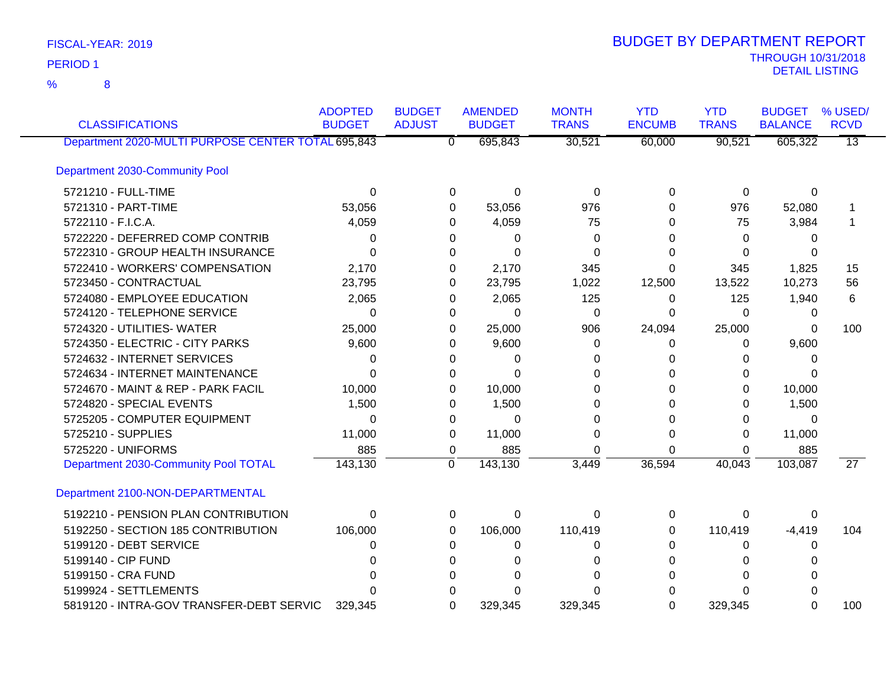FISCAL-YEAR: 2019

PERIOD 1

% 8

# BUDGET BY DEPARTMENT REPORT

THROUGH 10/31/2018

DETAIL LISTING

| CLASSIFICATIONS | ADOPTED BUDGET | BUDGET ADJUST | AMENDED BUDGET | MONTH TRANS | YTD ENCUMB | YTD TRANS | BUDGET BALANCE | % USED/ RCVD |
|---|---|---|---|---|---|---|---|---|
| Department 2020-MULTI PURPOSE CENTER TOTAL | 695,843 | 0 | 695,843 | 30,521 | 60,000 | 90,521 | 605,322 | 13 |
| **Department 2030-Community Pool** | | | | | | | | |
| 5721210 - FULL-TIME | 0 | 0 | 0 | 0 | 0 | 0 | 0 | |
| 5721310 - PART-TIME | 53,056 | 0 | 53,056 | 976 | 0 | 976 | 52,080 | 1 |
| 5722110 - F.I.C.A. | 4,059 | 0 | 4,059 | 75 | 0 | 75 | 3,984 | 1 |
| 5722220 - DEFERRED COMP CONTRIB | 0 | 0 | 0 | 0 | 0 | 0 | 0 | |
| 5722310 - GROUP HEALTH INSURANCE | 0 | 0 | 0 | 0 | 0 | 0 | 0 | |
| 5722410 - WORKERS' COMPENSATION | 2,170 | 0 | 2,170 | 345 | 0 | 345 | 1,825 | 15 |
| 5723450 - CONTRACTUAL | 23,795 | 0 | 23,795 | 1,022 | 12,500 | 13,522 | 10,273 | 56 |
| 5724080 - EMPLOYEE EDUCATION | 2,065 | 0 | 2,065 | 125 | 0 | 125 | 1,940 | 6 |
| 5724120 - TELEPHONE SERVICE | 0 | 0 | 0 | 0 | 0 | 0 | 0 | |
| 5724320 - UTILITIES- WATER | 25,000 | 0 | 25,000 | 906 | 24,094 | 25,000 | 0 | 100 |
| 5724350 - ELECTRIC - CITY PARKS | 9,600 | 0 | 9,600 | 0 | 0 | 0 | 9,600 | |
| 5724632 - INTERNET SERVICES | 0 | 0 | 0 | 0 | 0 | 0 | 0 | |
| 5724634 - INTERNET MAINTENANCE | 0 | 0 | 0 | 0 | 0 | 0 | 0 | |
| 5724670 - MAINT & REP - PARK FACIL | 10,000 | 0 | 10,000 | 0 | 0 | 0 | 10,000 | |
| 5724820 - SPECIAL EVENTS | 1,500 | 0 | 1,500 | 0 | 0 | 0 | 1,500 | |
| 5725205 - COMPUTER EQUIPMENT | 0 | 0 | 0 | 0 | 0 | 0 | 0 | |
| 5725210 - SUPPLIES | 11,000 | 0 | 11,000 | 0 | 0 | 0 | 11,000 | |
| 5725220 - UNIFORMS | 885 | 0 | 885 | 0 | 0 | 0 | 885 | |
| Department 2030-Community Pool TOTAL | 143,130 | 0 | 143,130 | 3,449 | 36,594 | 40,043 | 103,087 | 27 |
| **Department 2100-NON-DEPARTMENTAL** | | | | | | | | |
| 5192210 - PENSION PLAN CONTRIBUTION | 0 | 0 | 0 | 0 | 0 | 0 | 0 | |
| 5192250 - SECTION 185 CONTRIBUTION | 106,000 | 0 | 106,000 | 110,419 | 0 | 110,419 | -4,419 | 104 |
| 5199120 - DEBT SERVICE | 0 | 0 | 0 | 0 | 0 | 0 | 0 | |
| 5199140 - CIP FUND | 0 | 0 | 0 | 0 | 0 | 0 | 0 | |
| 5199150 - CRA FUND | 0 | 0 | 0 | 0 | 0 | 0 | 0 | |
| 5199924 - SETTLEMENTS | 0 | 0 | 0 | 0 | 0 | 0 | 0 | |
| 5819120 - INTRA-GOV TRANSFER-DEBT SERVIC | 329,345 | 0 | 329,345 | 329,345 | 0 | 329,345 | 0 | 100 |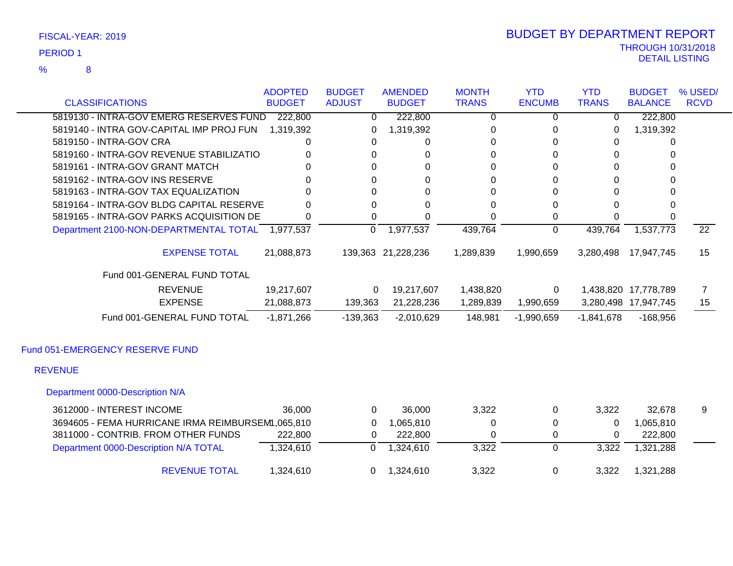FISCAL-YEAR: 2019

PERIOD 1

% 8

# BUDGET BY DEPARTMENT REPORT

THROUGH 10/31/2018
DETAIL LISTING

| CLASSIFICATIONS | ADOPTED BUDGET | BUDGET ADJUST | AMENDED BUDGET | MONTH TRANS | YTD ENCUMB | YTD TRANS | BUDGET BALANCE | % USED/ RCVD |
|---|---|---|---|---|---|---|---|---|
| 5819130 - INTRA-GOV EMERG RESERVES FUND | 222,800 | 0 | 222,800 | 0 | 0 | 0 | 222,800 | |
| 5819140 - INTRA GOV-CAPITAL IMP PROJ FUN | 1,319,392 | 0 | 1,319,392 | 0 | 0 | 0 | 1,319,392 | |
| 5819150 - INTRA-GOV CRA | 0 | 0 | 0 | 0 | 0 | 0 | 0 | |
| 5819160 - INTRA-GOV REVENUE STABILIZATIO | 0 | 0 | 0 | 0 | 0 | 0 | 0 | |
| 5819161 - INTRA-GOV GRANT MATCH | 0 | 0 | 0 | 0 | 0 | 0 | 0 | |
| 5819162 - INTRA-GOV INS RESERVE | 0 | 0 | 0 | 0 | 0 | 0 | 0 | |
| 5819163 - INTRA-GOV TAX EQUALIZATION | 0 | 0 | 0 | 0 | 0 | 0 | 0 | |
| 5819164 - INTRA-GOV BLDG CAPITAL RESERVE | 0 | 0 | 0 | 0 | 0 | 0 | 0 | |
| 5819165 - INTRA-GOV PARKS ACQUISITION DE | 0 | 0 | 0 | 0 | 0 | 0 | 0 | |
| Department 2100-NON-DEPARTMENTAL TOTAL | 1,977,537 | 0 | 1,977,537 | 439,764 | 0 | 439,764 | 1,537,773 | 22 |
| EXPENSE TOTAL | 21,088,873 | 139,363 | 21,228,236 | 1,289,839 | 1,990,659 | 3,280,498 | 17,947,745 | 15 |
| Fund 001-GENERAL FUND TOTAL | | | | | | | | |
| REVENUE | 19,217,607 | 0 | 19,217,607 | 1,438,820 | 0 | 1,438,820 | 17,778,789 | 7 |
| EXPENSE | 21,088,873 | 139,363 | 21,228,236 | 1,289,839 | 1,990,659 | 3,280,498 | 17,947,745 | 15 |
| Fund 001-GENERAL FUND TOTAL | -1,871,266 | -139,363 | -2,010,629 | 148,981 | -1,990,659 | -1,841,678 | -168,956 | |

## Fund 051-EMERGENCY RESERVE FUND

### REVENUE

#### Department 0000-Description N/A

| CLASSIFICATIONS | ADOPTED BUDGET | BUDGET ADJUST | AMENDED BUDGET | MONTH TRANS | YTD ENCUMB | YTD TRANS | BUDGET BALANCE | % USED/ RCVD |
|---|---|---|---|---|---|---|---|---|
| 3612000 - INTEREST INCOME | 36,000 | 0 | 36,000 | 3,322 | 0 | 3,322 | 32,678 | 9 |
| 3694605 - FEMA HURRICANE IRMA REIMBURSEM | 1,065,810 | 0 | 1,065,810 | 0 | 0 | 0 | 1,065,810 | |
| 3811000 - CONTRIB. FROM OTHER FUNDS | 222,800 | 0 | 222,800 | 0 | 0 | 0 | 222,800 | |
| Department 0000-Description N/A TOTAL | 1,324,610 | 0 | 1,324,610 | 3,322 | 0 | 3,322 | 1,321,288 | |
| REVENUE TOTAL | 1,324,610 | 0 | 1,324,610 | 3,322 | 0 | 3,322 | 1,321,288 | |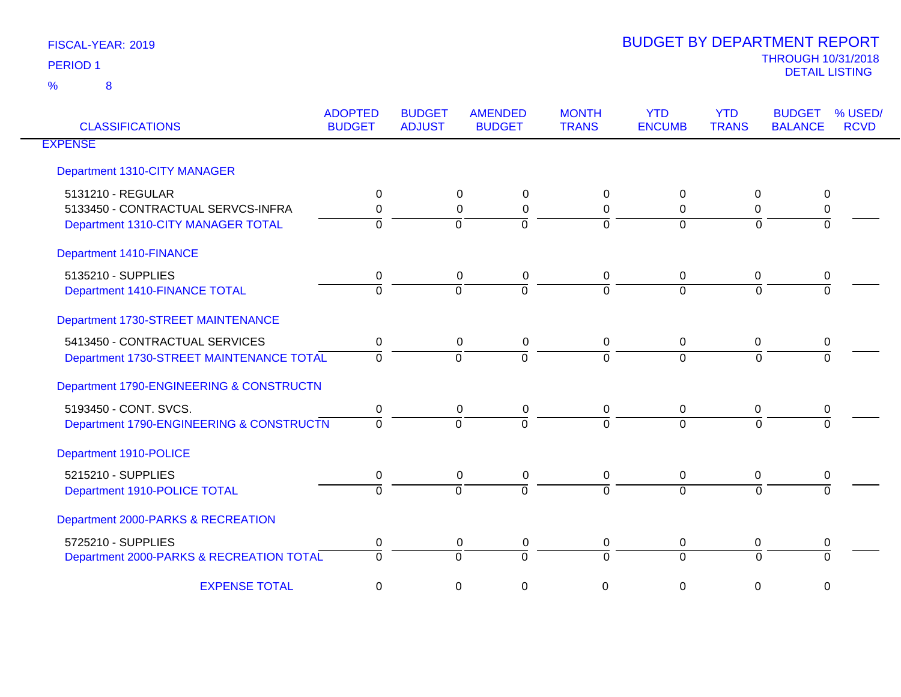FISCAL-YEAR: 2019

PERIOD 1

% 8

# BUDGET BY DEPARTMENT REPORT

THROUGH 10/31/2018

DETAIL LISTING

| CLASSIFICATIONS | ADOPTED BUDGET | BUDGET ADJUST | AMENDED BUDGET | MONTH TRANS | YTD ENCUMB | YTD TRANS | BUDGET BALANCE | % USED/ RCVD |
|---|---|---|---|---|---|---|---|---|
| EXPENSE | | | | | | | | |
| Department 1310-CITY MANAGER | | | | | | | | |
| 5131210 - REGULAR | 0 | 0 | 0 | 0 | 0 | 0 | 0 | |
| 5133450 - CONTRACTUAL SERVCS-INFRA | 0 | 0 | 0 | 0 | 0 | 0 | 0 | |
| Department 1310-CITY MANAGER TOTAL | 0 | 0 | 0 | 0 | 0 | 0 | 0 | |
| Department 1410-FINANCE | | | | | | | | |
| 5135210 - SUPPLIES | 0 | 0 | 0 | 0 | 0 | 0 | 0 | |
| Department 1410-FINANCE TOTAL | 0 | 0 | 0 | 0 | 0 | 0 | 0 | |
| Department 1730-STREET MAINTENANCE | | | | | | | | |
| 5413450 - CONTRACTUAL SERVICES | 0 | 0 | 0 | 0 | 0 | 0 | 0 | |
| Department 1730-STREET MAINTENANCE TOTAL | 0 | 0 | 0 | 0 | 0 | 0 | 0 | |
| Department 1790-ENGINEERING & CONSTRUCTN | | | | | | | | |
| 5193450 - CONT. SVCS. | 0 | 0 | 0 | 0 | 0 | 0 | 0 | |
| Department 1790-ENGINEERING & CONSTRUCTN | 0 | 0 | 0 | 0 | 0 | 0 | 0 | |
| Department 1910-POLICE | | | | | | | | |
| 5215210 - SUPPLIES | 0 | 0 | 0 | 0 | 0 | 0 | 0 | |
| Department 1910-POLICE TOTAL | 0 | 0 | 0 | 0 | 0 | 0 | 0 | |
| Department 2000-PARKS & RECREATION | | | | | | | | |
| 5725210 - SUPPLIES | 0 | 0 | 0 | 0 | 0 | 0 | 0 | |
| Department 2000-PARKS & RECREATION TOTAL | 0 | 0 | 0 | 0 | 0 | 0 | 0 | |
| EXPENSE TOTAL | 0 | 0 | 0 | 0 | 0 | 0 | 0 | |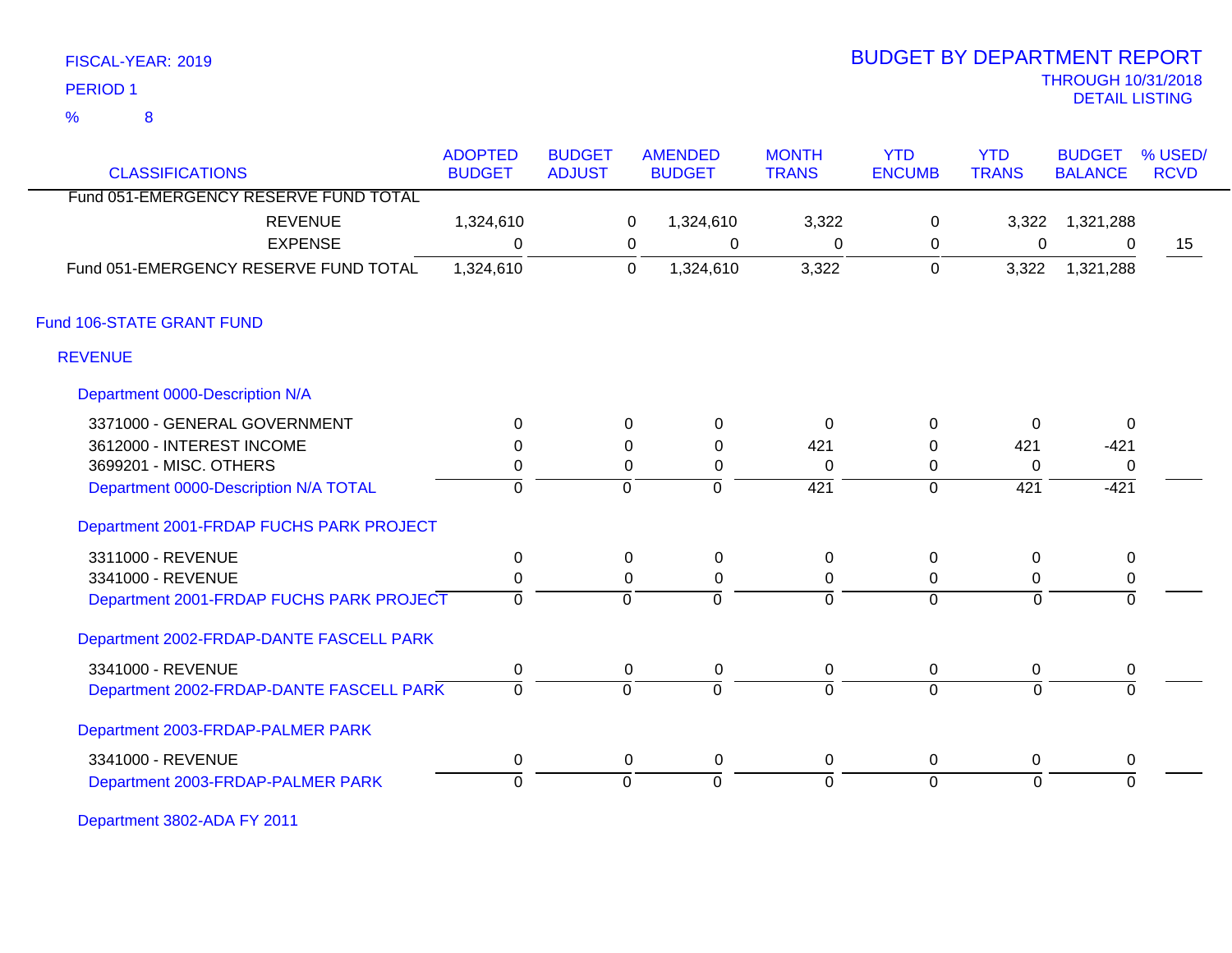FISCAL-YEAR: 2019

PERIOD 1

% 8

# BUDGET BY DEPARTMENT REPORT

THROUGH 10/31/2018

DETAIL LISTING

| CLASSIFICATIONS | ADOPTED BUDGET | BUDGET ADJUST | AMENDED BUDGET | MONTH TRANS | YTD ENCUMB | YTD TRANS | BUDGET BALANCE | % USED/ RCVD |
|---|---|---|---|---|---|---|---|---|
| Fund 051-EMERGENCY RESERVE FUND TOTAL | | | | | | | | |
| REVENUE | 1,324,610 | 0 | 1,324,610 | 3,322 | 0 | 3,322 | 1,321,288 | |
| EXPENSE | 0 | 0 | 0 | 0 | 0 | 0 | 0 | 15 |
| Fund 051-EMERGENCY RESERVE FUND TOTAL | 1,324,610 | 0 | 1,324,610 | 3,322 | 0 | 3,322 | 1,321,288 | |
| **Fund 106-STATE GRANT FUND** | | | | | | | | |
| **REVENUE** | | | | | | | | |
| **Department 0000-Description N/A** | | | | | | | | |
| 3371000 - GENERAL GOVERNMENT | 0 | 0 | 0 | 0 | 0 | 0 | 0 | |
| 3612000 - INTEREST INCOME | 0 | 0 | 0 | 421 | 0 | 421 | -421 | |
| 3699201 - MISC. OTHERS | 0 | 0 | 0 | 0 | 0 | 0 | 0 | |
| Department 0000-Description N/A TOTAL | 0 | 0 | 0 | 421 | 0 | 421 | -421 | |
| **Department 2001-FRDAP FUCHS PARK PROJECT** | | | | | | | | |
| 3311000 - REVENUE | 0 | 0 | 0 | 0 | 0 | 0 | 0 | |
| 3341000 - REVENUE | 0 | 0 | 0 | 0 | 0 | 0 | 0 | |
| Department 2001-FRDAP FUCHS PARK PROJECT | 0 | 0 | 0 | 0 | 0 | 0 | 0 | |
| **Department 2002-FRDAP-DANTE FASCELL PARK** | | | | | | | | |
| 3341000 - REVENUE | 0 | 0 | 0 | 0 | 0 | 0 | 0 | |
| Department 2002-FRDAP-DANTE FASCELL PARK | 0 | 0 | 0 | 0 | 0 | 0 | 0 | |
| **Department 2003-FRDAP-PALMER PARK** | | | | | | | | |
| 3341000 - REVENUE | 0 | 0 | 0 | 0 | 0 | 0 | 0 | |
| Department 2003-FRDAP-PALMER PARK | 0 | 0 | 0 | 0 | 0 | 0 | 0 | |
| **Department 3802-ADA FY 2011** | | | | | | | | |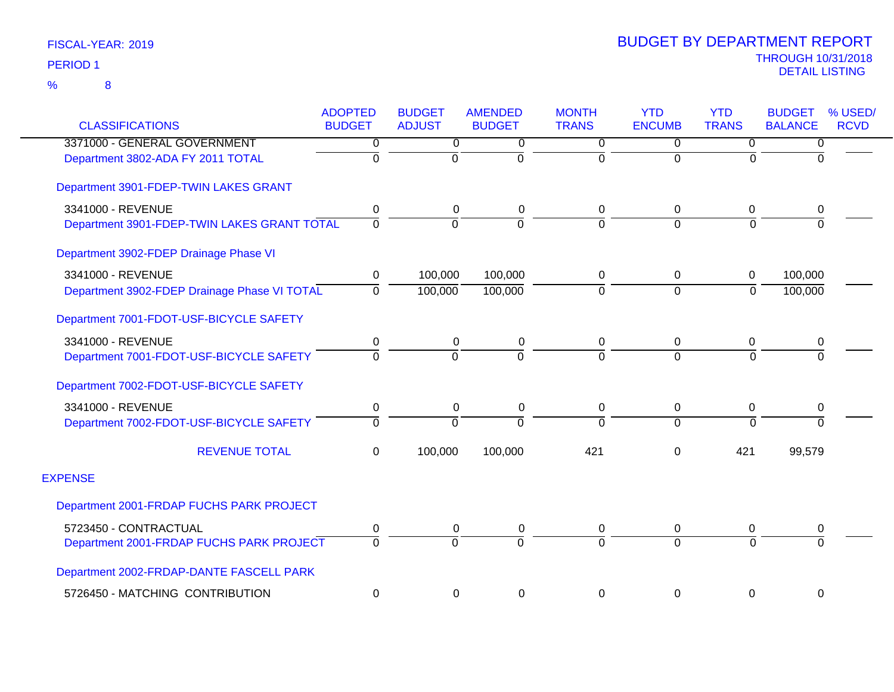FISCAL-YEAR: 2019

PERIOD 1

% 8

# BUDGET BY DEPARTMENT REPORT

THROUGH 10/31/2018

DETAIL LISTING

| CLASSIFICATIONS | ADOPTED BUDGET | BUDGET ADJUST | AMENDED BUDGET | MONTH TRANS | YTD ENCUMB | YTD TRANS | BUDGET BALANCE | % USED/ RCVD |
|---|---|---|---|---|---|---|---|---|
| 3371000 - GENERAL GOVERNMENT | 0 | 0 | 0 | 0 | 0 | 0 | 0 | |
| Department 3802-ADA FY 2011 TOTAL | 0 | 0 | 0 | 0 | 0 | 0 | 0 | |
| Department 3901-FDEP-TWIN LAKES GRANT | | | | | | | | |
| 3341000 - REVENUE | 0 | 0 | 0 | 0 | 0 | 0 | 0 | |
| Department 3901-FDEP-TWIN LAKES GRANT TOTAL | 0 | 0 | 0 | 0 | 0 | 0 | 0 | |
| Department 3902-FDEP Drainage Phase VI | | | | | | | | |
| 3341000 - REVENUE | 0 | 100,000 | 100,000 | 0 | 0 | 0 | 100,000 | |
| Department 3902-FDEP Drainage Phase VI TOTAL | 0 | 100,000 | 100,000 | 0 | 0 | 0 | 100,000 | |
| Department 7001-FDOT-USF-BICYCLE SAFETY | | | | | | | | |
| 3341000 - REVENUE | 0 | 0 | 0 | 0 | 0 | 0 | 0 | |
| Department 7001-FDOT-USF-BICYCLE SAFETY | 0 | 0 | 0 | 0 | 0 | 0 | 0 | |
| Department 7002-FDOT-USF-BICYCLE SAFETY | | | | | | | | |
| 3341000 - REVENUE | 0 | 0 | 0 | 0 | 0 | 0 | 0 | |
| Department 7002-FDOT-USF-BICYCLE SAFETY | 0 | 0 | 0 | 0 | 0 | 0 | 0 | |
| REVENUE TOTAL | 0 | 100,000 | 100,000 | 421 | 0 | 421 | 99,579 | |
| EXPENSE | | | | | | | | |
| Department 2001-FRDAP FUCHS PARK PROJECT | | | | | | | | |
| 5723450 - CONTRACTUAL | 0 | 0 | 0 | 0 | 0 | 0 | 0 | |
| Department 2001-FRDAP FUCHS PARK PROJECT | 0 | 0 | 0 | 0 | 0 | 0 | 0 | |
| Department 2002-FRDAP-DANTE FASCELL PARK | | | | | | | | |
| 5726450 - MATCHING CONTRIBUTION | 0 | 0 | 0 | 0 | 0 | 0 | 0 | |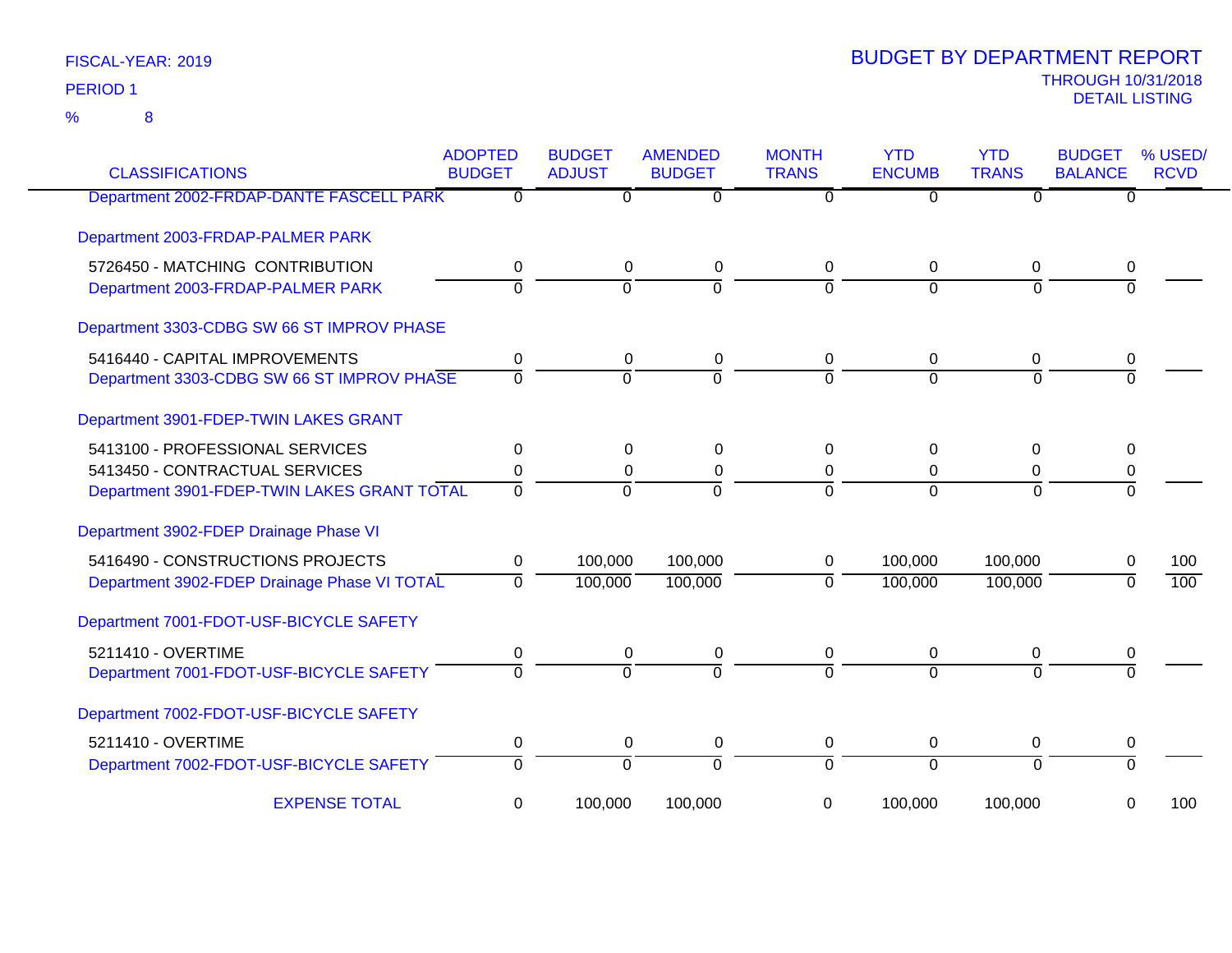FISCAL-YEAR: 2019

PERIOD 1

% 8

# BUDGET BY DEPARTMENT REPORT

THROUGH 10/31/2018

DETAIL LISTING

| CLASSIFICATIONS | ADOPTED BUDGET | BUDGET ADJUST | AMENDED BUDGET | MONTH TRANS | YTD ENCUMB | YTD TRANS | BUDGET BALANCE | % USED/ RCVD |
|---|---|---|---|---|---|---|---|---|
| Department 2002-FRDAP-DANTE FASCELL PARK | 0 | 0 | 0 | 0 | 0 | 0 | 0 | |
| **Department 2003-FRDAP-PALMER PARK** | | | | | | | | |
| 5726450 - MATCHING CONTRIBUTION | 0 | 0 | 0 | 0 | 0 | 0 | 0 | |
| Department 2003-FRDAP-PALMER PARK | 0 | 0 | 0 | 0 | 0 | 0 | 0 | |
| **Department 3303-CDBG SW 66 ST IMPROV PHASE** | | | | | | | | |
| 5416440 - CAPITAL IMPROVEMENTS | 0 | 0 | 0 | 0 | 0 | 0 | 0 | |
| Department 3303-CDBG SW 66 ST IMPROV PHASE | 0 | 0 | 0 | 0 | 0 | 0 | 0 | |
| **Department 3901-FDEP-TWIN LAKES GRANT** | | | | | | | | |
| 5413100 - PROFESSIONAL SERVICES | 0 | 0 | 0 | 0 | 0 | 0 | 0 | |
| 5413450 - CONTRACTUAL SERVICES | 0 | 0 | 0 | 0 | 0 | 0 | 0 | |
| Department 3901-FDEP-TWIN LAKES GRANT TOTAL | 0 | 0 | 0 | 0 | 0 | 0 | 0 | |
| **Department 3902-FDEP Drainage Phase VI** | | | | | | | | |
| 5416490 - CONSTRUCTIONS PROJECTS | 0 | 100,000 | 100,000 | 0 | 100,000 | 100,000 | 0 | 100 |
| Department 3902-FDEP Drainage Phase VI TOTAL | 0 | 100,000 | 100,000 | 0 | 100,000 | 100,000 | 0 | 100 |
| **Department 7001-FDOT-USF-BICYCLE SAFETY** | | | | | | | | |
| 5211410 - OVERTIME | 0 | 0 | 0 | 0 | 0 | 0 | 0 | |
| Department 7001-FDOT-USF-BICYCLE SAFETY | 0 | 0 | 0 | 0 | 0 | 0 | 0 | |
| **Department 7002-FDOT-USF-BICYCLE SAFETY** | | | | | | | | |
| 5211410 - OVERTIME | 0 | 0 | 0 | 0 | 0 | 0 | 0 | |
| Department 7002-FDOT-USF-BICYCLE SAFETY | 0 | 0 | 0 | 0 | 0 | 0 | 0 | |
| EXPENSE TOTAL | 0 | 100,000 | 100,000 | 0 | 100,000 | 100,000 | 0 | 100 |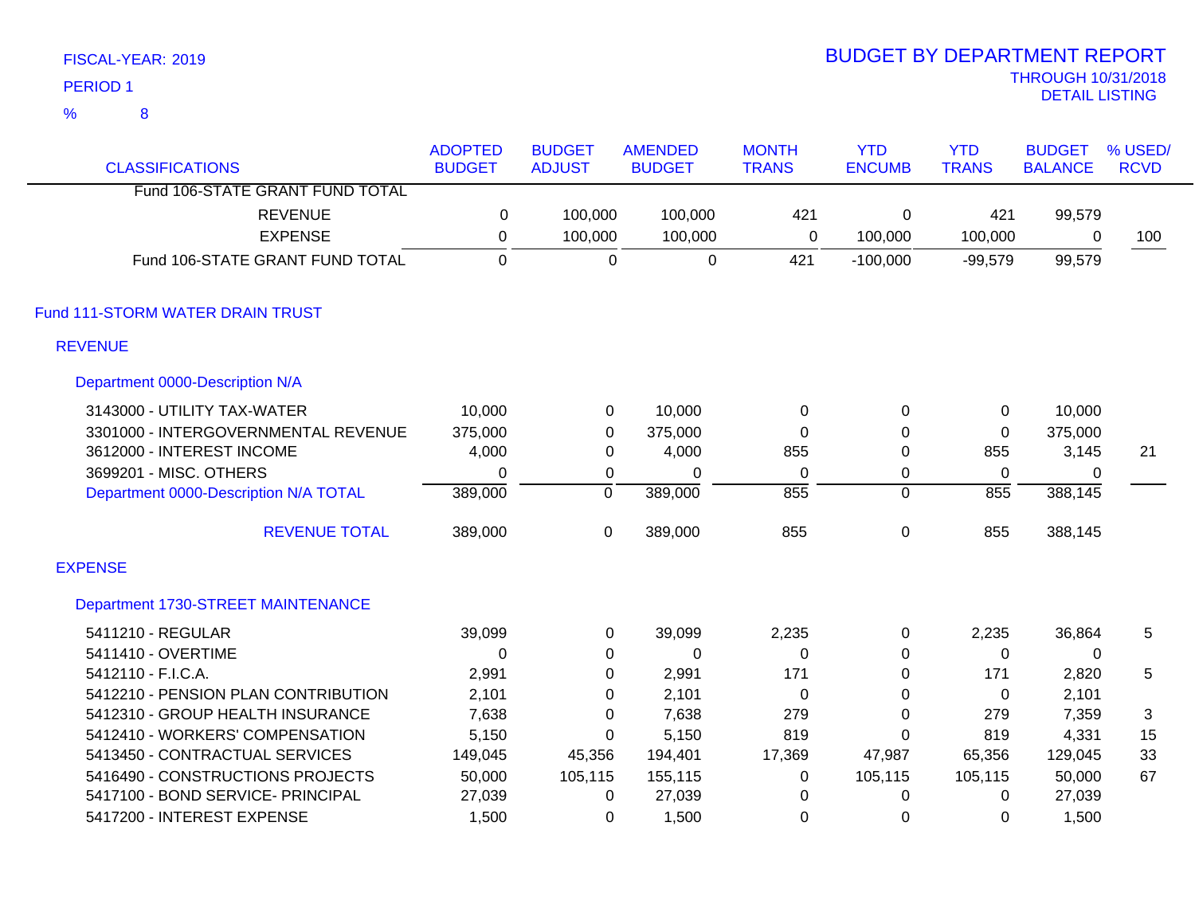FISCAL-YEAR: 2019

PERIOD 1

% 8

# BUDGET BY DEPARTMENT REPORT

THROUGH 10/31/2018

DETAIL LISTING

| CLASSIFICATIONS | ADOPTED BUDGET | BUDGET ADJUST | AMENDED BUDGET | MONTH TRANS | YTD ENCUMB | YTD TRANS | BUDGET BALANCE | % USED/ RCVD |
|---|---|---|---|---|---|---|---|---|
| Fund 106-STATE GRANT FUND TOTAL | | | | | | | | |
| REVENUE | 0 | 100,000 | 100,000 | 421 | 0 | 421 | 99,579 | |
| EXPENSE | 0 | 100,000 | 100,000 | 0 | 100,000 | 100,000 | 0 | 100 |
| Fund 106-STATE GRANT FUND TOTAL | 0 | 0 | 0 | 421 | -100,000 | -99,579 | 99,579 | |
| **Fund 111-STORM WATER DRAIN TRUST** | | | | | | | | |
| **REVENUE** | | | | | | | | |
| Department 0000-Description N/A | | | | | | | | |
| 3143000 - UTILITY TAX-WATER | 10,000 | 0 | 10,000 | 0 | 0 | 0 | 10,000 | |
| 3301000 - INTERGOVERNMENTAL REVENUE | 375,000 | 0 | 375,000 | 0 | 0 | 0 | 375,000 | |
| 3612000 - INTEREST INCOME | 4,000 | 0 | 4,000 | 855 | 0 | 855 | 3,145 | 21 |
| 3699201 - MISC. OTHERS | 0 | 0 | 0 | 0 | 0 | 0 | 0 | |
| Department 0000-Description N/A TOTAL | 389,000 | 0 | 389,000 | 855 | 0 | 855 | 388,145 | |
| REVENUE TOTAL | 389,000 | 0 | 389,000 | 855 | 0 | 855 | 388,145 | |
| **EXPENSE** | | | | | | | | |
| Department 1730-STREET MAINTENANCE | | | | | | | | |
| 5411210 - REGULAR | 39,099 | 0 | 39,099 | 2,235 | 0 | 2,235 | 36,864 | 5 |
| 5411410 - OVERTIME | 0 | 0 | 0 | 0 | 0 | 0 | 0 | |
| 5412110 - F.I.C.A. | 2,991 | 0 | 2,991 | 171 | 0 | 171 | 2,820 | 5 |
| 5412210 - PENSION PLAN CONTRIBUTION | 2,101 | 0 | 2,101 | 0 | 0 | 0 | 2,101 | |
| 5412310 - GROUP HEALTH INSURANCE | 7,638 | 0 | 7,638 | 279 | 0 | 279 | 7,359 | 3 |
| 5412410 - WORKERS' COMPENSATION | 5,150 | 0 | 5,150 | 819 | 0 | 819 | 4,331 | 15 |
| 5413450 - CONTRACTUAL SERVICES | 149,045 | 45,356 | 194,401 | 17,369 | 47,987 | 65,356 | 129,045 | 33 |
| 5416490 - CONSTRUCTIONS PROJECTS | 50,000 | 105,115 | 155,115 | 0 | 105,115 | 105,115 | 50,000 | 67 |
| 5417100 - BOND SERVICE- PRINCIPAL | 27,039 | 0 | 27,039 | 0 | 0 | 0 | 27,039 | |
| 5417200 - INTEREST EXPENSE | 1,500 | 0 | 1,500 | 0 | 0 | 0 | 1,500 | |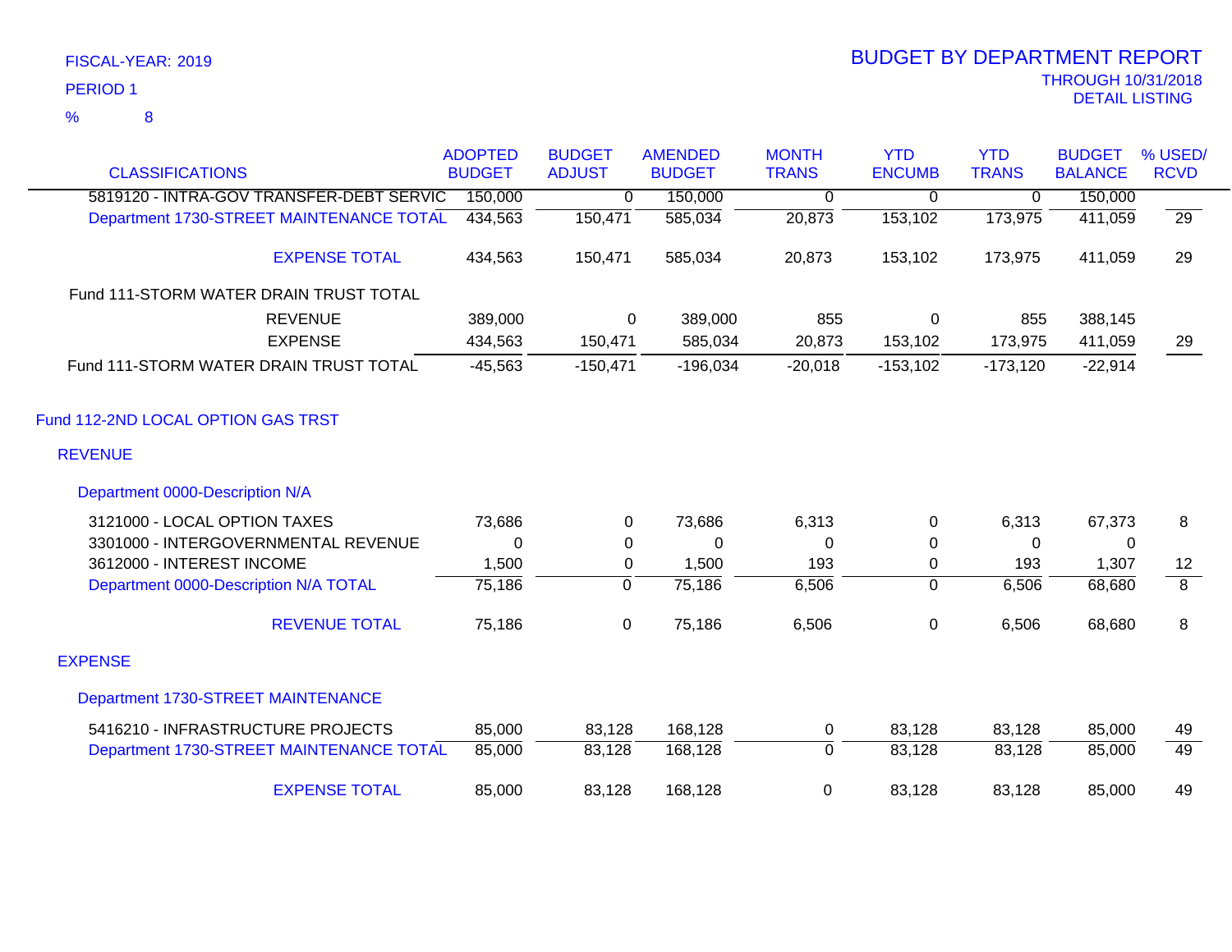FISCAL-YEAR: 2019

PERIOD 1

% 8

# BUDGET BY DEPARTMENT REPORT

THROUGH 10/31/2018

DETAIL LISTING

| CLASSIFICATIONS | ADOPTED BUDGET | BUDGET ADJUST | AMENDED BUDGET | MONTH TRANS | YTD ENCUMB | YTD TRANS | BUDGET BALANCE | % USED/ RCVD |
|---|---|---|---|---|---|---|---|---|
| 5819120 - INTRA-GOV TRANSFER-DEBT SERVIC | 150,000 | 0 | 150,000 | 0 | 0 | 0 | 150,000 | |
| Department 1730-STREET MAINTENANCE TOTAL | 434,563 | 150,471 | 585,034 | 20,873 | 153,102 | 173,975 | 411,059 | 29 |
| EXPENSE TOTAL | 434,563 | 150,471 | 585,034 | 20,873 | 153,102 | 173,975 | 411,059 | 29 |
| Fund 111-STORM WATER DRAIN TRUST TOTAL | | | | | | | | |
| REVENUE | 389,000 | 0 | 389,000 | 855 | 0 | 855 | 388,145 | |
| EXPENSE | 434,563 | 150,471 | 585,034 | 20,873 | 153,102 | 173,975 | 411,059 | 29 |
| Fund 111-STORM WATER DRAIN TRUST TOTAL | -45,563 | -150,471 | -196,034 | -20,018 | -153,102 | -173,120 | -22,914 | |

## Fund 112-2ND LOCAL OPTION GAS TRST

### REVENUE

#### Department 0000-Description N/A

| CLASSIFICATIONS | ADOPTED BUDGET | BUDGET ADJUST | AMENDED BUDGET | MONTH TRANS | YTD ENCUMB | YTD TRANS | BUDGET BALANCE | % USED/ RCVD |
|---|---|---|---|---|---|---|---|---|
| 3121000 - LOCAL OPTION TAXES | 73,686 | 0 | 73,686 | 6,313 | 0 | 6,313 | 67,373 | 8 |
| 3301000 - INTERGOVERNMENTAL REVENUE | 0 | 0 | 0 | 0 | 0 | 0 | 0 | |
| 3612000 - INTEREST INCOME | 1,500 | 0 | 1,500 | 193 | 0 | 193 | 1,307 | 12 |
| Department 0000-Description N/A TOTAL | 75,186 | 0 | 75,186 | 6,506 | 0 | 6,506 | 68,680 | 8 |
| REVENUE TOTAL | 75,186 | 0 | 75,186 | 6,506 | 0 | 6,506 | 68,680 | 8 |

### EXPENSE

#### Department 1730-STREET MAINTENANCE

| CLASSIFICATIONS | ADOPTED BUDGET | BUDGET ADJUST | AMENDED BUDGET | MONTH TRANS | YTD ENCUMB | YTD TRANS | BUDGET BALANCE | % USED/ RCVD |
|---|---|---|---|---|---|---|---|---|
| 5416210 - INFRASTRUCTURE PROJECTS | 85,000 | 83,128 | 168,128 | 0 | 83,128 | 83,128 | 85,000 | 49 |
| Department 1730-STREET MAINTENANCE TOTAL | 85,000 | 83,128 | 168,128 | 0 | 83,128 | 83,128 | 85,000 | 49 |
| EXPENSE TOTAL | 85,000 | 83,128 | 168,128 | 0 | 83,128 | 83,128 | 85,000 | 49 |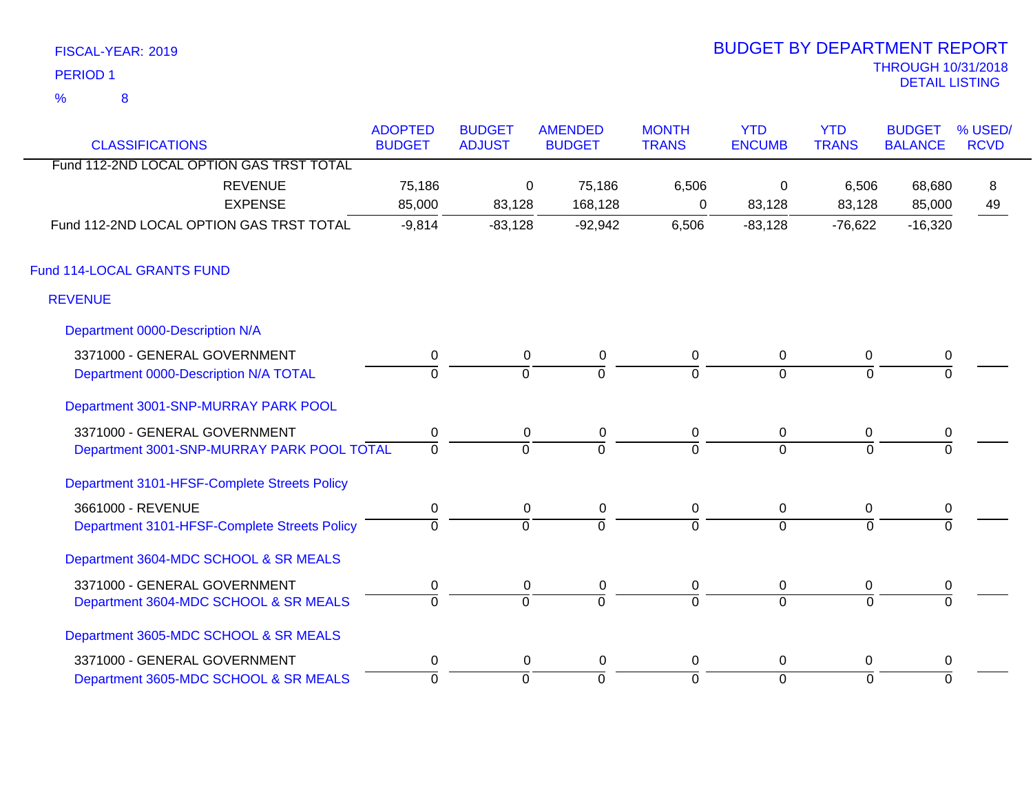FISCAL-YEAR: 2019

PERIOD 1

% 8

# BUDGET BY DEPARTMENT REPORT

THROUGH 10/31/2018

DETAIL LISTING

| CLASSIFICATIONS | ADOPTED BUDGET | BUDGET ADJUST | AMENDED BUDGET | MONTH TRANS | YTD ENCUMB | YTD TRANS | BUDGET BALANCE | % USED/ RCVD |
|---|---|---|---|---|---|---|---|---|
| Fund 112-2ND LOCAL OPTION GAS TRST TOTAL | | | | | | | | |
| REVENUE | 75,186 | 0 | 75,186 | 6,506 | 0 | 6,506 | 68,680 | 8 |
| EXPENSE | 85,000 | 83,128 | 168,128 | 0 | 83,128 | 83,128 | 85,000 | 49 |
| Fund 112-2ND LOCAL OPTION GAS TRST TOTAL | -9,814 | -83,128 | -92,942 | 6,506 | -83,128 | -76,622 | -16,320 | |
| **Fund 114-LOCAL GRANTS FUND** | | | | | | | | |
| **REVENUE** | | | | | | | | |
| Department 0000-Description N/A | | | | | | | | |
| 3371000 - GENERAL GOVERNMENT | 0 | 0 | 0 | 0 | 0 | 0 | 0 | |
| Department 0000-Description N/A TOTAL | 0 | 0 | 0 | 0 | 0 | 0 | 0 | |
| Department 3001-SNP-MURRAY PARK POOL | | | | | | | | |
| 3371000 - GENERAL GOVERNMENT | 0 | 0 | 0 | 0 | 0 | 0 | 0 | |
| Department 3001-SNP-MURRAY PARK POOL TOTAL | 0 | 0 | 0 | 0 | 0 | 0 | 0 | |
| Department 3101-HFSF-Complete Streets Policy | | | | | | | | |
| 3661000 - REVENUE | 0 | 0 | 0 | 0 | 0 | 0 | 0 | |
| Department 3101-HFSF-Complete Streets Policy | 0 | 0 | 0 | 0 | 0 | 0 | 0 | |
| Department 3604-MDC SCHOOL & SR MEALS | | | | | | | | |
| 3371000 - GENERAL GOVERNMENT | 0 | 0 | 0 | 0 | 0 | 0 | 0 | |
| Department 3604-MDC SCHOOL & SR MEALS | 0 | 0 | 0 | 0 | 0 | 0 | 0 | |
| Department 3605-MDC SCHOOL & SR MEALS | | | | | | | | |
| 3371000 - GENERAL GOVERNMENT | 0 | 0 | 0 | 0 | 0 | 0 | 0 | |
| Department 3605-MDC SCHOOL & SR MEALS | 0 | 0 | 0 | 0 | 0 | 0 | 0 | |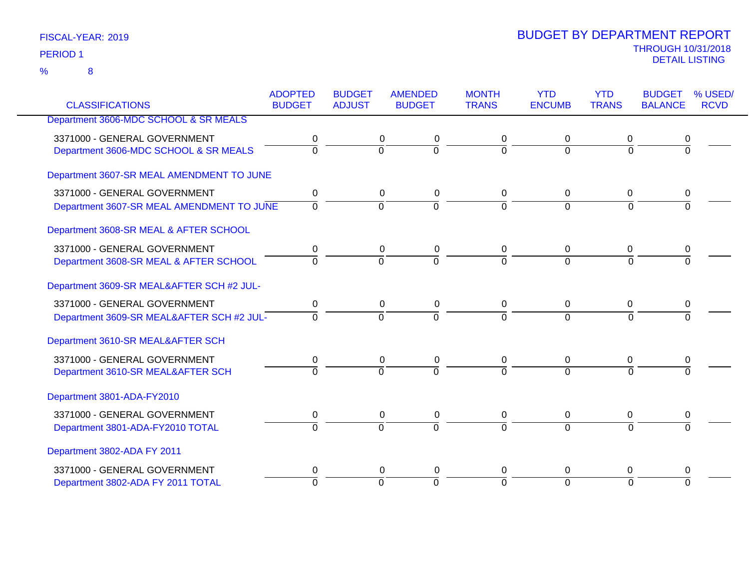FISCAL-YEAR: 2019

PERIOD 1

% 8

# BUDGET BY DEPARTMENT REPORT

THROUGH 10/31/2018

DETAIL LISTING

| CLASSIFICATIONS | ADOPTED BUDGET | BUDGET ADJUST | AMENDED BUDGET | MONTH TRANS | YTD ENCUMB | YTD TRANS | BUDGET BALANCE | % USED/ RCVD |
|---|---|---|---|---|---|---|---|---|
| Department 3606-MDC SCHOOL & SR MEALS | | | | | | | | |
| 3371000 - GENERAL GOVERNMENT | 0 | 0 | 0 | 0 | 0 | 0 | 0 | |
| Department 3606-MDC SCHOOL & SR MEALS | 0 | 0 | 0 | 0 | 0 | 0 | 0 | |
| Department 3607-SR MEAL AMENDMENT TO JUNE | | | | | | | | |
| 3371000 - GENERAL GOVERNMENT | 0 | 0 | 0 | 0 | 0 | 0 | 0 | |
| Department 3607-SR MEAL AMENDMENT TO JUNE | 0 | 0 | 0 | 0 | 0 | 0 | 0 | |
| Department 3608-SR MEAL & AFTER SCHOOL | | | | | | | | |
| 3371000 - GENERAL GOVERNMENT | 0 | 0 | 0 | 0 | 0 | 0 | 0 | |
| Department 3608-SR MEAL & AFTER SCHOOL | 0 | 0 | 0 | 0 | 0 | 0 | 0 | |
| Department 3609-SR MEAL&AFTER SCH #2 JUL- | | | | | | | | |
| 3371000 - GENERAL GOVERNMENT | 0 | 0 | 0 | 0 | 0 | 0 | 0 | |
| Department 3609-SR MEAL&AFTER SCH #2 JUL- | 0 | 0 | 0 | 0 | 0 | 0 | 0 | |
| Department 3610-SR MEAL&AFTER SCH | | | | | | | | |
| 3371000 - GENERAL GOVERNMENT | 0 | 0 | 0 | 0 | 0 | 0 | 0 | |
| Department 3610-SR MEAL&AFTER SCH | 0 | 0 | 0 | 0 | 0 | 0 | 0 | |
| Department 3801-ADA-FY2010 | | | | | | | | |
| 3371000 - GENERAL GOVERNMENT | 0 | 0 | 0 | 0 | 0 | 0 | 0 | |
| Department 3801-ADA-FY2010 TOTAL | 0 | 0 | 0 | 0 | 0 | 0 | 0 | |
| Department 3802-ADA FY 2011 | | | | | | | | |
| 3371000 - GENERAL GOVERNMENT | 0 | 0 | 0 | 0 | 0 | 0 | 0 | |
| Department 3802-ADA FY 2011 TOTAL | 0 | 0 | 0 | 0 | 0 | 0 | 0 | |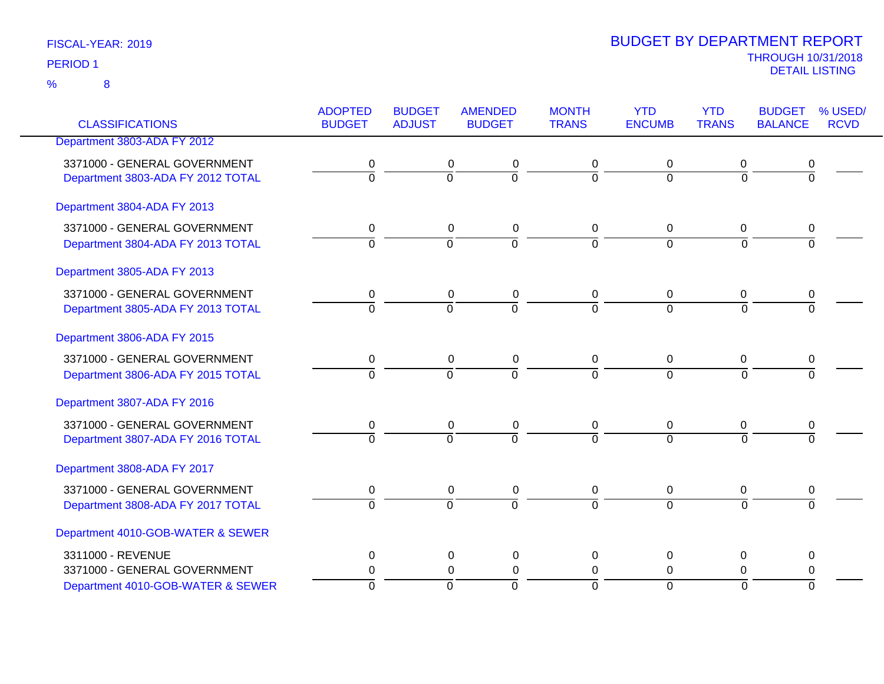FISCAL-YEAR: 2019

PERIOD 1

% 8

# BUDGET BY DEPARTMENT REPORT

THROUGH 10/31/2018

DETAIL LISTING

| CLASSIFICATIONS | ADOPTED BUDGET | BUDGET ADJUST | AMENDED BUDGET | MONTH TRANS | YTD ENCUMB | YTD TRANS | BUDGET BALANCE | % USED/ RCVD |
|---|---|---|---|---|---|---|---|---|
| Department 3803-ADA FY 2012 | | | | | | | | |
| 3371000 - GENERAL GOVERNMENT | 0 | 0 | 0 | 0 | 0 | 0 | 0 | |
| Department 3803-ADA FY 2012 TOTAL | 0 | 0 | 0 | 0 | 0 | 0 | 0 | |
| Department 3804-ADA FY 2013 | | | | | | | | |
| 3371000 - GENERAL GOVERNMENT | 0 | 0 | 0 | 0 | 0 | 0 | 0 | |
| Department 3804-ADA FY 2013 TOTAL | 0 | 0 | 0 | 0 | 0 | 0 | 0 | |
| Department 3805-ADA FY 2013 | | | | | | | | |
| 3371000 - GENERAL GOVERNMENT | 0 | 0 | 0 | 0 | 0 | 0 | 0 | |
| Department 3805-ADA FY 2013 TOTAL | 0 | 0 | 0 | 0 | 0 | 0 | 0 | |
| Department 3806-ADA FY 2015 | | | | | | | | |
| 3371000 - GENERAL GOVERNMENT | 0 | 0 | 0 | 0 | 0 | 0 | 0 | |
| Department 3806-ADA FY 2015 TOTAL | 0 | 0 | 0 | 0 | 0 | 0 | 0 | |
| Department 3807-ADA FY 2016 | | | | | | | | |
| 3371000 - GENERAL GOVERNMENT | 0 | 0 | 0 | 0 | 0 | 0 | 0 | |
| Department 3807-ADA FY 2016 TOTAL | 0 | 0 | 0 | 0 | 0 | 0 | 0 | |
| Department 3808-ADA FY 2017 | | | | | | | | |
| 3371000 - GENERAL GOVERNMENT | 0 | 0 | 0 | 0 | 0 | 0 | 0 | |
| Department 3808-ADA FY 2017 TOTAL | 0 | 0 | 0 | 0 | 0 | 0 | 0 | |
| Department 4010-GOB-WATER & SEWER | | | | | | | | |
| 3311000 - REVENUE | 0 | 0 | 0 | 0 | 0 | 0 | 0 | |
| 3371000 - GENERAL GOVERNMENT | 0 | 0 | 0 | 0 | 0 | 0 | 0 | |
| Department 4010-GOB-WATER & SEWER | 0 | 0 | 0 | 0 | 0 | 0 | 0 | |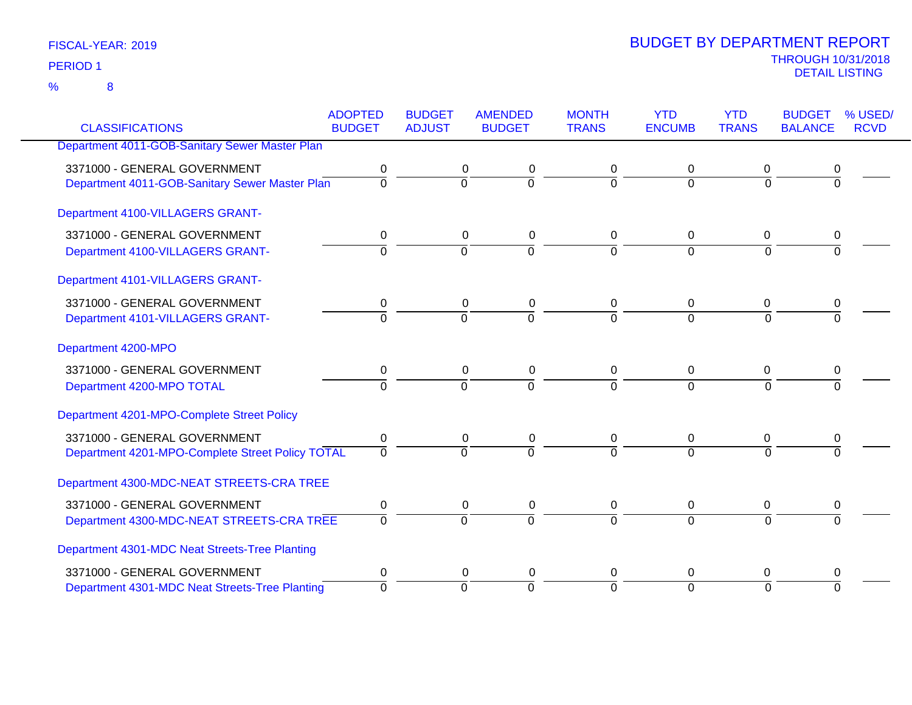FISCAL-YEAR: 2019

PERIOD 1

% 8

# BUDGET BY DEPARTMENT REPORT

THROUGH 10/31/2018

DETAIL LISTING

| CLASSIFICATIONS | ADOPTED BUDGET | BUDGET ADJUST | AMENDED BUDGET | MONTH TRANS | YTD ENCUMB | YTD TRANS | BUDGET BALANCE | % USED/ RCVD |
|---|---|---|---|---|---|---|---|---|
| Department 4011-GOB-Sanitary Sewer Master Plan | | | | | | | | |
| 3371000 - GENERAL GOVERNMENT | 0 | 0 | 0 | 0 | 0 | 0 | 0 | |
| Department 4011-GOB-Sanitary Sewer Master Plan | 0 | 0 | 0 | 0 | 0 | 0 | 0 | |
| Department 4100-VILLAGERS GRANT- | | | | | | | | |
| 3371000 - GENERAL GOVERNMENT | 0 | 0 | 0 | 0 | 0 | 0 | 0 | |
| Department 4100-VILLAGERS GRANT- | 0 | 0 | 0 | 0 | 0 | 0 | 0 | |
| Department 4101-VILLAGERS GRANT- | | | | | | | | |
| 3371000 - GENERAL GOVERNMENT | 0 | 0 | 0 | 0 | 0 | 0 | 0 | |
| Department 4101-VILLAGERS GRANT- | 0 | 0 | 0 | 0 | 0 | 0 | 0 | |
| Department 4200-MPO | | | | | | | | |
| 3371000 - GENERAL GOVERNMENT | 0 | 0 | 0 | 0 | 0 | 0 | 0 | |
| Department 4200-MPO TOTAL | 0 | 0 | 0 | 0 | 0 | 0 | 0 | |
| Department 4201-MPO-Complete Street Policy | | | | | | | | |
| 3371000 - GENERAL GOVERNMENT | 0 | 0 | 0 | 0 | 0 | 0 | 0 | |
| Department 4201-MPO-Complete Street Policy TOTAL | 0 | 0 | 0 | 0 | 0 | 0 | 0 | |
| Department 4300-MDC-NEAT STREETS-CRA TREE | | | | | | | | |
| 3371000 - GENERAL GOVERNMENT | 0 | 0 | 0 | 0 | 0 | 0 | 0 | |
| Department 4300-MDC-NEAT STREETS-CRA TREE | 0 | 0 | 0 | 0 | 0 | 0 | 0 | |
| Department 4301-MDC Neat Streets-Tree Planting | | | | | | | | |
| 3371000 - GENERAL GOVERNMENT | 0 | 0 | 0 | 0 | 0 | 0 | 0 | |
| Department 4301-MDC Neat Streets-Tree Planting | 0 | 0 | 0 | 0 | 0 | 0 | 0 | |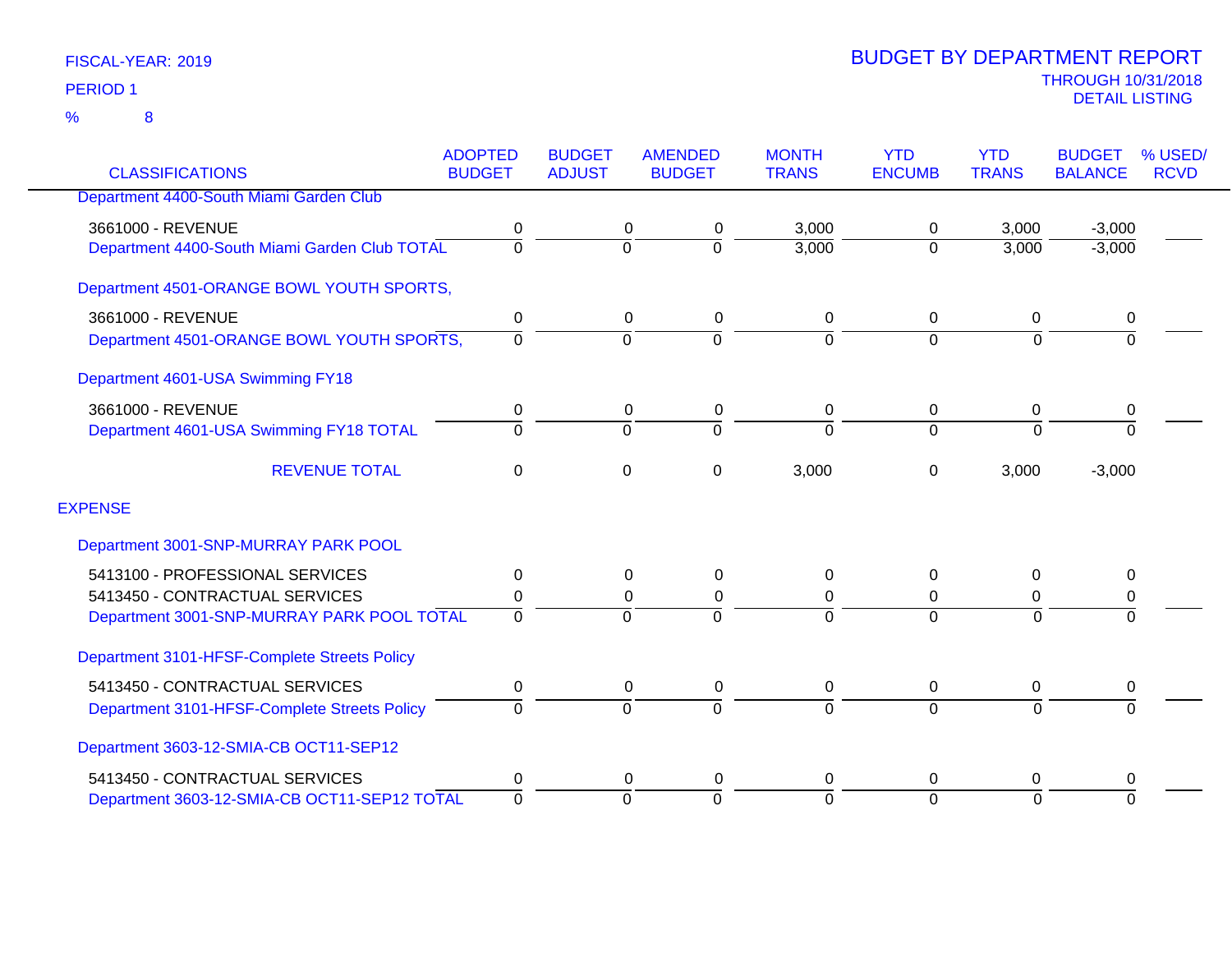FISCAL-YEAR: 2019

PERIOD 1

% 8

# BUDGET BY DEPARTMENT REPORT

THROUGH 10/31/2018

DETAIL LISTING

| CLASSIFICATIONS | ADOPTED BUDGET | BUDGET ADJUST | AMENDED BUDGET | MONTH TRANS | YTD ENCUMB | YTD TRANS | BUDGET BALANCE | % USED/ RCVD |
|---|---|---|---|---|---|---|---|---|
| Department 4400-South Miami Garden Club | | | | | | | | |
| 3661000 - REVENUE | 0 | 0 | 0 | 3,000 | 0 | 3,000 | -3,000 | |
| Department 4400-South Miami Garden Club TOTAL | 0 | 0 | 0 | 3,000 | 0 | 3,000 | -3,000 | |
| Department 4501-ORANGE BOWL YOUTH SPORTS, | | | | | | | | |
| 3661000 - REVENUE | 0 | 0 | 0 | 0 | 0 | 0 | 0 | |
| Department 4501-ORANGE BOWL YOUTH SPORTS, | 0 | 0 | 0 | 0 | 0 | 0 | 0 | |
| Department 4601-USA Swimming FY18 | | | | | | | | |
| 3661000 - REVENUE | 0 | 0 | 0 | 0 | 0 | 0 | 0 | |
| Department 4601-USA Swimming FY18 TOTAL | 0 | 0 | 0 | 0 | 0 | 0 | 0 | |
| REVENUE TOTAL | 0 | 0 | 0 | 3,000 | 0 | 3,000 | -3,000 | |
| EXPENSE | | | | | | | | |
| Department 3001-SNP-MURRAY PARK POOL | | | | | | | | |
| 5413100 - PROFESSIONAL SERVICES | 0 | 0 | 0 | 0 | 0 | 0 | 0 | |
| 5413450 - CONTRACTUAL SERVICES | 0 | 0 | 0 | 0 | 0 | 0 | 0 | |
| Department 3001-SNP-MURRAY PARK POOL TOTAL | 0 | 0 | 0 | 0 | 0 | 0 | 0 | |
| Department 3101-HFSF-Complete Streets Policy | | | | | | | | |
| 5413450 - CONTRACTUAL SERVICES | 0 | 0 | 0 | 0 | 0 | 0 | 0 | |
| Department 3101-HFSF-Complete Streets Policy | 0 | 0 | 0 | 0 | 0 | 0 | 0 | |
| Department 3603-12-SMIA-CB OCT11-SEP12 | | | | | | | | |
| 5413450 - CONTRACTUAL SERVICES | 0 | 0 | 0 | 0 | 0 | 0 | 0 | |
| Department 3603-12-SMIA-CB OCT11-SEP12 TOTAL | 0 | 0 | 0 | 0 | 0 | 0 | 0 | |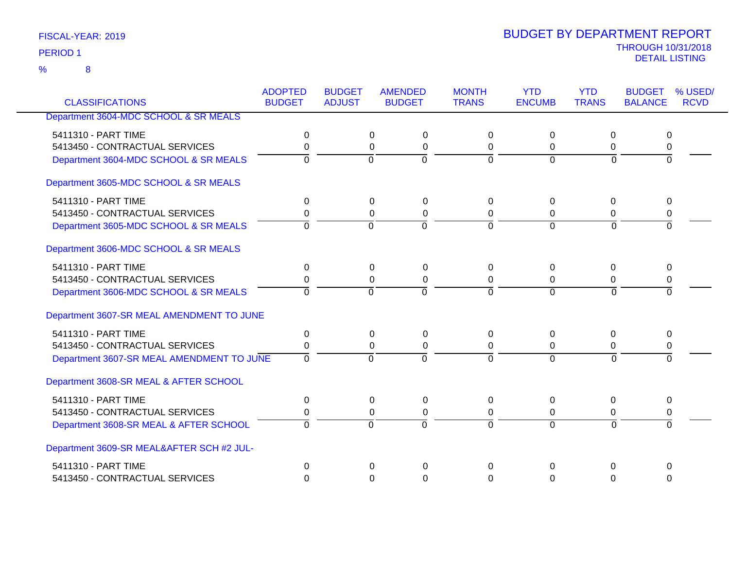FISCAL-YEAR: 2019

PERIOD 1

% 8

# BUDGET BY DEPARTMENT REPORT

THROUGH 10/31/2018

DETAIL LISTING

| CLASSIFICATIONS | ADOPTED BUDGET | BUDGET ADJUST | AMENDED BUDGET | MONTH TRANS | YTD ENCUMB | YTD TRANS | BUDGET BALANCE | % USED/ RCVD |
|---|---|---|---|---|---|---|---|---|
| Department 3604-MDC SCHOOL & SR MEALS | | | | | | | | |
| 5411310 - PART TIME | 0 | 0 | 0 | 0 | 0 | 0 | 0 | |
| 5413450 - CONTRACTUAL SERVICES | 0 | 0 | 0 | 0 | 0 | 0 | 0 | |
| Department 3604-MDC SCHOOL & SR MEALS | 0 | 0 | 0 | 0 | 0 | 0 | 0 | |
| Department 3605-MDC SCHOOL & SR MEALS | | | | | | | | |
| 5411310 - PART TIME | 0 | 0 | 0 | 0 | 0 | 0 | 0 | |
| 5413450 - CONTRACTUAL SERVICES | 0 | 0 | 0 | 0 | 0 | 0 | 0 | |
| Department 3605-MDC SCHOOL & SR MEALS | 0 | 0 | 0 | 0 | 0 | 0 | 0 | |
| Department 3606-MDC SCHOOL & SR MEALS | | | | | | | | |
| 5411310 - PART TIME | 0 | 0 | 0 | 0 | 0 | 0 | 0 | |
| 5413450 - CONTRACTUAL SERVICES | 0 | 0 | 0 | 0 | 0 | 0 | 0 | |
| Department 3606-MDC SCHOOL & SR MEALS | 0 | 0 | 0 | 0 | 0 | 0 | 0 | |
| Department 3607-SR MEAL AMENDMENT TO JUNE | | | | | | | | |
| 5411310 - PART TIME | 0 | 0 | 0 | 0 | 0 | 0 | 0 | |
| 5413450 - CONTRACTUAL SERVICES | 0 | 0 | 0 | 0 | 0 | 0 | 0 | |
| Department 3607-SR MEAL AMENDMENT TO JUNE | 0 | 0 | 0 | 0 | 0 | 0 | 0 | |
| Department 3608-SR MEAL & AFTER SCHOOL | | | | | | | | |
| 5411310 - PART TIME | 0 | 0 | 0 | 0 | 0 | 0 | 0 | |
| 5413450 - CONTRACTUAL SERVICES | 0 | 0 | 0 | 0 | 0 | 0 | 0 | |
| Department 3608-SR MEAL & AFTER SCHOOL | 0 | 0 | 0 | 0 | 0 | 0 | 0 | |
| Department 3609-SR MEAL&AFTER SCH #2 JUL- | | | | | | | | |
| 5411310 - PART TIME | 0 | 0 | 0 | 0 | 0 | 0 | 0 | |
| 5413450 - CONTRACTUAL SERVICES | 0 | 0 | 0 | 0 | 0 | 0 | 0 | |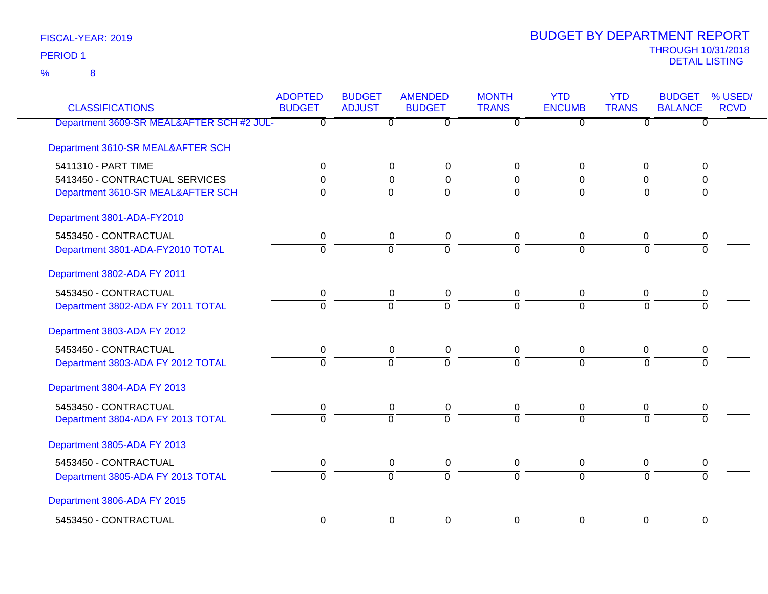FISCAL-YEAR: 2019

PERIOD 1

% 8

# BUDGET BY DEPARTMENT REPORT

THROUGH 10/31/2018

DETAIL LISTING

| CLASSIFICATIONS | ADOPTED BUDGET | BUDGET ADJUST | AMENDED BUDGET | MONTH TRANS | YTD ENCUMB | YTD TRANS | BUDGET BALANCE | % USED/ RCVD |
|---|---|---|---|---|---|---|---|---|
| Department 3609-SR MEAL&AFTER SCH #2 JUL- | 0 | 0 | 0 | 0 | 0 | 0 | 0 | |
| **Department 3610-SR MEAL&AFTER SCH** | | | | | | | | |
| 5411310 - PART TIME | 0 | 0 | 0 | 0 | 0 | 0 | 0 | |
| 5413450 - CONTRACTUAL SERVICES | 0 | 0 | 0 | 0 | 0 | 0 | 0 | |
| Department 3610-SR MEAL&AFTER SCH | 0 | 0 | 0 | 0 | 0 | 0 | 0 | |
| **Department 3801-ADA-FY2010** | | | | | | | | |
| 5453450 - CONTRACTUAL | 0 | 0 | 0 | 0 | 0 | 0 | 0 | |
| Department 3801-ADA-FY2010 TOTAL | 0 | 0 | 0 | 0 | 0 | 0 | 0 | |
| **Department 3802-ADA FY 2011** | | | | | | | | |
| 5453450 - CONTRACTUAL | 0 | 0 | 0 | 0 | 0 | 0 | 0 | |
| Department 3802-ADA FY 2011 TOTAL | 0 | 0 | 0 | 0 | 0 | 0 | 0 | |
| **Department 3803-ADA FY 2012** | | | | | | | | |
| 5453450 - CONTRACTUAL | 0 | 0 | 0 | 0 | 0 | 0 | 0 | |
| Department 3803-ADA FY 2012 TOTAL | 0 | 0 | 0 | 0 | 0 | 0 | 0 | |
| **Department 3804-ADA FY 2013** | | | | | | | | |
| 5453450 - CONTRACTUAL | 0 | 0 | 0 | 0 | 0 | 0 | 0 | |
| Department 3804-ADA FY 2013 TOTAL | 0 | 0 | 0 | 0 | 0 | 0 | 0 | |
| **Department 3805-ADA FY 2013** | | | | | | | | |
| 5453450 - CONTRACTUAL | 0 | 0 | 0 | 0 | 0 | 0 | 0 | |
| Department 3805-ADA FY 2013 TOTAL | 0 | 0 | 0 | 0 | 0 | 0 | 0 | |
| **Department 3806-ADA FY 2015** | | | | | | | | |
| 5453450 - CONTRACTUAL | 0 | 0 | 0 | 0 | 0 | 0 | 0 | |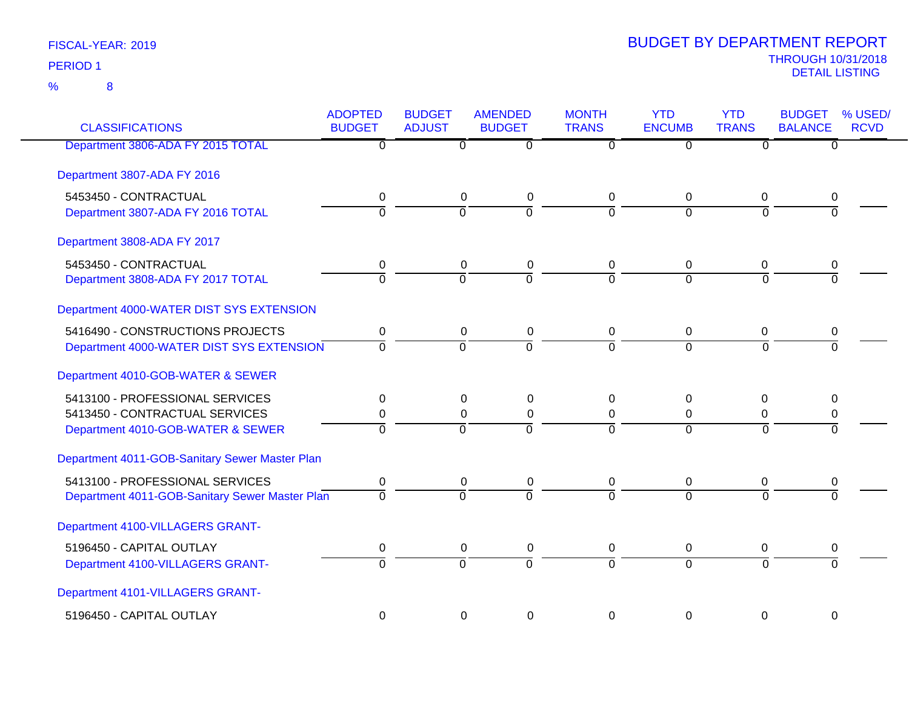FISCAL-YEAR: 2019

PERIOD 1

% 8

# BUDGET BY DEPARTMENT REPORT

THROUGH 10/31/2018

DETAIL LISTING

| CLASSIFICATIONS | ADOPTED BUDGET | BUDGET ADJUST | AMENDED BUDGET | MONTH TRANS | YTD ENCUMB | YTD TRANS | BUDGET BALANCE | % USED/ RCVD |
|---|---|---|---|---|---|---|---|---|
| Department 3806-ADA FY 2015 TOTAL | 0 | 0 | 0 | 0 | 0 | 0 | 0 | |
| Department 3807-ADA FY 2016 | | | | | | | | |
| 5453450 - CONTRACTUAL | 0 | 0 | 0 | 0 | 0 | 0 | 0 | |
| Department 3807-ADA FY 2016 TOTAL | 0 | 0 | 0 | 0 | 0 | 0 | 0 | |
| Department 3808-ADA FY 2017 | | | | | | | | |
| 5453450 - CONTRACTUAL | 0 | 0 | 0 | 0 | 0 | 0 | 0 | |
| Department 3808-ADA FY 2017 TOTAL | 0 | 0 | 0 | 0 | 0 | 0 | 0 | |
| Department 4000-WATER DIST SYS EXTENSION | | | | | | | | |
| 5416490 - CONSTRUCTIONS PROJECTS | 0 | 0 | 0 | 0 | 0 | 0 | 0 | |
| Department 4000-WATER DIST SYS EXTENSION | 0 | 0 | 0 | 0 | 0 | 0 | 0 | |
| Department 4010-GOB-WATER & SEWER | | | | | | | | |
| 5413100 - PROFESSIONAL SERVICES | 0 | 0 | 0 | 0 | 0 | 0 | 0 | |
| 5413450 - CONTRACTUAL SERVICES | 0 | 0 | 0 | 0 | 0 | 0 | 0 | |
| Department 4010-GOB-WATER & SEWER | 0 | 0 | 0 | 0 | 0 | 0 | 0 | |
| Department 4011-GOB-Sanitary Sewer Master Plan | | | | | | | | |
| 5413100 - PROFESSIONAL SERVICES | 0 | 0 | 0 | 0 | 0 | 0 | 0 | |
| Department 4011-GOB-Sanitary Sewer Master Plan | 0 | 0 | 0 | 0 | 0 | 0 | 0 | |
| Department 4100-VILLAGERS GRANT- | | | | | | | | |
| 5196450 - CAPITAL OUTLAY | 0 | 0 | 0 | 0 | 0 | 0 | 0 | |
| Department 4100-VILLAGERS GRANT- | 0 | 0 | 0 | 0 | 0 | 0 | 0 | |
| Department 4101-VILLAGERS GRANT- | | | | | | | | |
| 5196450 - CAPITAL OUTLAY | 0 | 0 | 0 | 0 | 0 | 0 | 0 | |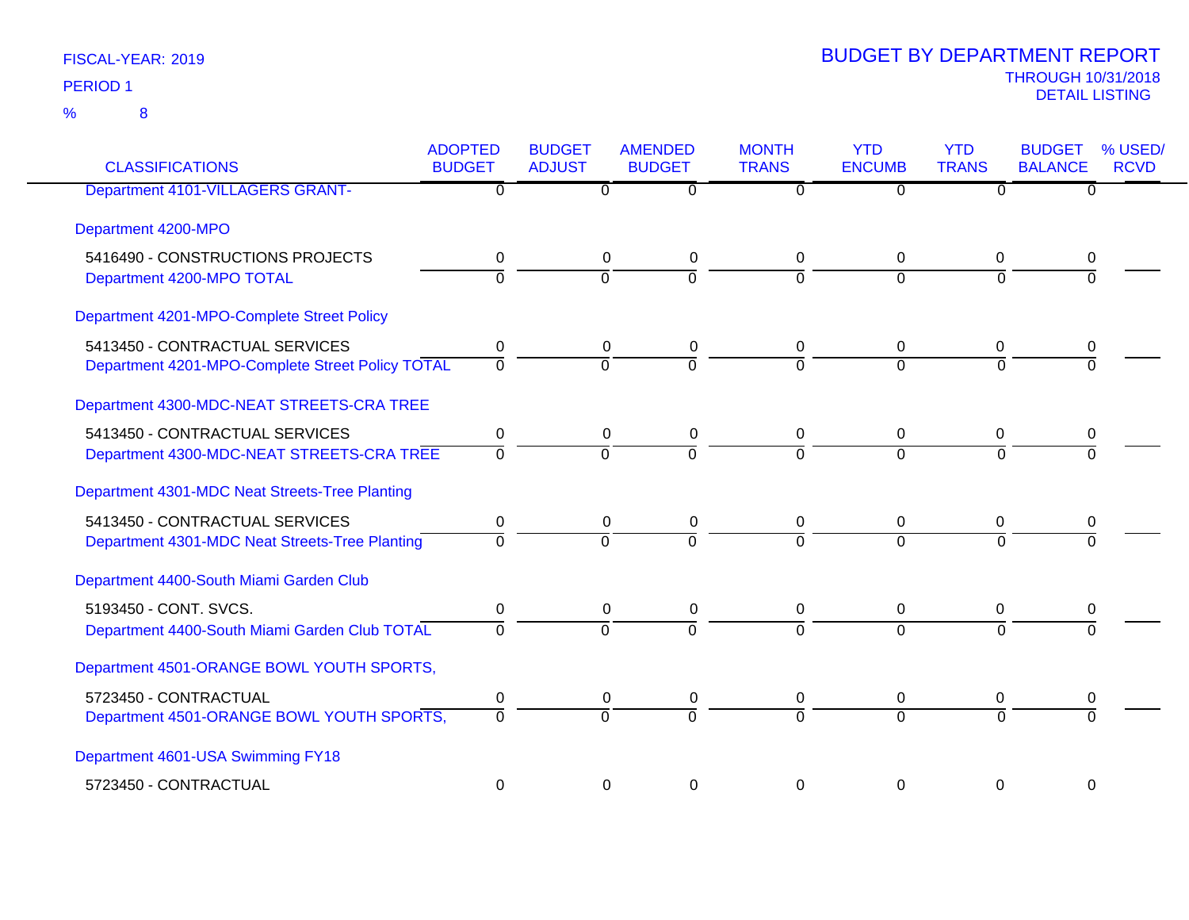FISCAL-YEAR: 2019

PERIOD 1

% 8

# BUDGET BY DEPARTMENT REPORT

THROUGH 10/31/2018

DETAIL LISTING

| CLASSIFICATIONS | ADOPTED BUDGET | BUDGET ADJUST | AMENDED BUDGET | MONTH TRANS | YTD ENCUMB | YTD TRANS | BUDGET BALANCE | % USED/ RCVD |
|---|---|---|---|---|---|---|---|---|
| Department 4101-VILLAGERS GRANT- | 0 | 0 | 0 | 0 | 0 | 0 | 0 | |
| Department 4200-MPO | | | | | | | | |
| 5416490 - CONSTRUCTIONS PROJECTS | 0 | 0 | 0 | 0 | 0 | 0 | 0 | |
| Department 4200-MPO TOTAL | 0 | 0 | 0 | 0 | 0 | 0 | 0 | |
| Department 4201-MPO-Complete Street Policy | | | | | | | | |
| 5413450 - CONTRACTUAL SERVICES | 0 | 0 | 0 | 0 | 0 | 0 | 0 | |
| Department 4201-MPO-Complete Street Policy TOTAL | 0 | 0 | 0 | 0 | 0 | 0 | 0 | |
| Department 4300-MDC-NEAT STREETS-CRA TREE | | | | | | | | |
| 5413450 - CONTRACTUAL SERVICES | 0 | 0 | 0 | 0 | 0 | 0 | 0 | |
| Department 4300-MDC-NEAT STREETS-CRA TREE | 0 | 0 | 0 | 0 | 0 | 0 | 0 | |
| Department 4301-MDC Neat Streets-Tree Planting | | | | | | | | |
| 5413450 - CONTRACTUAL SERVICES | 0 | 0 | 0 | 0 | 0 | 0 | 0 | |
| Department 4301-MDC Neat Streets-Tree Planting | 0 | 0 | 0 | 0 | 0 | 0 | 0 | |
| Department 4400-South Miami Garden Club | | | | | | | | |
| 5193450 - CONT. SVCS. | 0 | 0 | 0 | 0 | 0 | 0 | 0 | |
| Department 4400-South Miami Garden Club TOTAL | 0 | 0 | 0 | 0 | 0 | 0 | 0 | |
| Department 4501-ORANGE BOWL YOUTH SPORTS, | | | | | | | | |
| 5723450 - CONTRACTUAL | 0 | 0 | 0 | 0 | 0 | 0 | 0 | |
| Department 4501-ORANGE BOWL YOUTH SPORTS, | 0 | 0 | 0 | 0 | 0 | 0 | 0 | |
| Department 4601-USA Swimming FY18 | | | | | | | | |
| 5723450 - CONTRACTUAL | 0 | 0 | 0 | 0 | 0 | 0 | 0 | |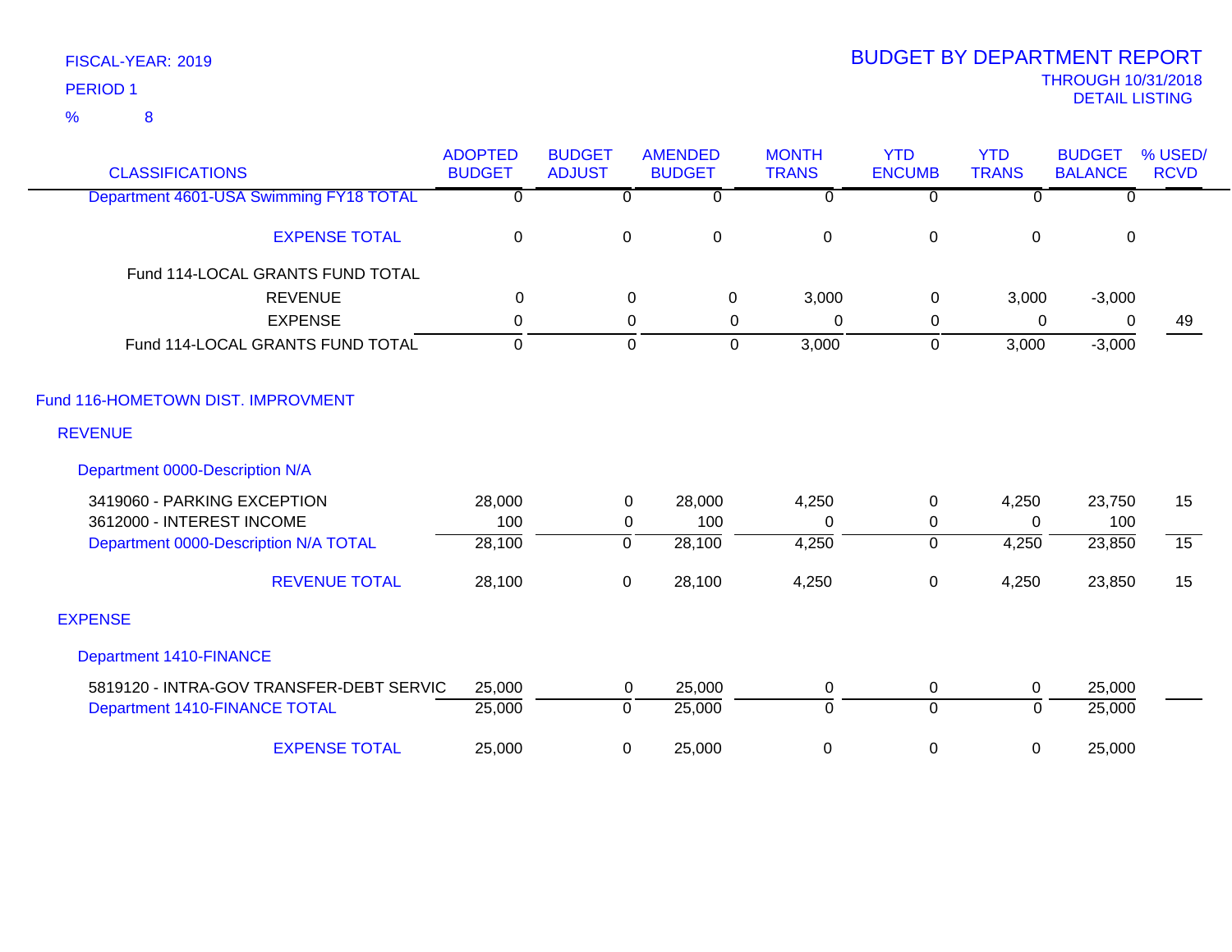FISCAL-YEAR: 2019
PERIOD 1
% 8

# BUDGET BY DEPARTMENT REPORT

THROUGH 10/31/2018
DETAIL LISTING

| CLASSIFICATIONS | ADOPTED BUDGET | BUDGET ADJUST | AMENDED BUDGET | MONTH TRANS | YTD ENCUMB | YTD TRANS | BUDGET BALANCE | % USED/ RCVD |
|---|---|---|---|---|---|---|---|---|
| Department 4601-USA Swimming FY18 TOTAL | 0 | 0 | 0 | 0 | 0 | 0 | 0 | |
| EXPENSE TOTAL | 0 | 0 | 0 | 0 | 0 | 0 | 0 | |
| Fund 114-LOCAL GRANTS FUND TOTAL | | | | | | | | |
| REVENUE | 0 | 0 | 0 | 3,000 | 0 | 3,000 | -3,000 | |
| EXPENSE | 0 | 0 | 0 | 0 | 0 | 0 | 0 | 49 |
| Fund 114-LOCAL GRANTS FUND TOTAL | 0 | 0 | 0 | 3,000 | 0 | 3,000 | -3,000 | |
| Fund 116-HOMETOWN DIST. IMPROVMENT | | | | | | | | |
| REVENUE | | | | | | | | |
| Department 0000-Description N/A | | | | | | | | |
| 3419060 - PARKING EXCEPTION | 28,000 | 0 | 28,000 | 4,250 | 0 | 4,250 | 23,750 | 15 |
| 3612000 - INTEREST INCOME | 100 | 0 | 100 | 0 | 0 | 0 | 100 | |
| Department 0000-Description N/A TOTAL | 28,100 | 0 | 28,100 | 4,250 | 0 | 4,250 | 23,850 | 15 |
| REVENUE TOTAL | 28,100 | 0 | 28,100 | 4,250 | 0 | 4,250 | 23,850 | 15 |
| EXPENSE | | | | | | | | |
| Department 1410-FINANCE | | | | | | | | |
| 5819120 - INTRA-GOV TRANSFER-DEBT SERVIC | 25,000 | 0 | 25,000 | 0 | 0 | 0 | 25,000 | |
| Department 1410-FINANCE TOTAL | 25,000 | 0 | 25,000 | 0 | 0 | 0 | 25,000 | |
| EXPENSE TOTAL | 25,000 | 0 | 25,000 | 0 | 0 | 0 | 25,000 | |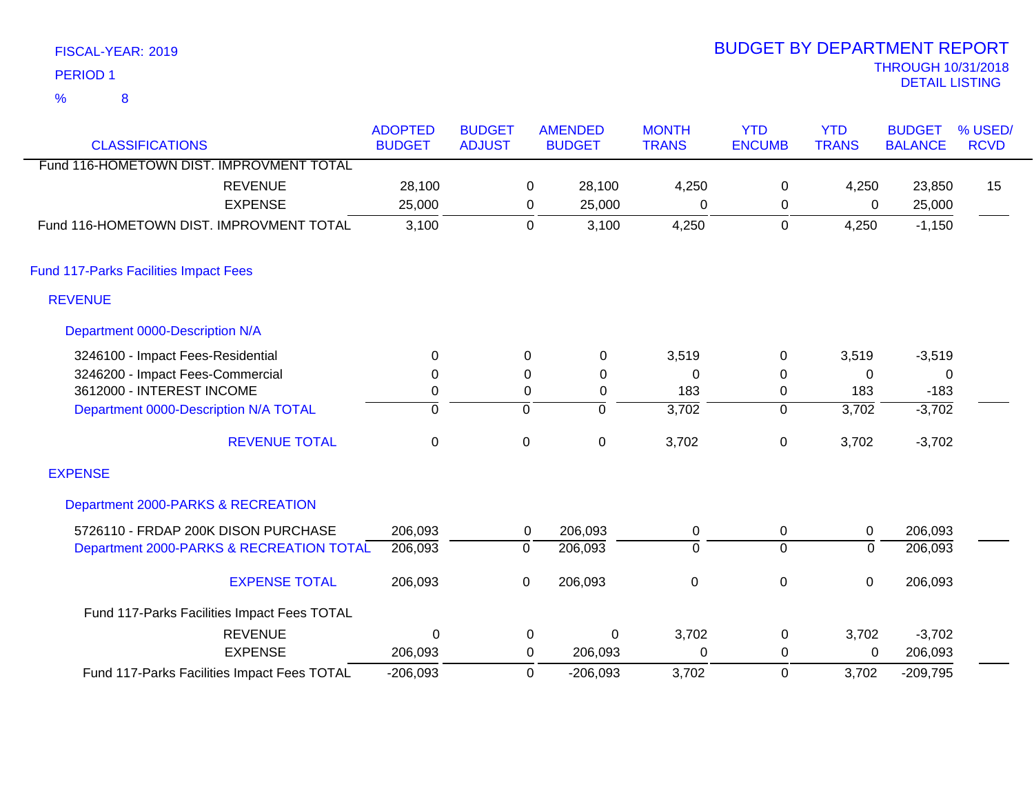FISCAL-YEAR: 2019
PERIOD 1
% 8

# BUDGET BY DEPARTMENT REPORT
THROUGH 10/31/2018
DETAIL LISTING

| CLASSIFICATIONS | ADOPTED BUDGET | BUDGET ADJUST | AMENDED BUDGET | MONTH TRANS | YTD ENCUMB | YTD TRANS | BUDGET BALANCE | % USED/ RCVD |
|---|---|---|---|---|---|---|---|---|
| Fund 116-HOMETOWN DIST. IMPROVMENT TOTAL | | | | | | | | |
| REVENUE | 28,100 | 0 | 28,100 | 4,250 | 0 | 4,250 | 23,850 | 15 |
| EXPENSE | 25,000 | 0 | 25,000 | 0 | 0 | 0 | 25,000 | |
| Fund 116-HOMETOWN DIST. IMPROVMENT TOTAL | 3,100 | 0 | 3,100 | 4,250 | 0 | 4,250 | -1,150 | |
| **Fund 117-Parks Facilities Impact Fees** | | | | | | | | |
| **REVENUE** | | | | | | | | |
| **Department 0000-Description N/A** | | | | | | | | |
| 3246100 - Impact Fees-Residential | 0 | 0 | 0 | 3,519 | 0 | 3,519 | -3,519 | |
| 3246200 - Impact Fees-Commercial | 0 | 0 | 0 | 0 | 0 | 0 | 0 | |
| 3612000 - INTEREST INCOME | 0 | 0 | 0 | 183 | 0 | 183 | -183 | |
| Department 0000-Description N/A TOTAL | 0 | 0 | 0 | 3,702 | 0 | 3,702 | -3,702 | |
| REVENUE TOTAL | 0 | 0 | 0 | 3,702 | 0 | 3,702 | -3,702 | |
| **EXPENSE** | | | | | | | | |
| **Department 2000-PARKS & RECREATION** | | | | | | | | |
| 5726110 - FRDAP 200K DISON PURCHASE | 206,093 | 0 | 206,093 | 0 | 0 | 0 | 206,093 | |
| Department 2000-PARKS & RECREATION TOTAL | 206,093 | 0 | 206,093 | 0 | 0 | 0 | 206,093 | |
| EXPENSE TOTAL | 206,093 | 0 | 206,093 | 0 | 0 | 0 | 206,093 | |
| Fund 117-Parks Facilities Impact Fees TOTAL | | | | | | | | |
| REVENUE | 0 | 0 | 0 | 3,702 | 0 | 3,702 | -3,702 | |
| EXPENSE | 206,093 | 0 | 206,093 | 0 | 0 | 0 | 206,093 | |
| Fund 117-Parks Facilities Impact Fees TOTAL | -206,093 | 0 | -206,093 | 3,702 | 0 | 3,702 | -209,795 | |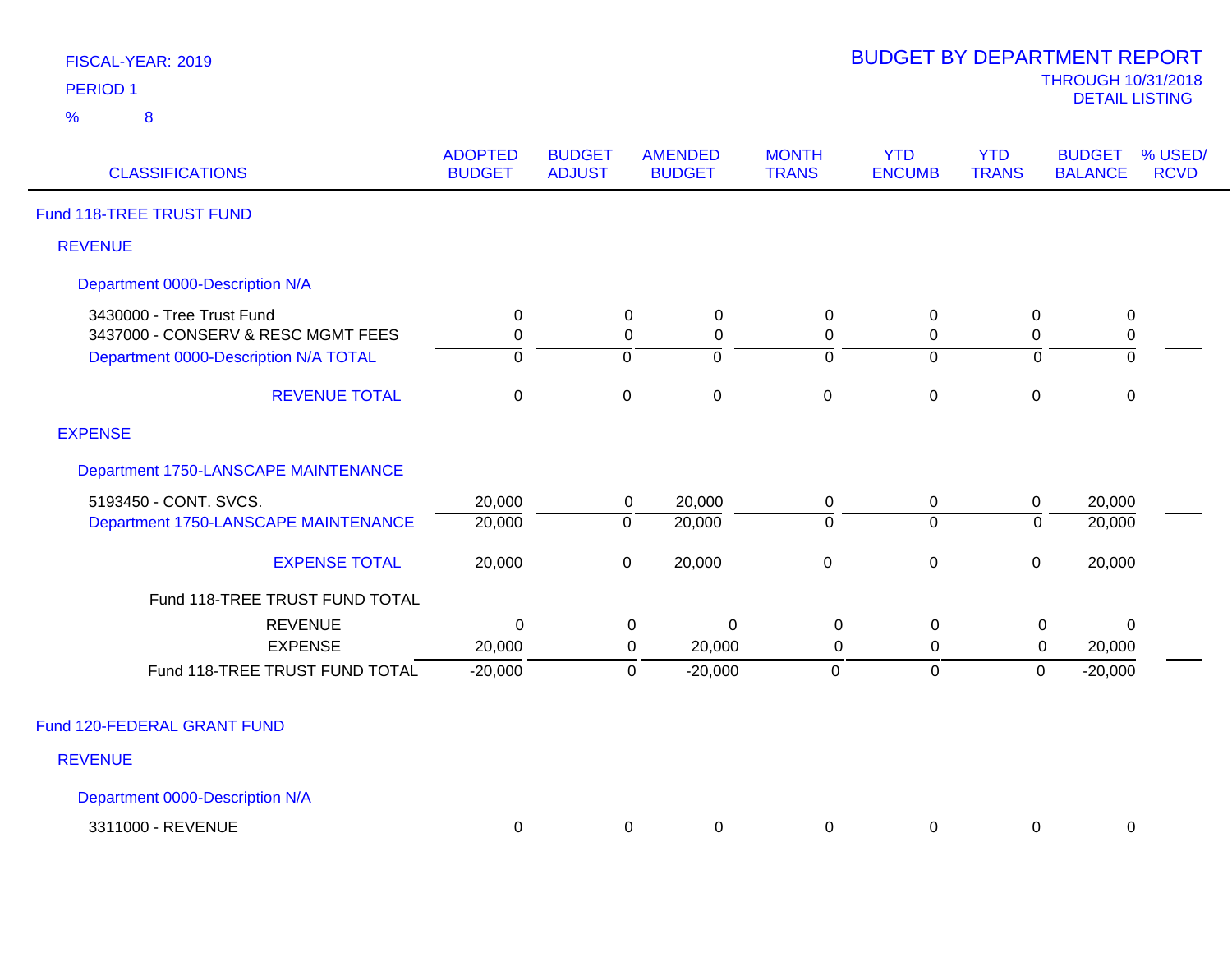FISCAL-YEAR: 2019
PERIOD 1
% 8

# BUDGET BY DEPARTMENT REPORT

THROUGH 10/31/2018
DETAIL LISTING

| CLASSIFICATIONS | ADOPTED BUDGET | BUDGET ADJUST | AMENDED BUDGET | MONTH TRANS | YTD ENCUMB | YTD TRANS | BUDGET BALANCE | % USED/ RCVD |
|---|---|---|---|---|---|---|---|---|
| **Fund 118-TREE TRUST FUND** | | | | | | | | |
| **REVENUE** | | | | | | | | |
| **Department 0000-Description N/A** | | | | | | | | |
| 3430000 - Tree Trust Fund | 0 | 0 | 0 | 0 | 0 | 0 | 0 | |
| 3437000 - CONSERV & RESC MGMT FEES | 0 | 0 | 0 | 0 | 0 | 0 | 0 | |
| Department 0000-Description N/A TOTAL | 0 | 0 | 0 | 0 | 0 | 0 | 0 | |
| REVENUE TOTAL | 0 | 0 | 0 | 0 | 0 | 0 | 0 | |
| **EXPENSE** | | | | | | | | |
| **Department 1750-LANSCAPE MAINTENANCE** | | | | | | | | |
| 5193450 - CONT. SVCS. | 20,000 | 0 | 20,000 | 0 | 0 | 0 | 20,000 | |
| Department 1750-LANSCAPE MAINTENANCE | 20,000 | 0 | 20,000 | 0 | 0 | 0 | 20,000 | |
| EXPENSE TOTAL | 20,000 | 0 | 20,000 | 0 | 0 | 0 | 20,000 | |
| Fund 118-TREE TRUST FUND TOTAL | | | | | | | | |
| REVENUE | 0 | 0 | 0 | 0 | 0 | 0 | 0 | |
| EXPENSE | 20,000 | 0 | 20,000 | 0 | 0 | 0 | 20,000 | |
| Fund 118-TREE TRUST FUND TOTAL | -20,000 | 0 | -20,000 | 0 | 0 | 0 | -20,000 | |
| **Fund 120-FEDERAL GRANT FUND** | | | | | | | | |
| **REVENUE** | | | | | | | | |
| **Department 0000-Description N/A** | | | | | | | | |
| 3311000 - REVENUE | 0 | 0 | 0 | 0 | 0 | 0 | 0 | |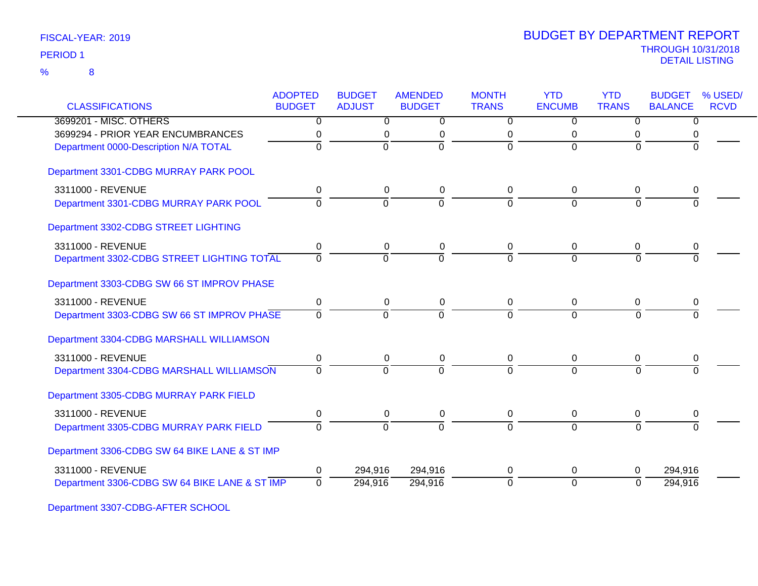FISCAL-YEAR: 2019

PERIOD 1

% 8

# BUDGET BY DEPARTMENT REPORT

THROUGH 10/31/2018

DETAIL LISTING

| CLASSIFICATIONS | ADOPTED BUDGET | BUDGET ADJUST | AMENDED BUDGET | MONTH TRANS | YTD ENCUMB | YTD TRANS | BUDGET BALANCE | % USED/ RCVD |
|---|---|---|---|---|---|---|---|---|
| 3699201 - MISC. OTHERS | 0 | 0 | 0 | 0 | 0 | 0 | 0 | |
| 3699294 - PRIOR YEAR ENCUMBRANCES | 0 | 0 | 0 | 0 | 0 | 0 | 0 | |
| Department 0000-Description N/A TOTAL | 0 | 0 | 0 | 0 | 0 | 0 | 0 | |
| **Department 3301-CDBG MURRAY PARK POOL** | | | | | | | | |
| 3311000 - REVENUE | 0 | 0 | 0 | 0 | 0 | 0 | 0 | |
| Department 3301-CDBG MURRAY PARK POOL | 0 | 0 | 0 | 0 | 0 | 0 | 0 | |
| **Department 3302-CDBG STREET LIGHTING** | | | | | | | | |
| 3311000 - REVENUE | 0 | 0 | 0 | 0 | 0 | 0 | 0 | |
| Department 3302-CDBG STREET LIGHTING TOTAL | 0 | 0 | 0 | 0 | 0 | 0 | 0 | |
| **Department 3303-CDBG SW 66 ST IMPROV PHASE** | | | | | | | | |
| 3311000 - REVENUE | 0 | 0 | 0 | 0 | 0 | 0 | 0 | |
| Department 3303-CDBG SW 66 ST IMPROV PHASE | 0 | 0 | 0 | 0 | 0 | 0 | 0 | |
| **Department 3304-CDBG MARSHALL WILLIAMSON** | | | | | | | | |
| 3311000 - REVENUE | 0 | 0 | 0 | 0 | 0 | 0 | 0 | |
| Department 3304-CDBG MARSHALL WILLIAMSON | 0 | 0 | 0 | 0 | 0 | 0 | 0 | |
| **Department 3305-CDBG MURRAY PARK FIELD** | | | | | | | | |
| 3311000 - REVENUE | 0 | 0 | 0 | 0 | 0 | 0 | 0 | |
| Department 3305-CDBG MURRAY PARK FIELD | 0 | 0 | 0 | 0 | 0 | 0 | 0 | |
| **Department 3306-CDBG SW 64 BIKE LANE & ST IMP** | | | | | | | | |
| 3311000 - REVENUE | 0 | 294,916 | 294,916 | 0 | 0 | 0 | 294,916 | |
| Department 3306-CDBG SW 64 BIKE LANE & ST IMP | 0 | 294,916 | 294,916 | 0 | 0 | 0 | 294,916 | |
| **Department 3307-CDBG-AFTER SCHOOL** | | | | | | | | |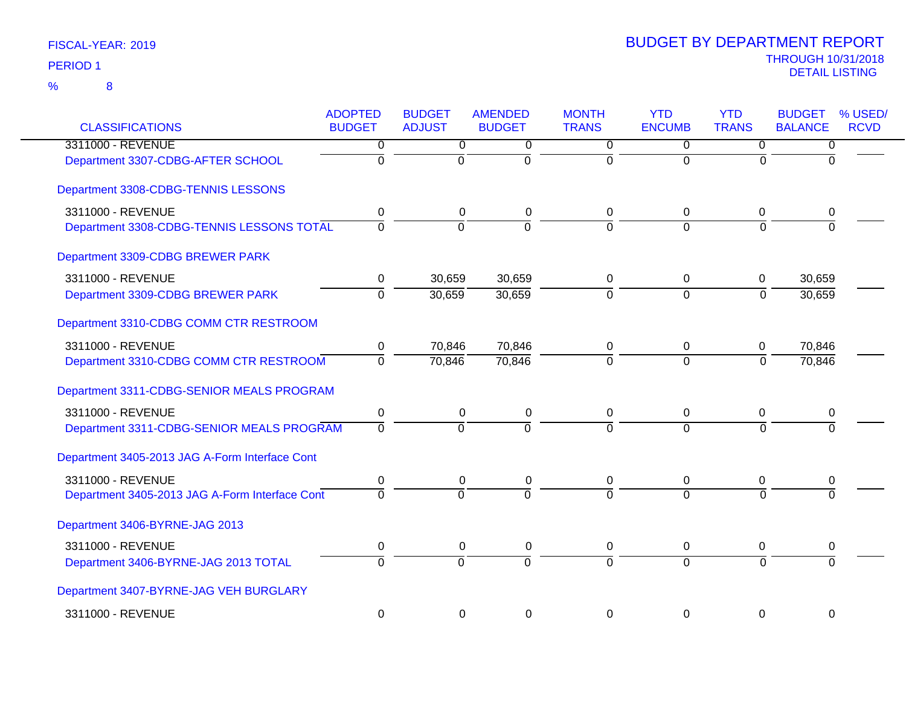FISCAL-YEAR: 2019

PERIOD 1

% 8

# BUDGET BY DEPARTMENT REPORT

THROUGH 10/31/2018

DETAIL LISTING

| CLASSIFICATIONS | ADOPTED BUDGET | BUDGET ADJUST | AMENDED BUDGET | MONTH TRANS | YTD ENCUMB | YTD TRANS | BUDGET BALANCE | % USED/ RCVD |
|---|---|---|---|---|---|---|---|---|
| 3311000 - REVENUE | 0 | 0 | 0 | 0 | 0 | 0 | 0 | |
| Department 3307-CDBG-AFTER SCHOOL | 0 | 0 | 0 | 0 | 0 | 0 | 0 | |
| Department 3308-CDBG-TENNIS LESSONS | | | | | | | | |
| 3311000 - REVENUE | 0 | 0 | 0 | 0 | 0 | 0 | 0 | |
| Department 3308-CDBG-TENNIS LESSONS TOTAL | 0 | 0 | 0 | 0 | 0 | 0 | 0 | |
| Department 3309-CDBG BREWER PARK | | | | | | | | |
| 3311000 - REVENUE | 0 | 30,659 | 30,659 | 0 | 0 | 0 | 30,659 | |
| Department 3309-CDBG BREWER PARK | 0 | 30,659 | 30,659 | 0 | 0 | 0 | 30,659 | |
| Department 3310-CDBG COMM CTR RESTROOM | | | | | | | | |
| 3311000 - REVENUE | 0 | 70,846 | 70,846 | 0 | 0 | 0 | 70,846 | |
| Department 3310-CDBG COMM CTR RESTROOM | 0 | 70,846 | 70,846 | 0 | 0 | 0 | 70,846 | |
| Department 3311-CDBG-SENIOR MEALS PROGRAM | | | | | | | | |
| 3311000 - REVENUE | 0 | 0 | 0 | 0 | 0 | 0 | 0 | |
| Department 3311-CDBG-SENIOR MEALS PROGRAM | 0 | 0 | 0 | 0 | 0 | 0 | 0 | |
| Department 3405-2013 JAG A-Form Interface Cont | | | | | | | | |
| 3311000 - REVENUE | 0 | 0 | 0 | 0 | 0 | 0 | 0 | |
| Department 3405-2013 JAG A-Form Interface Cont | 0 | 0 | 0 | 0 | 0 | 0 | 0 | |
| Department 3406-BYRNE-JAG 2013 | | | | | | | | |
| 3311000 - REVENUE | 0 | 0 | 0 | 0 | 0 | 0 | 0 | |
| Department 3406-BYRNE-JAG 2013 TOTAL | 0 | 0 | 0 | 0 | 0 | 0 | 0 | |
| Department 3407-BYRNE-JAG VEH BURGLARY | | | | | | | | |
| 3311000 - REVENUE | 0 | 0 | 0 | 0 | 0 | 0 | 0 | |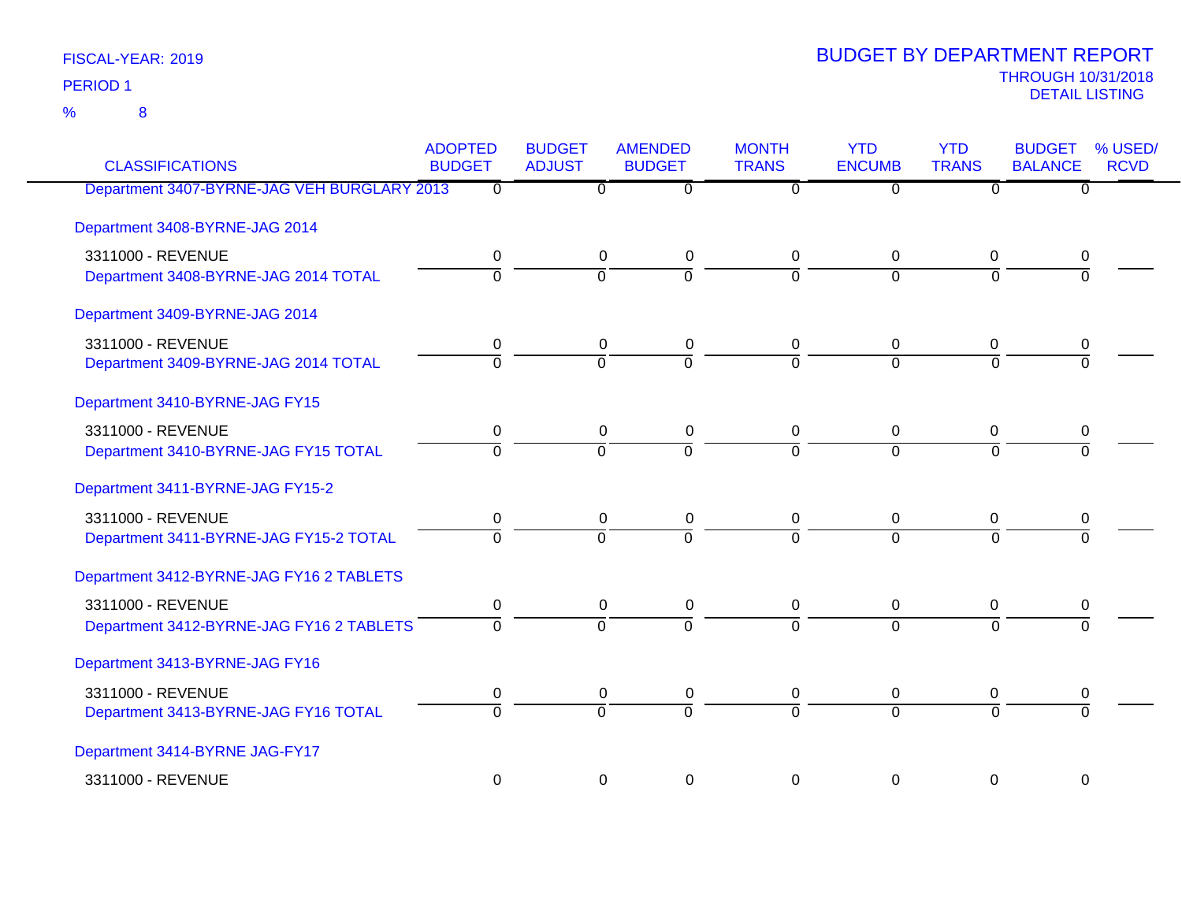FISCAL-YEAR: 2019

PERIOD 1

% 8

# BUDGET BY DEPARTMENT REPORT

THROUGH 10/31/2018

DETAIL LISTING

| CLASSIFICATIONS | ADOPTED BUDGET | BUDGET ADJUST | AMENDED BUDGET | MONTH TRANS | YTD ENCUMB | YTD TRANS | BUDGET BALANCE | % USED/ RCVD |
|---|---|---|---|---|---|---|---|---|
| Department 3407-BYRNE-JAG VEH BURGLARY 2013 | 0 | 0 | 0 | 0 | 0 | 0 | 0 | |
| Department 3408-BYRNE-JAG 2014 | | | | | | | | |
| 3311000 - REVENUE | 0 | 0 | 0 | 0 | 0 | 0 | 0 | |
| Department 3408-BYRNE-JAG 2014 TOTAL | 0 | 0 | 0 | 0 | 0 | 0 | 0 | |
| Department 3409-BYRNE-JAG 2014 | | | | | | | | |
| 3311000 - REVENUE | 0 | 0 | 0 | 0 | 0 | 0 | 0 | |
| Department 3409-BYRNE-JAG 2014 TOTAL | 0 | 0 | 0 | 0 | 0 | 0 | 0 | |
| Department 3410-BYRNE-JAG FY15 | | | | | | | | |
| 3311000 - REVENUE | 0 | 0 | 0 | 0 | 0 | 0 | 0 | |
| Department 3410-BYRNE-JAG FY15 TOTAL | 0 | 0 | 0 | 0 | 0 | 0 | 0 | |
| Department 3411-BYRNE-JAG FY15-2 | | | | | | | | |
| 3311000 - REVENUE | 0 | 0 | 0 | 0 | 0 | 0 | 0 | |
| Department 3411-BYRNE-JAG FY15-2 TOTAL | 0 | 0 | 0 | 0 | 0 | 0 | 0 | |
| Department 3412-BYRNE-JAG FY16 2 TABLETS | | | | | | | | |
| 3311000 - REVENUE | 0 | 0 | 0 | 0 | 0 | 0 | 0 | |
| Department 3412-BYRNE-JAG FY16 2 TABLETS | 0 | 0 | 0 | 0 | 0 | 0 | 0 | |
| Department 3413-BYRNE-JAG FY16 | | | | | | | | |
| 3311000 - REVENUE | 0 | 0 | 0 | 0 | 0 | 0 | 0 | |
| Department 3413-BYRNE-JAG FY16 TOTAL | 0 | 0 | 0 | 0 | 0 | 0 | 0 | |
| Department 3414-BYRNE JAG-FY17 | | | | | | | | |
| 3311000 - REVENUE | 0 | 0 | 0 | 0 | 0 | 0 | 0 | |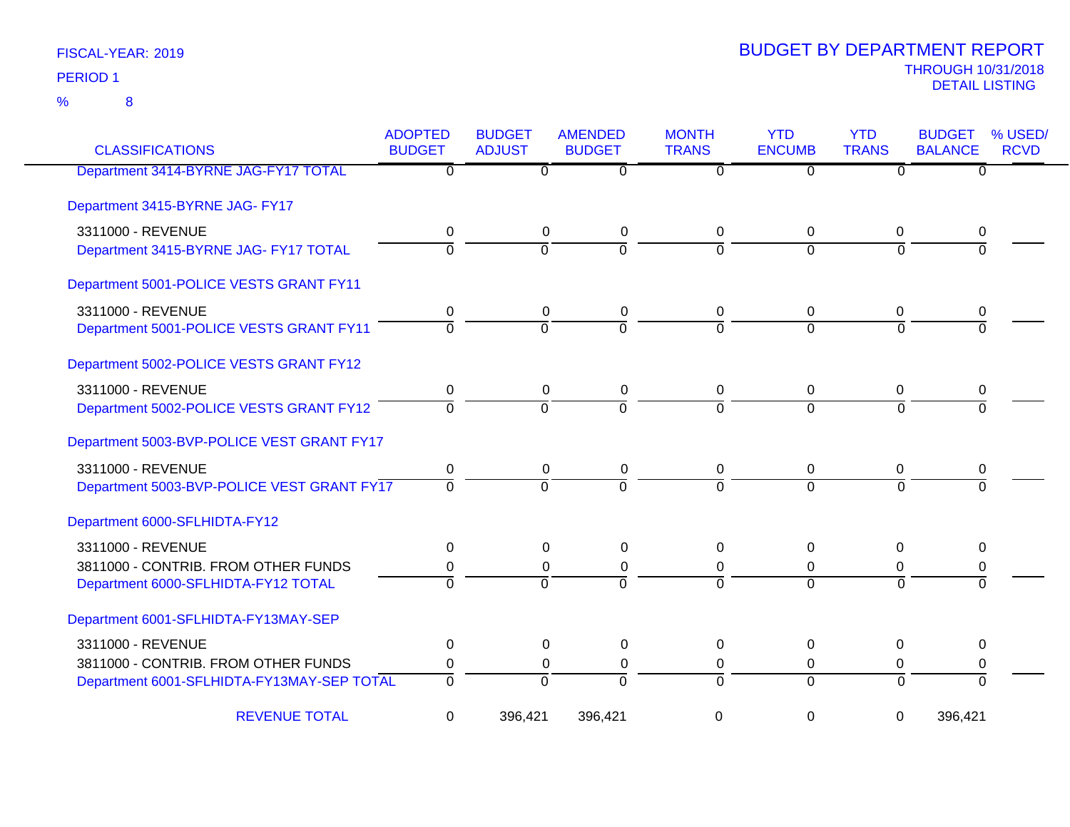FISCAL-YEAR: 2019

PERIOD 1

% 8

# BUDGET BY DEPARTMENT REPORT

THROUGH 10/31/2018

DETAIL LISTING

| CLASSIFICATIONS | ADOPTED BUDGET | BUDGET ADJUST | AMENDED BUDGET | MONTH TRANS | YTD ENCUMB | YTD TRANS | BUDGET BALANCE | % USED/ RCVD |
|---|---|---|---|---|---|---|---|---|
| Department 3414-BYRNE JAG-FY17 TOTAL | 0 | 0 | 0 | 0 | 0 | 0 | 0 | |
| Department 3415-BYRNE JAG- FY17 | | | | | | | | |
| 3311000 - REVENUE | 0 | 0 | 0 | 0 | 0 | 0 | 0 | |
| Department 3415-BYRNE JAG- FY17 TOTAL | 0 | 0 | 0 | 0 | 0 | 0 | 0 | |
| Department 5001-POLICE VESTS GRANT FY11 | | | | | | | | |
| 3311000 - REVENUE | 0 | 0 | 0 | 0 | 0 | 0 | 0 | |
| Department 5001-POLICE VESTS GRANT FY11 | 0 | 0 | 0 | 0 | 0 | 0 | 0 | |
| Department 5002-POLICE VESTS GRANT FY12 | | | | | | | | |
| 3311000 - REVENUE | 0 | 0 | 0 | 0 | 0 | 0 | 0 | |
| Department 5002-POLICE VESTS GRANT FY12 | 0 | 0 | 0 | 0 | 0 | 0 | 0 | |
| Department 5003-BVP-POLICE VEST GRANT FY17 | | | | | | | | |
| 3311000 - REVENUE | 0 | 0 | 0 | 0 | 0 | 0 | 0 | |
| Department 5003-BVP-POLICE VEST GRANT FY17 | 0 | 0 | 0 | 0 | 0 | 0 | 0 | |
| Department 6000-SFLHIDTA-FY12 | | | | | | | | |
| 3311000 - REVENUE | 0 | 0 | 0 | 0 | 0 | 0 | 0 | |
| 3811000 - CONTRIB. FROM OTHER FUNDS | 0 | 0 | 0 | 0 | 0 | 0 | 0 | |
| Department 6000-SFLHIDTA-FY12 TOTAL | 0 | 0 | 0 | 0 | 0 | 0 | 0 | |
| Department 6001-SFLHIDTA-FY13MAY-SEP | | | | | | | | |
| 3311000 - REVENUE | 0 | 0 | 0 | 0 | 0 | 0 | 0 | |
| 3811000 - CONTRIB. FROM OTHER FUNDS | 0 | 0 | 0 | 0 | 0 | 0 | 0 | |
| Department 6001-SFLHIDTA-FY13MAY-SEP TOTAL | 0 | 0 | 0 | 0 | 0 | 0 | 0 | |
| REVENUE TOTAL | 0 | 396,421 | 396,421 | 0 | 0 | 0 | 396,421 | |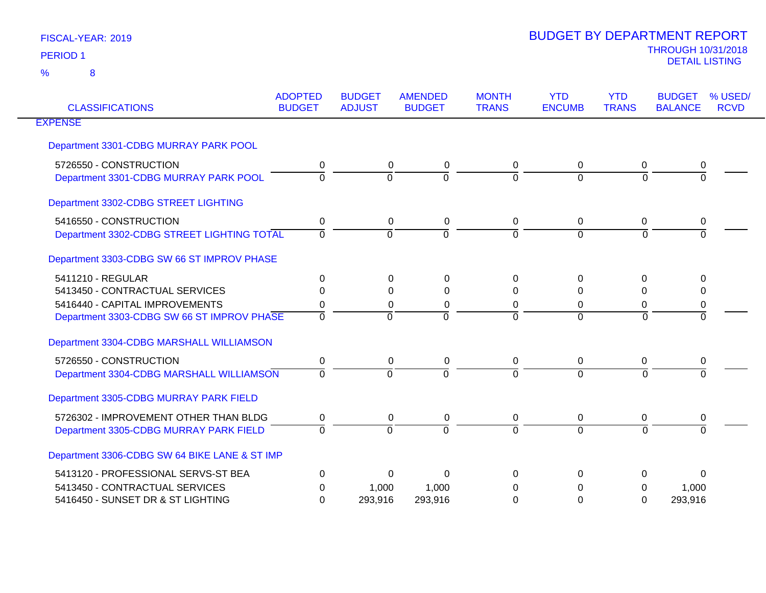FISCAL-YEAR: 2019

PERIOD 1

% 8

# BUDGET BY DEPARTMENT REPORT

THROUGH 10/31/2018

DETAIL LISTING

| CLASSIFICATIONS | ADOPTED BUDGET | BUDGET ADJUST | AMENDED BUDGET | MONTH TRANS | YTD ENCUMB | YTD TRANS | BUDGET BALANCE | % USED/ RCVD |
|---|---|---|---|---|---|---|---|---|
| **EXPENSE** | | | | | | | | |
| **Department 3301-CDBG MURRAY PARK POOL** | | | | | | | | |
| 5726550 - CONSTRUCTION | 0 | 0 | 0 | 0 | 0 | 0 | 0 | |
| Department 3301-CDBG MURRAY PARK POOL | 0 | 0 | 0 | 0 | 0 | 0 | 0 | |
| **Department 3302-CDBG STREET LIGHTING** | | | | | | | | |
| 5416550 - CONSTRUCTION | 0 | 0 | 0 | 0 | 0 | 0 | 0 | |
| Department 3302-CDBG STREET LIGHTING TOTAL | 0 | 0 | 0 | 0 | 0 | 0 | 0 | |
| **Department 3303-CDBG SW 66 ST IMPROV PHASE** | | | | | | | | |
| 5411210 - REGULAR | 0 | 0 | 0 | 0 | 0 | 0 | 0 | |
| 5413450 - CONTRACTUAL SERVICES | 0 | 0 | 0 | 0 | 0 | 0 | 0 | |
| 5416440 - CAPITAL IMPROVEMENTS | 0 | 0 | 0 | 0 | 0 | 0 | 0 | |
| Department 3303-CDBG SW 66 ST IMPROV PHASE | 0 | 0 | 0 | 0 | 0 | 0 | 0 | |
| **Department 3304-CDBG MARSHALL WILLIAMSON** | | | | | | | | |
| 5726550 - CONSTRUCTION | 0 | 0 | 0 | 0 | 0 | 0 | 0 | |
| Department 3304-CDBG MARSHALL WILLIAMSON | 0 | 0 | 0 | 0 | 0 | 0 | 0 | |
| **Department 3305-CDBG MURRAY PARK FIELD** | | | | | | | | |
| 5726302 - IMPROVEMENT OTHER THAN BLDG | 0 | 0 | 0 | 0 | 0 | 0 | 0 | |
| Department 3305-CDBG MURRAY PARK FIELD | 0 | 0 | 0 | 0 | 0 | 0 | 0 | |
| **Department 3306-CDBG SW 64 BIKE LANE & ST IMP** | | | | | | | | |
| 5413120 - PROFESSIONAL SERVS-ST BEA | 0 | 0 | 0 | 0 | 0 | 0 | 0 | |
| 5413450 - CONTRACTUAL SERVICES | 0 | 1,000 | 1,000 | 0 | 0 | 0 | 1,000 | |
| 5416450 - SUNSET DR & ST LIGHTING | 0 | 293,916 | 293,916 | 0 | 0 | 0 | 293,916 | |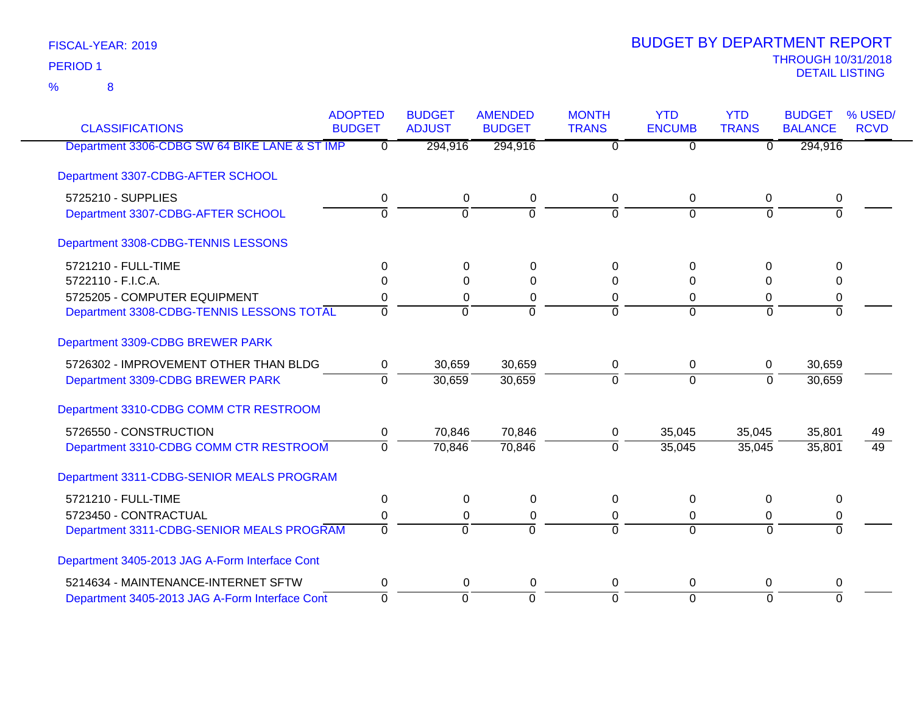FISCAL-YEAR: 2019
PERIOD 1
% 8

# BUDGET BY DEPARTMENT REPORT

THROUGH 10/31/2018
DETAIL LISTING

| CLASSIFICATIONS | ADOPTED BUDGET | BUDGET ADJUST | AMENDED BUDGET | MONTH TRANS | YTD ENCUMB | YTD TRANS | BUDGET BALANCE | % USED/ RCVD |
|---|---|---|---|---|---|---|---|---|
| Department 3306-CDBG SW 64 BIKE LANE & ST IMP | 0 | 294,916 | 294,916 | 0 | 0 | 0 | 294,916 | |
| **Department 3307-CDBG-AFTER SCHOOL** | | | | | | | | |
| 5725210 - SUPPLIES | 0 | 0 | 0 | 0 | 0 | 0 | 0 | |
| Department 3307-CDBG-AFTER SCHOOL | 0 | 0 | 0 | 0 | 0 | 0 | 0 | |
| **Department 3308-CDBG-TENNIS LESSONS** | | | | | | | | |
| 5721210 - FULL-TIME | 0 | 0 | 0 | 0 | 0 | 0 | 0 | |
| 5722110 - F.I.C.A. | 0 | 0 | 0 | 0 | 0 | 0 | 0 | |
| 5725205 - COMPUTER EQUIPMENT | 0 | 0 | 0 | 0 | 0 | 0 | 0 | |
| Department 3308-CDBG-TENNIS LESSONS TOTAL | 0 | 0 | 0 | 0 | 0 | 0 | 0 | |
| **Department 3309-CDBG BREWER PARK** | | | | | | | | |
| 5726302 - IMPROVEMENT OTHER THAN BLDG | 0 | 30,659 | 30,659 | 0 | 0 | 0 | 30,659 | |
| Department 3309-CDBG BREWER PARK | 0 | 30,659 | 30,659 | 0 | 0 | 0 | 30,659 | |
| **Department 3310-CDBG COMM CTR RESTROOM** | | | | | | | | |
| 5726550 - CONSTRUCTION | 0 | 70,846 | 70,846 | 0 | 35,045 | 35,045 | 35,801 | 49 |
| Department 3310-CDBG COMM CTR RESTROOM | 0 | 70,846 | 70,846 | 0 | 35,045 | 35,045 | 35,801 | 49 |
| **Department 3311-CDBG-SENIOR MEALS PROGRAM** | | | | | | | | |
| 5721210 - FULL-TIME | 0 | 0 | 0 | 0 | 0 | 0 | 0 | |
| 5723450 - CONTRACTUAL | 0 | 0 | 0 | 0 | 0 | 0 | 0 | |
| Department 3311-CDBG-SENIOR MEALS PROGRAM | 0 | 0 | 0 | 0 | 0 | 0 | 0 | |
| **Department 3405-2013 JAG A-Form Interface Cont** | | | | | | | | |
| 5214634 - MAINTENANCE-INTERNET SFTW | 0 | 0 | 0 | 0 | 0 | 0 | 0 | |
| Department 3405-2013 JAG A-Form Interface Cont | 0 | 0 | 0 | 0 | 0 | 0 | 0 | |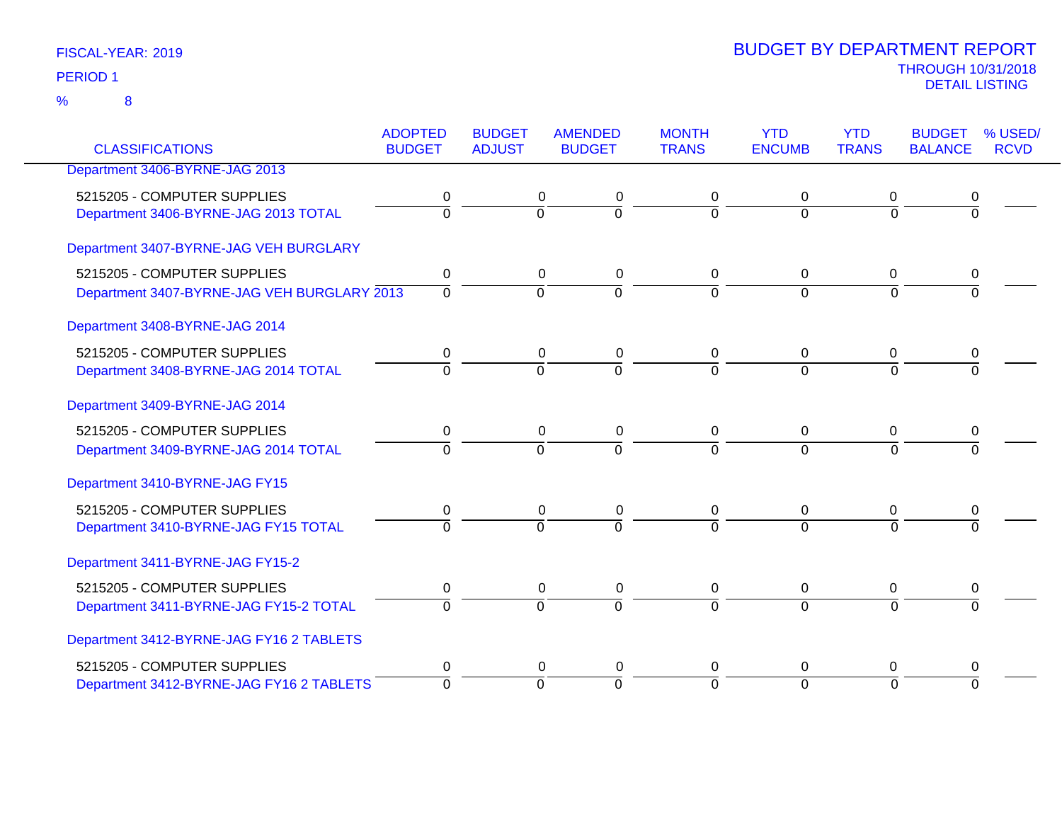FISCAL-YEAR: 2019

PERIOD 1

% 8

# BUDGET BY DEPARTMENT REPORT

THROUGH 10/31/2018

DETAIL LISTING

| CLASSIFICATIONS | ADOPTED BUDGET | BUDGET ADJUST | AMENDED BUDGET | MONTH TRANS | YTD ENCUMB | YTD TRANS | BUDGET BALANCE | % USED/ RCVD |
|---|---|---|---|---|---|---|---|---|
| Department 3406-BYRNE-JAG 2013 | | | | | | | | |
| 5215205 - COMPUTER SUPPLIES | 0 | 0 | 0 | 0 | 0 | 0 | 0 | |
| Department 3406-BYRNE-JAG 2013 TOTAL | 0 | 0 | 0 | 0 | 0 | 0 | 0 | |
| Department 3407-BYRNE-JAG VEH BURGLARY | | | | | | | | |
| 5215205 - COMPUTER SUPPLIES | 0 | 0 | 0 | 0 | 0 | 0 | 0 | |
| Department 3407-BYRNE-JAG VEH BURGLARY 2013 | 0 | 0 | 0 | 0 | 0 | 0 | 0 | |
| Department 3408-BYRNE-JAG 2014 | | | | | | | | |
| 5215205 - COMPUTER SUPPLIES | 0 | 0 | 0 | 0 | 0 | 0 | 0 | |
| Department 3408-BYRNE-JAG 2014 TOTAL | 0 | 0 | 0 | 0 | 0 | 0 | 0 | |
| Department 3409-BYRNE-JAG 2014 | | | | | | | | |
| 5215205 - COMPUTER SUPPLIES | 0 | 0 | 0 | 0 | 0 | 0 | 0 | |
| Department 3409-BYRNE-JAG 2014 TOTAL | 0 | 0 | 0 | 0 | 0 | 0 | 0 | |
| Department 3410-BYRNE-JAG FY15 | | | | | | | | |
| 5215205 - COMPUTER SUPPLIES | 0 | 0 | 0 | 0 | 0 | 0 | 0 | |
| Department 3410-BYRNE-JAG FY15 TOTAL | 0 | 0 | 0 | 0 | 0 | 0 | 0 | |
| Department 3411-BYRNE-JAG FY15-2 | | | | | | | | |
| 5215205 - COMPUTER SUPPLIES | 0 | 0 | 0 | 0 | 0 | 0 | 0 | |
| Department 3411-BYRNE-JAG FY15-2 TOTAL | 0 | 0 | 0 | 0 | 0 | 0 | 0 | |
| Department 3412-BYRNE-JAG FY16 2 TABLETS | | | | | | | | |
| 5215205 - COMPUTER SUPPLIES | 0 | 0 | 0 | 0 | 0 | 0 | 0 | |
| Department 3412-BYRNE-JAG FY16 2 TABLETS | 0 | 0 | 0 | 0 | 0 | 0 | 0 | |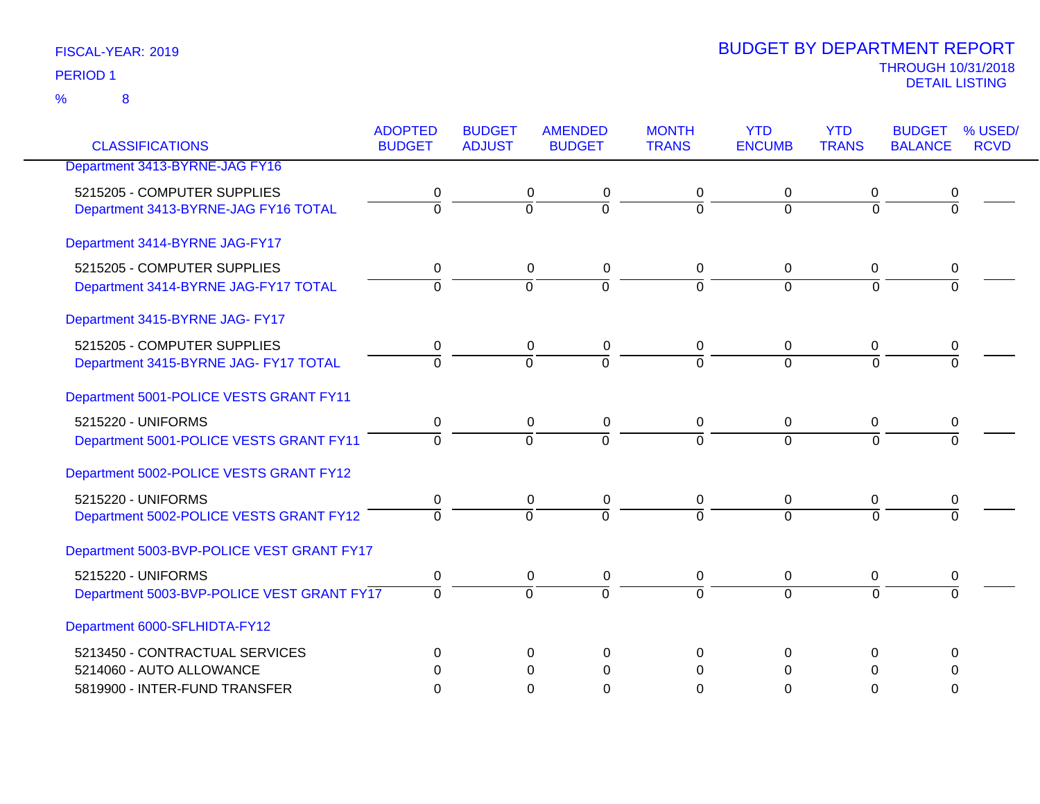FISCAL-YEAR: 2019

PERIOD 1

% 8

# BUDGET BY DEPARTMENT REPORT

THROUGH 10/31/2018

DETAIL LISTING

| CLASSIFICATIONS | ADOPTED BUDGET | BUDGET ADJUST | AMENDED BUDGET | MONTH TRANS | YTD ENCUMB | YTD TRANS | BUDGET BALANCE | % USED/ RCVD |
|---|---|---|---|---|---|---|---|---|
| Department 3413-BYRNE-JAG FY16 | | | | | | | | |
| 5215205 - COMPUTER SUPPLIES | 0 | 0 | 0 | 0 | 0 | 0 | 0 | |
| Department 3413-BYRNE-JAG FY16 TOTAL | 0 | 0 | 0 | 0 | 0 | 0 | 0 | |
| Department 3414-BYRNE JAG-FY17 | | | | | | | | |
| 5215205 - COMPUTER SUPPLIES | 0 | 0 | 0 | 0 | 0 | 0 | 0 | |
| Department 3414-BYRNE JAG-FY17 TOTAL | 0 | 0 | 0 | 0 | 0 | 0 | 0 | |
| Department 3415-BYRNE JAG- FY17 | | | | | | | | |
| 5215205 - COMPUTER SUPPLIES | 0 | 0 | 0 | 0 | 0 | 0 | 0 | |
| Department 3415-BYRNE JAG- FY17 TOTAL | 0 | 0 | 0 | 0 | 0 | 0 | 0 | |
| Department 5001-POLICE VESTS GRANT FY11 | | | | | | | | |
| 5215220 - UNIFORMS | 0 | 0 | 0 | 0 | 0 | 0 | 0 | |
| Department 5001-POLICE VESTS GRANT FY11 | 0 | 0 | 0 | 0 | 0 | 0 | 0 | |
| Department 5002-POLICE VESTS GRANT FY12 | | | | | | | | |
| 5215220 - UNIFORMS | 0 | 0 | 0 | 0 | 0 | 0 | 0 | |
| Department 5002-POLICE VESTS GRANT FY12 | 0 | 0 | 0 | 0 | 0 | 0 | 0 | |
| Department 5003-BVP-POLICE VEST GRANT FY17 | | | | | | | | |
| 5215220 - UNIFORMS | 0 | 0 | 0 | 0 | 0 | 0 | 0 | |
| Department 5003-BVP-POLICE VEST GRANT FY17 | 0 | 0 | 0 | 0 | 0 | 0 | 0 | |
| Department 6000-SFLHIDTA-FY12 | | | | | | | | |
| 5213450 - CONTRACTUAL SERVICES | 0 | 0 | 0 | 0 | 0 | 0 | 0 | |
| 5214060 - AUTO ALLOWANCE | 0 | 0 | 0 | 0 | 0 | 0 | 0 | |
| 5819900 - INTER-FUND TRANSFER | 0 | 0 | 0 | 0 | 0 | 0 | 0 | |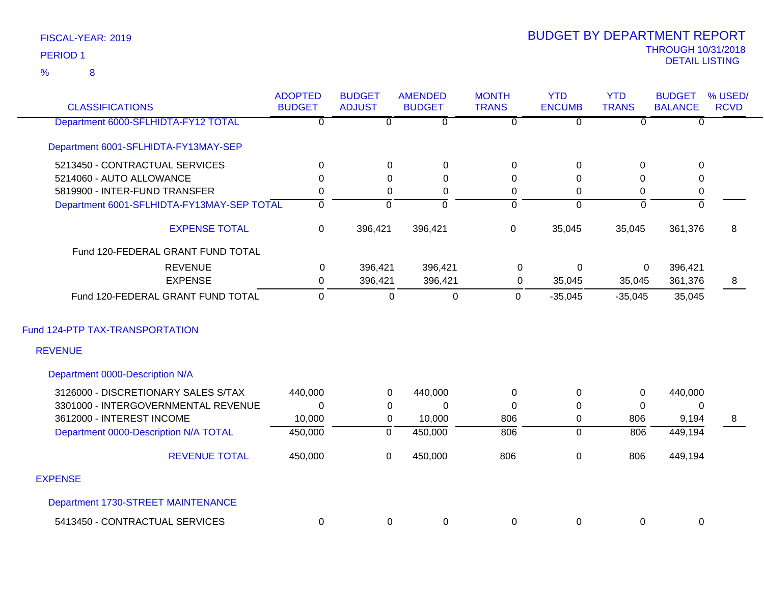FISCAL-YEAR: 2019

PERIOD 1

% 8

# BUDGET BY DEPARTMENT REPORT

THROUGH 10/31/2018

DETAIL LISTING

| CLASSIFICATIONS | ADOPTED BUDGET | BUDGET ADJUST | AMENDED BUDGET | MONTH TRANS | YTD ENCUMB | YTD TRANS | BUDGET BALANCE | % USED/ RCVD |
|---|---|---|---|---|---|---|---|---|
| Department 6000-SFLHIDTA-FY12 TOTAL | 0 | 0 | 0 | 0 | 0 | 0 | 0 | |
| Department 6001-SFLHIDTA-FY13MAY-SEP | | | | | | | | |
| 5213450 - CONTRACTUAL SERVICES | 0 | 0 | 0 | 0 | 0 | 0 | 0 | |
| 5214060 - AUTO ALLOWANCE | 0 | 0 | 0 | 0 | 0 | 0 | 0 | |
| 5819900 - INTER-FUND TRANSFER | 0 | 0 | 0 | 0 | 0 | 0 | 0 | |
| Department 6001-SFLHIDTA-FY13MAY-SEP TOTAL | 0 | 0 | 0 | 0 | 0 | 0 | 0 | |
| EXPENSE TOTAL | 0 | 396,421 | 396,421 | 0 | 35,045 | 35,045 | 361,376 | 8 |
| Fund 120-FEDERAL GRANT FUND TOTAL | | | | | | | | |
| REVENUE | 0 | 396,421 | 396,421 | 0 | 0 | 0 | 396,421 | |
| EXPENSE | 0 | 396,421 | 396,421 | 0 | 35,045 | 35,045 | 361,376 | 8 |
| Fund 120-FEDERAL GRANT FUND TOTAL | 0 | 0 | 0 | 0 | -35,045 | -35,045 | 35,045 | |
| Fund 124-PTP TAX-TRANSPORTATION | | | | | | | | |
| REVENUE | | | | | | | | |
| Department 0000-Description N/A | | | | | | | | |
| 3126000 - DISCRETIONARY SALES S/TAX | 440,000 | 0 | 440,000 | 0 | 0 | 0 | 440,000 | |
| 3301000 - INTERGOVERNMENTAL REVENUE | 0 | 0 | 0 | 0 | 0 | 0 | 0 | |
| 3612000 - INTEREST INCOME | 10,000 | 0 | 10,000 | 806 | 0 | 806 | 9,194 | 8 |
| Department 0000-Description N/A TOTAL | 450,000 | 0 | 450,000 | 806 | 0 | 806 | 449,194 | |
| REVENUE TOTAL | 450,000 | 0 | 450,000 | 806 | 0 | 806 | 449,194 | |
| EXPENSE | | | | | | | | |
| Department 1730-STREET MAINTENANCE | | | | | | | | |
| 5413450 - CONTRACTUAL SERVICES | 0 | 0 | 0 | 0 | 0 | 0 | 0 | |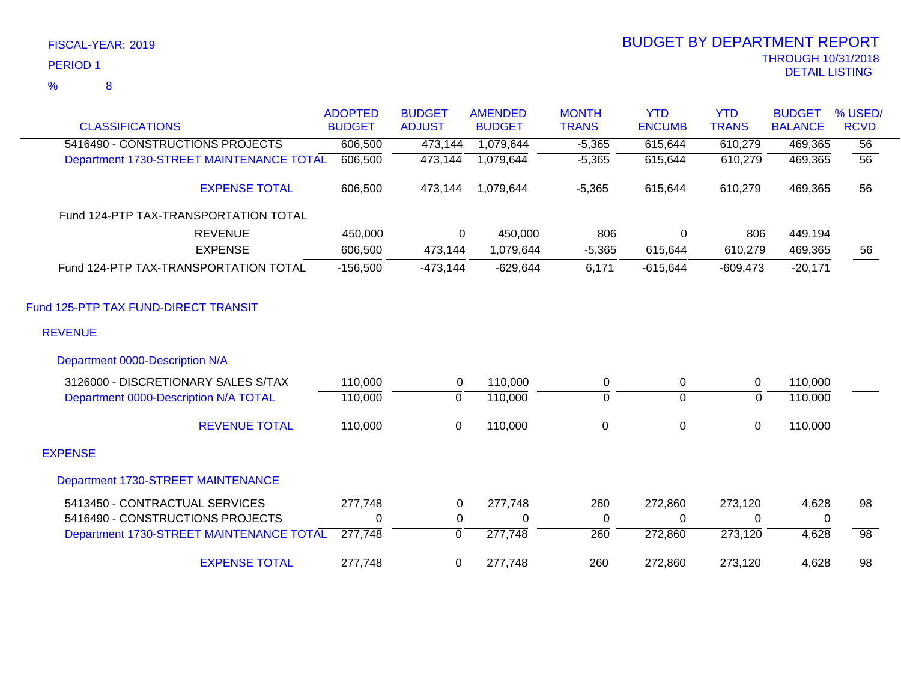FISCAL-YEAR: 2019

PERIOD 1

% 8

# BUDGET BY DEPARTMENT REPORT

THROUGH 10/31/2018

DETAIL LISTING

| CLASSIFICATIONS | ADOPTED BUDGET | BUDGET ADJUST | AMENDED BUDGET | MONTH TRANS | YTD ENCUMB | YTD TRANS | BUDGET BALANCE | % USED/ RCVD |
|---|---|---|---|---|---|---|---|---|
| 5416490 - CONSTRUCTIONS PROJECTS | 606,500 | 473,144 | 1,079,644 | -5,365 | 615,644 | 610,279 | 469,365 | 56 |
| Department 1730-STREET MAINTENANCE TOTAL | 606,500 | 473,144 | 1,079,644 | -5,365 | 615,644 | 610,279 | 469,365 | 56 |
| EXPENSE TOTAL | 606,500 | 473,144 | 1,079,644 | -5,365 | 615,644 | 610,279 | 469,365 | 56 |
| Fund 124-PTP TAX-TRANSPORTATION TOTAL | | | | | | | | |
| REVENUE | 450,000 | 0 | 450,000 | 806 | 0 | 806 | 449,194 | |
| EXPENSE | 606,500 | 473,144 | 1,079,644 | -5,365 | 615,644 | 610,279 | 469,365 | 56 |
| Fund 124-PTP TAX-TRANSPORTATION TOTAL | -156,500 | -473,144 | -629,644 | 6,171 | -615,644 | -609,473 | -20,171 | |

## Fund 125-PTP TAX FUND-DIRECT TRANSIT

### REVENUE

#### Department 0000-Description N/A

| CLASSIFICATIONS | ADOPTED BUDGET | BUDGET ADJUST | AMENDED BUDGET | MONTH TRANS | YTD ENCUMB | YTD TRANS | BUDGET BALANCE | % USED/ RCVD |
|---|---|---|---|---|---|---|---|---|
| 3126000 - DISCRETIONARY SALES S/TAX | 110,000 | 0 | 110,000 | 0 | 0 | 0 | 110,000 | |
| Department 0000-Description N/A TOTAL | 110,000 | 0 | 110,000 | 0 | 0 | 0 | 110,000 | |
| REVENUE TOTAL | 110,000 | 0 | 110,000 | 0 | 0 | 0 | 110,000 | |

### EXPENSE

#### Department 1730-STREET MAINTENANCE

| CLASSIFICATIONS | ADOPTED BUDGET | BUDGET ADJUST | AMENDED BUDGET | MONTH TRANS | YTD ENCUMB | YTD TRANS | BUDGET BALANCE | % USED/ RCVD |
|---|---|---|---|---|---|---|---|---|
| 5413450 - CONTRACTUAL SERVICES | 277,748 | 0 | 277,748 | 260 | 272,860 | 273,120 | 4,628 | 98 |
| 5416490 - CONSTRUCTIONS PROJECTS | 0 | 0 | 0 | 0 | 0 | 0 | 0 | |
| Department 1730-STREET MAINTENANCE TOTAL | 277,748 | 0 | 277,748 | 260 | 272,860 | 273,120 | 4,628 | 98 |
| EXPENSE TOTAL | 277,748 | 0 | 277,748 | 260 | 272,860 | 273,120 | 4,628 | 98 |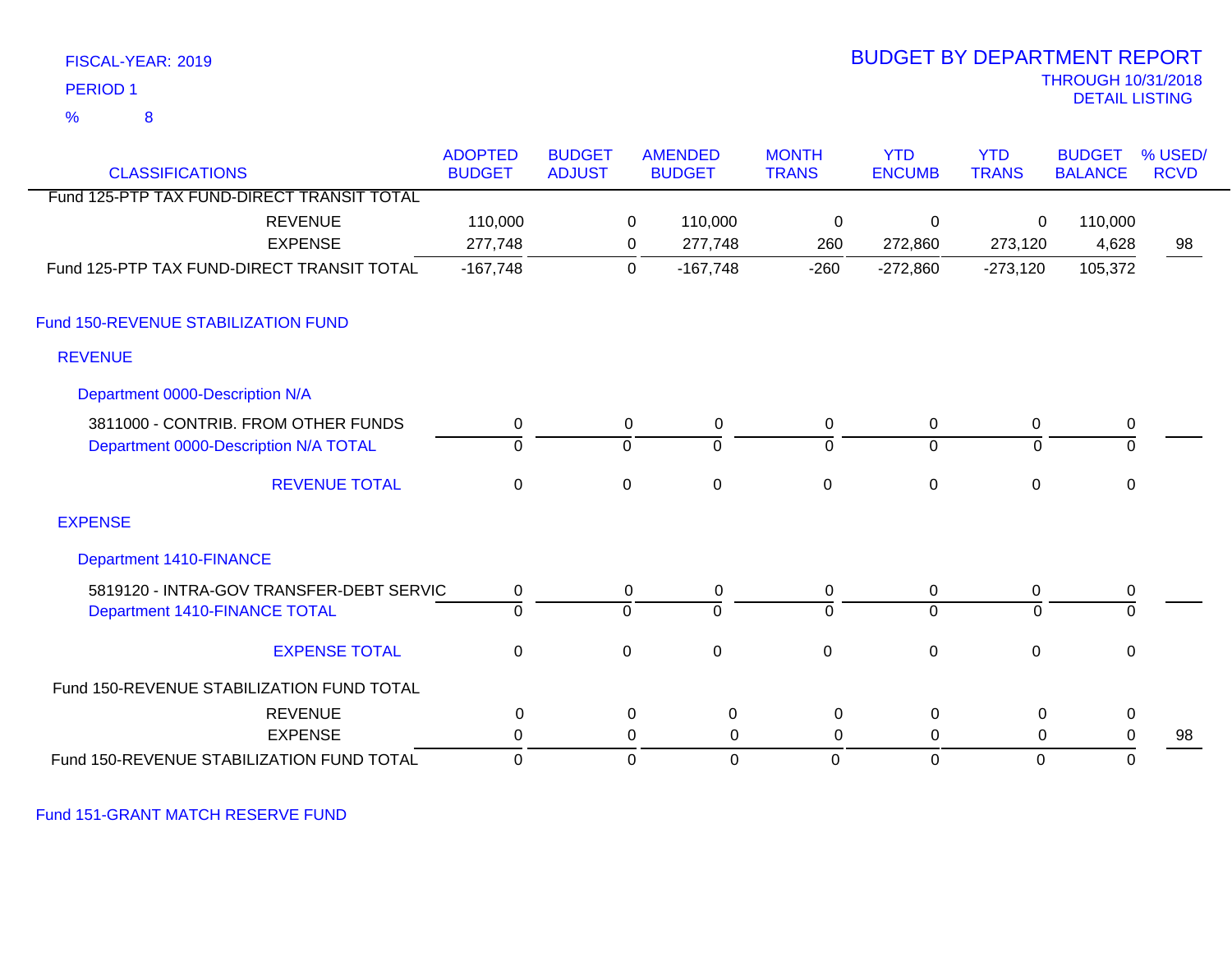FISCAL-YEAR: 2019

PERIOD 1

% 8

# BUDGET BY DEPARTMENT REPORT

THROUGH 10/31/2018

DETAIL LISTING

| CLASSIFICATIONS | ADOPTED BUDGET | BUDGET ADJUST | AMENDED BUDGET | MONTH TRANS | YTD ENCUMB | YTD TRANS | BUDGET BALANCE | % USED/ RCVD |
|---|---|---|---|---|---|---|---|---|
| Fund 125-PTP TAX FUND-DIRECT TRANSIT TOTAL | | | | | | | | |
| REVENUE | 110,000 | 0 | 110,000 | 0 | 0 | 0 | 110,000 | |
| EXPENSE | 277,748 | 0 | 277,748 | 260 | 272,860 | 273,120 | 4,628 | 98 |
| Fund 125-PTP TAX FUND-DIRECT TRANSIT TOTAL | -167,748 | 0 | -167,748 | -260 | -272,860 | -273,120 | 105,372 | |
| **Fund 150-REVENUE STABILIZATION FUND** | | | | | | | | |
| **REVENUE** | | | | | | | | |
| **Department 0000-Description N/A** | | | | | | | | |
| 3811000 - CONTRIB. FROM OTHER FUNDS | 0 | 0 | 0 | 0 | 0 | 0 | 0 | |
| Department 0000-Description N/A TOTAL | 0 | 0 | 0 | 0 | 0 | 0 | 0 | |
| REVENUE TOTAL | 0 | 0 | 0 | 0 | 0 | 0 | 0 | |
| **EXPENSE** | | | | | | | | |
| **Department 1410-FINANCE** | | | | | | | | |
| 5819120 - INTRA-GOV TRANSFER-DEBT SERVIC | 0 | 0 | 0 | 0 | 0 | 0 | 0 | |
| Department 1410-FINANCE TOTAL | 0 | 0 | 0 | 0 | 0 | 0 | 0 | |
| EXPENSE TOTAL | 0 | 0 | 0 | 0 | 0 | 0 | 0 | |
| Fund 150-REVENUE STABILIZATION FUND TOTAL | | | | | | | | |
| REVENUE | 0 | 0 | 0 | 0 | 0 | 0 | 0 | |
| EXPENSE | 0 | 0 | 0 | 0 | 0 | 0 | 0 | 98 |
| Fund 150-REVENUE STABILIZATION FUND TOTAL | 0 | 0 | 0 | 0 | 0 | 0 | 0 | |
| **Fund 151-GRANT MATCH RESERVE FUND** | | | | | | | | |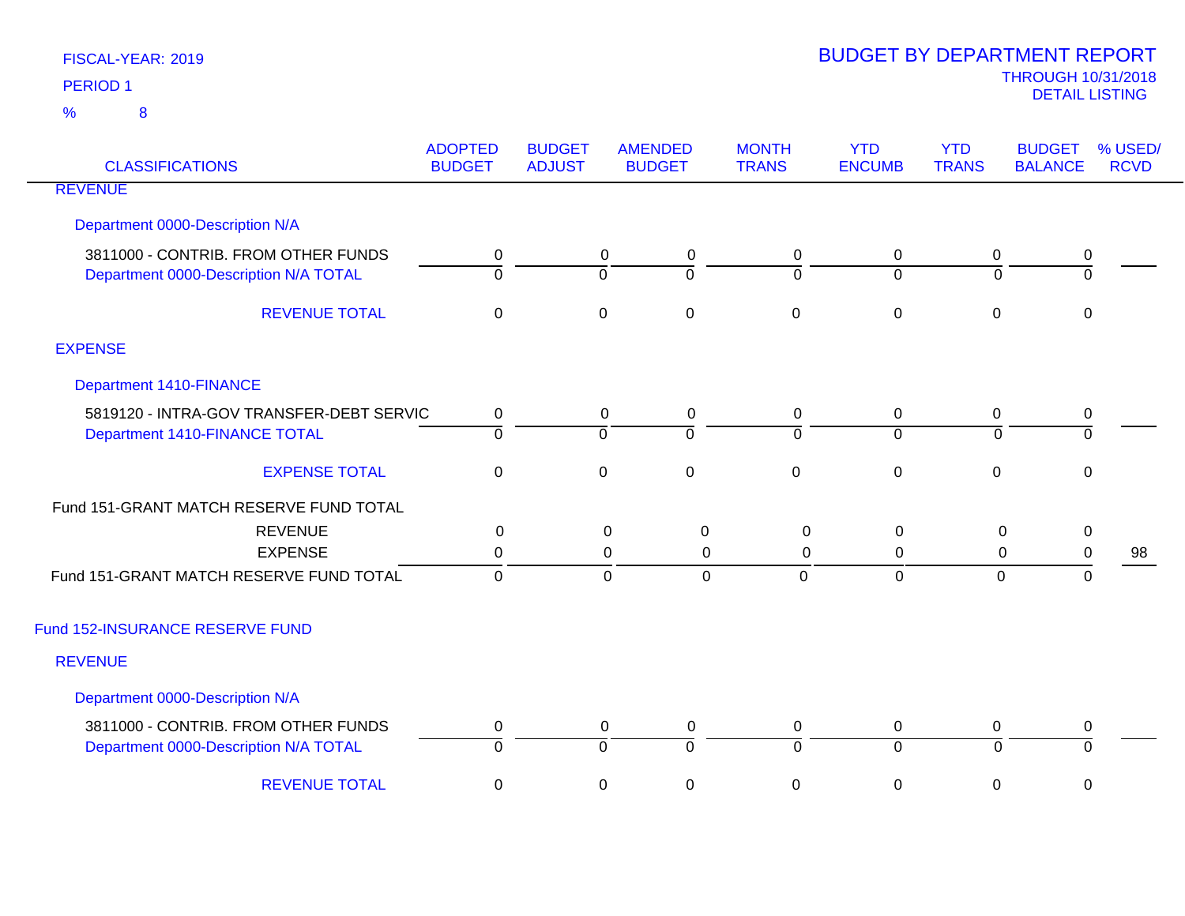FISCAL-YEAR: 2019

PERIOD 1

% 8

# BUDGET BY DEPARTMENT REPORT

THROUGH 10/31/2018

DETAIL LISTING

| CLASSIFICATIONS | ADOPTED BUDGET | BUDGET ADJUST | AMENDED BUDGET | MONTH TRANS | YTD ENCUMB | YTD TRANS | BUDGET BALANCE | % USED/ RCVD |
|---|---|---|---|---|---|---|---|---|
| REVENUE | | | | | | | | |
| Department 0000-Description N/A | | | | | | | | |
| 3811000 - CONTRIB. FROM OTHER FUNDS | 0 | 0 | 0 | 0 | 0 | 0 | 0 | |
| Department 0000-Description N/A TOTAL | 0 | 0 | 0 | 0 | 0 | 0 | 0 | |
| REVENUE TOTAL | 0 | 0 | 0 | 0 | 0 | 0 | 0 | |
| EXPENSE | | | | | | | | |
| Department 1410-FINANCE | | | | | | | | |
| 5819120 - INTRA-GOV TRANSFER-DEBT SERVIC | 0 | 0 | 0 | 0 | 0 | 0 | 0 | |
| Department 1410-FINANCE TOTAL | 0 | 0 | 0 | 0 | 0 | 0 | 0 | |
| EXPENSE TOTAL | 0 | 0 | 0 | 0 | 0 | 0 | 0 | |
| Fund 151-GRANT MATCH RESERVE FUND TOTAL | | | | | | | | |
| REVENUE | 0 | 0 | 0 | 0 | 0 | 0 | 0 | |
| EXPENSE | 0 | 0 | 0 | 0 | 0 | 0 | 0 | 98 |
| Fund 151-GRANT MATCH RESERVE FUND TOTAL | 0 | 0 | 0 | 0 | 0 | 0 | 0 | |
| Fund 152-INSURANCE RESERVE FUND | | | | | | | | |
| REVENUE | | | | | | | | |
| Department 0000-Description N/A | | | | | | | | |
| 3811000 - CONTRIB. FROM OTHER FUNDS | 0 | 0 | 0 | 0 | 0 | 0 | 0 | |
| Department 0000-Description N/A TOTAL | 0 | 0 | 0 | 0 | 0 | 0 | 0 | |
| REVENUE TOTAL | 0 | 0 | 0 | 0 | 0 | 0 | 0 | |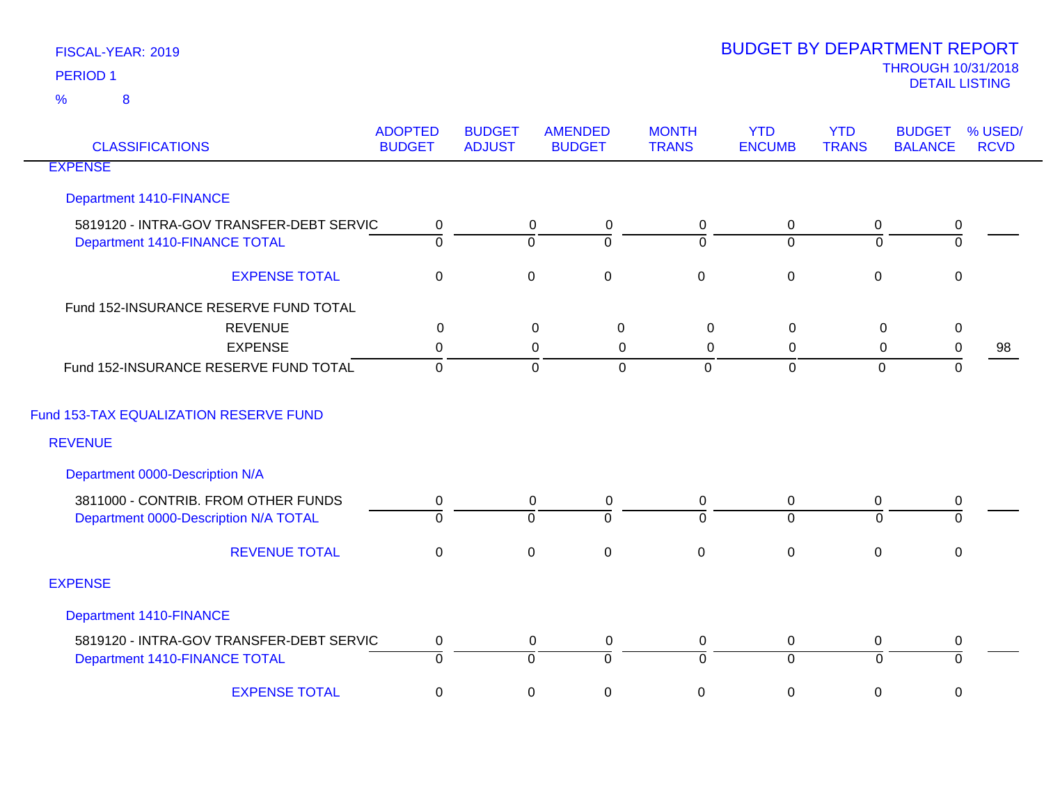FISCAL-YEAR: 2019

PERIOD 1

% 8

# BUDGET BY DEPARTMENT REPORT

THROUGH 10/31/2018

DETAIL LISTING

| CLASSIFICATIONS | ADOPTED BUDGET | BUDGET ADJUST | AMENDED BUDGET | MONTH TRANS | YTD ENCUMB | YTD TRANS | BUDGET BALANCE | % USED/ RCVD |
|---|---|---|---|---|---|---|---|---|
| EXPENSE | | | | | | | | |
| Department 1410-FINANCE | | | | | | | | |
| 5819120 - INTRA-GOV TRANSFER-DEBT SERVIC | 0 | 0 | 0 | 0 | 0 | 0 | 0 | |
| Department 1410-FINANCE TOTAL | 0 | 0 | 0 | 0 | 0 | 0 | 0 | |
| EXPENSE TOTAL | 0 | 0 | 0 | 0 | 0 | 0 | 0 | |
| Fund 152-INSURANCE RESERVE FUND TOTAL | | | | | | | | |
| REVENUE | 0 | 0 | 0 | 0 | 0 | 0 | 0 | |
| EXPENSE | 0 | 0 | 0 | 0 | 0 | 0 | 0 | 98 |
| Fund 152-INSURANCE RESERVE FUND TOTAL | 0 | 0 | 0 | 0 | 0 | 0 | 0 | |
| Fund 153-TAX EQUALIZATION RESERVE FUND | | | | | | | | |
| REVENUE | | | | | | | | |
| Department 0000-Description N/A | | | | | | | | |
| 3811000 - CONTRIB. FROM OTHER FUNDS | 0 | 0 | 0 | 0 | 0 | 0 | 0 | |
| Department 0000-Description N/A TOTAL | 0 | 0 | 0 | 0 | 0 | 0 | 0 | |
| REVENUE TOTAL | 0 | 0 | 0 | 0 | 0 | 0 | 0 | |
| EXPENSE | | | | | | | | |
| Department 1410-FINANCE | | | | | | | | |
| 5819120 - INTRA-GOV TRANSFER-DEBT SERVIC | 0 | 0 | 0 | 0 | 0 | 0 | 0 | |
| Department 1410-FINANCE TOTAL | 0 | 0 | 0 | 0 | 0 | 0 | 0 | |
| EXPENSE TOTAL | 0 | 0 | 0 | 0 | 0 | 0 | 0 | |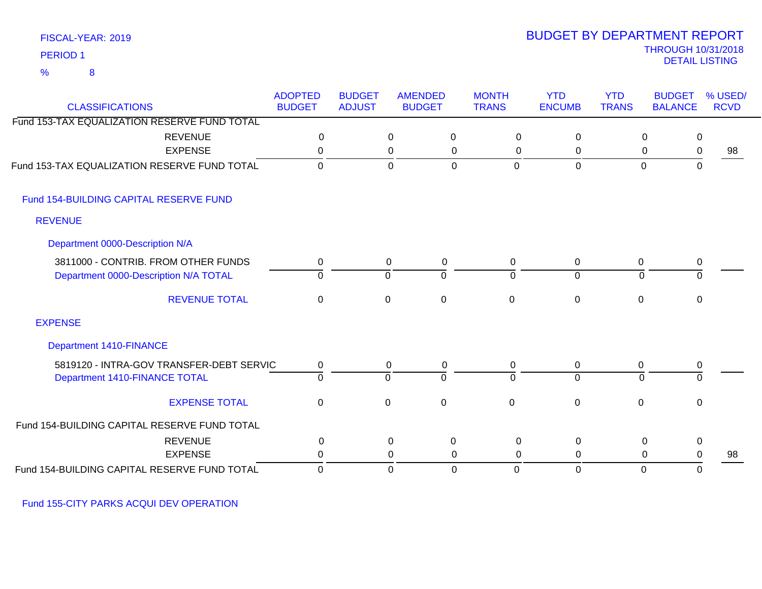FISCAL-YEAR: 2019

PERIOD 1

% 8

# BUDGET BY DEPARTMENT REPORT

THROUGH 10/31/2018

DETAIL LISTING

| CLASSIFICATIONS | ADOPTED BUDGET | BUDGET ADJUST | AMENDED BUDGET | MONTH TRANS | YTD ENCUMB | YTD TRANS | BUDGET BALANCE | % USED/ RCVD |
|---|---|---|---|---|---|---|---|---|
| Fund 153-TAX EQUALIZATION RESERVE FUND TOTAL | | | | | | | | |
| REVENUE | 0 | 0 | 0 | 0 | 0 | 0 | 0 | |
| EXPENSE | 0 | 0 | 0 | 0 | 0 | 0 | 0 | 98 |
| Fund 153-TAX EQUALIZATION RESERVE FUND TOTAL | 0 | 0 | 0 | 0 | 0 | 0 | 0 | |
| **Fund 154-BUILDING CAPITAL RESERVE FUND** | | | | | | | | |
| **REVENUE** | | | | | | | | |
| **Department 0000-Description N/A** | | | | | | | | |
| 3811000 - CONTRIB. FROM OTHER FUNDS | 0 | 0 | 0 | 0 | 0 | 0 | 0 | |
| Department 0000-Description N/A TOTAL | 0 | 0 | 0 | 0 | 0 | 0 | 0 | |
| REVENUE TOTAL | 0 | 0 | 0 | 0 | 0 | 0 | 0 | |
| **EXPENSE** | | | | | | | | |
| **Department 1410-FINANCE** | | | | | | | | |
| 5819120 - INTRA-GOV TRANSFER-DEBT SERVIC | 0 | 0 | 0 | 0 | 0 | 0 | 0 | |
| Department 1410-FINANCE TOTAL | 0 | 0 | 0 | 0 | 0 | 0 | 0 | |
| EXPENSE TOTAL | 0 | 0 | 0 | 0 | 0 | 0 | 0 | |
| Fund 154-BUILDING CAPITAL RESERVE FUND TOTAL | | | | | | | | |
| REVENUE | 0 | 0 | 0 | 0 | 0 | 0 | 0 | |
| EXPENSE | 0 | 0 | 0 | 0 | 0 | 0 | 0 | 98 |
| Fund 154-BUILDING CAPITAL RESERVE FUND TOTAL | 0 | 0 | 0 | 0 | 0 | 0 | 0 | |

Fund 155-CITY PARKS ACQUI DEV OPERATION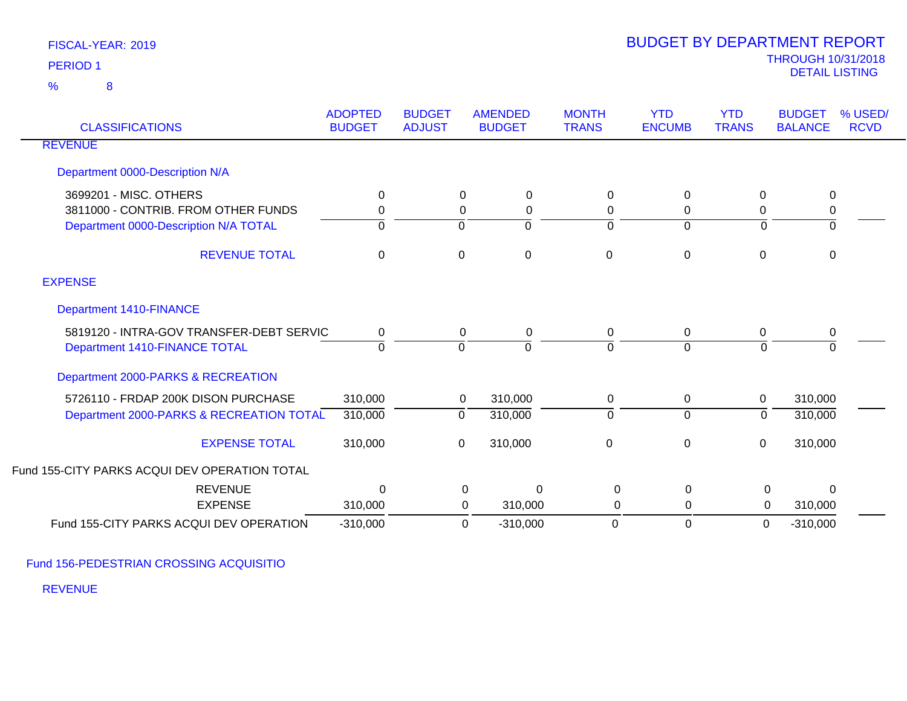FISCAL-YEAR: 2019

PERIOD 1

% 8

# BUDGET BY DEPARTMENT REPORT

THROUGH 10/31/2018

DETAIL LISTING

| CLASSIFICATIONS | ADOPTED BUDGET | BUDGET ADJUST | AMENDED BUDGET | MONTH TRANS | YTD ENCUMB | YTD TRANS | BUDGET BALANCE | % USED/ RCVD |
|---|---|---|---|---|---|---|---|---|
| REVENUE | | | | | | | | |
| Department 0000-Description N/A | | | | | | | | |
| 3699201 - MISC. OTHERS | 0 | 0 | 0 | 0 | 0 | 0 | 0 | |
| 3811000 - CONTRIB. FROM OTHER FUNDS | 0 | 0 | 0 | 0 | 0 | 0 | 0 | |
| Department 0000-Description N/A TOTAL | 0 | 0 | 0 | 0 | 0 | 0 | 0 | |
| REVENUE TOTAL | 0 | 0 | 0 | 0 | 0 | 0 | 0 | |
| EXPENSE | | | | | | | | |
| Department 1410-FINANCE | | | | | | | | |
| 5819120 - INTRA-GOV TRANSFER-DEBT SERVIC | 0 | 0 | 0 | 0 | 0 | 0 | 0 | |
| Department 1410-FINANCE TOTAL | 0 | 0 | 0 | 0 | 0 | 0 | 0 | |
| Department 2000-PARKS & RECREATION | | | | | | | | |
| 5726110 - FRDAP 200K DISON PURCHASE | 310,000 | 0 | 310,000 | 0 | 0 | 0 | 310,000 | |
| Department 2000-PARKS & RECREATION TOTAL | 310,000 | 0 | 310,000 | 0 | 0 | 0 | 310,000 | |
| EXPENSE TOTAL | 310,000 | 0 | 310,000 | 0 | 0 | 0 | 310,000 | |
| Fund 155-CITY PARKS ACQUI DEV OPERATION TOTAL | | | | | | | | |
| REVENUE | 0 | 0 | 0 | 0 | 0 | 0 | 0 | |
| EXPENSE | 310,000 | 0 | 310,000 | 0 | 0 | 0 | 310,000 | |
| Fund 155-CITY PARKS ACQUI DEV OPERATION | -310,000 | 0 | -310,000 | 0 | 0 | 0 | -310,000 | |

Fund 156-PEDESTRIAN CROSSING ACQUISITIO

REVENUE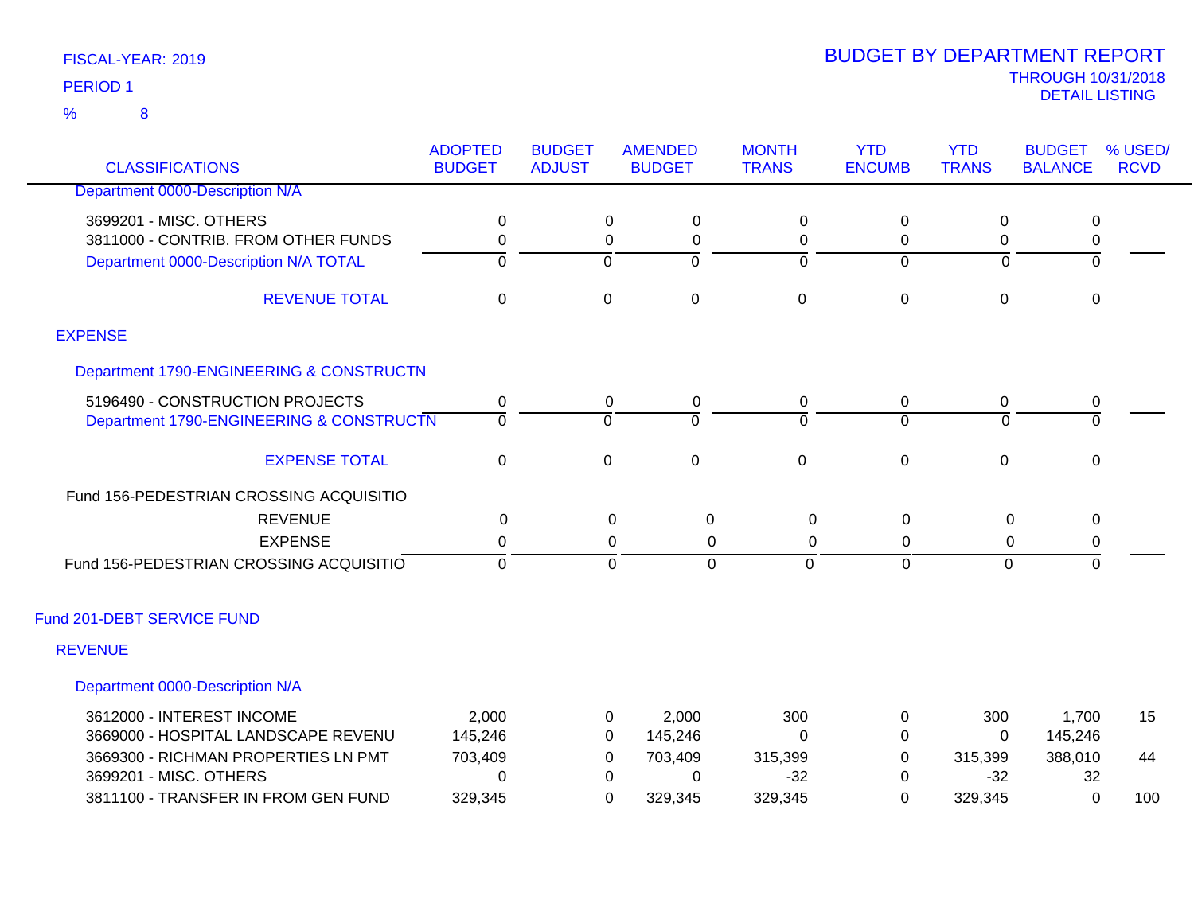FISCAL-YEAR: 2019

PERIOD 1

% 8

# BUDGET BY DEPARTMENT REPORT

THROUGH 10/31/2018

DETAIL LISTING

| CLASSIFICATIONS | ADOPTED BUDGET | BUDGET ADJUST | AMENDED BUDGET | MONTH TRANS | YTD ENCUMB | YTD TRANS | BUDGET BALANCE | % USED/ RCVD |
|---|---|---|---|---|---|---|---|---|
| Department 0000-Description N/A | | | | | | | | |
| 3699201 - MISC. OTHERS | 0 | 0 | 0 | 0 | 0 | 0 | 0 | |
| 3811000 - CONTRIB. FROM OTHER FUNDS | 0 | 0 | 0 | 0 | 0 | 0 | 0 | |
| Department 0000-Description N/A TOTAL | 0 | 0 | 0 | 0 | 0 | 0 | 0 | |
| REVENUE TOTAL | 0 | 0 | 0 | 0 | 0 | 0 | 0 | |
| EXPENSE | | | | | | | | |
| Department 1790-ENGINEERING & CONSTRUCTN | | | | | | | | |
| 5196490 - CONSTRUCTION PROJECTS | 0 | 0 | 0 | 0 | 0 | 0 | 0 | |
| Department 1790-ENGINEERING & CONSTRUCTN | 0 | 0 | 0 | 0 | 0 | 0 | 0 | |
| EXPENSE TOTAL | 0 | 0 | 0 | 0 | 0 | 0 | 0 | |
| Fund 156-PEDESTRIAN CROSSING ACQUISITIO | | | | | | | | |
| REVENUE | 0 | 0 | 0 | 0 | 0 | 0 | 0 | |
| EXPENSE | 0 | 0 | 0 | 0 | 0 | 0 | 0 | |
| Fund 156-PEDESTRIAN CROSSING ACQUISITIO | 0 | 0 | 0 | 0 | 0 | 0 | 0 | |
| Fund 201-DEBT SERVICE FUND | | | | | | | | |
| REVENUE | | | | | | | | |
| Department 0000-Description N/A | | | | | | | | |
| 3612000 - INTEREST INCOME | 2,000 | 0 | 2,000 | 300 | 0 | 300 | 1,700 | 15 |
| 3669000 - HOSPITAL LANDSCAPE REVENU | 145,246 | 0 | 145,246 | 0 | 0 | 0 | 145,246 | |
| 3669300 - RICHMAN PROPERTIES LN PMT | 703,409 | 0 | 703,409 | 315,399 | 0 | 315,399 | 388,010 | 44 |
| 3699201 - MISC. OTHERS | 0 | 0 | 0 | -32 | 0 | -32 | 32 | |
| 3811100 - TRANSFER IN FROM GEN FUND | 329,345 | 0 | 329,345 | 329,345 | 0 | 329,345 | 0 | 100 |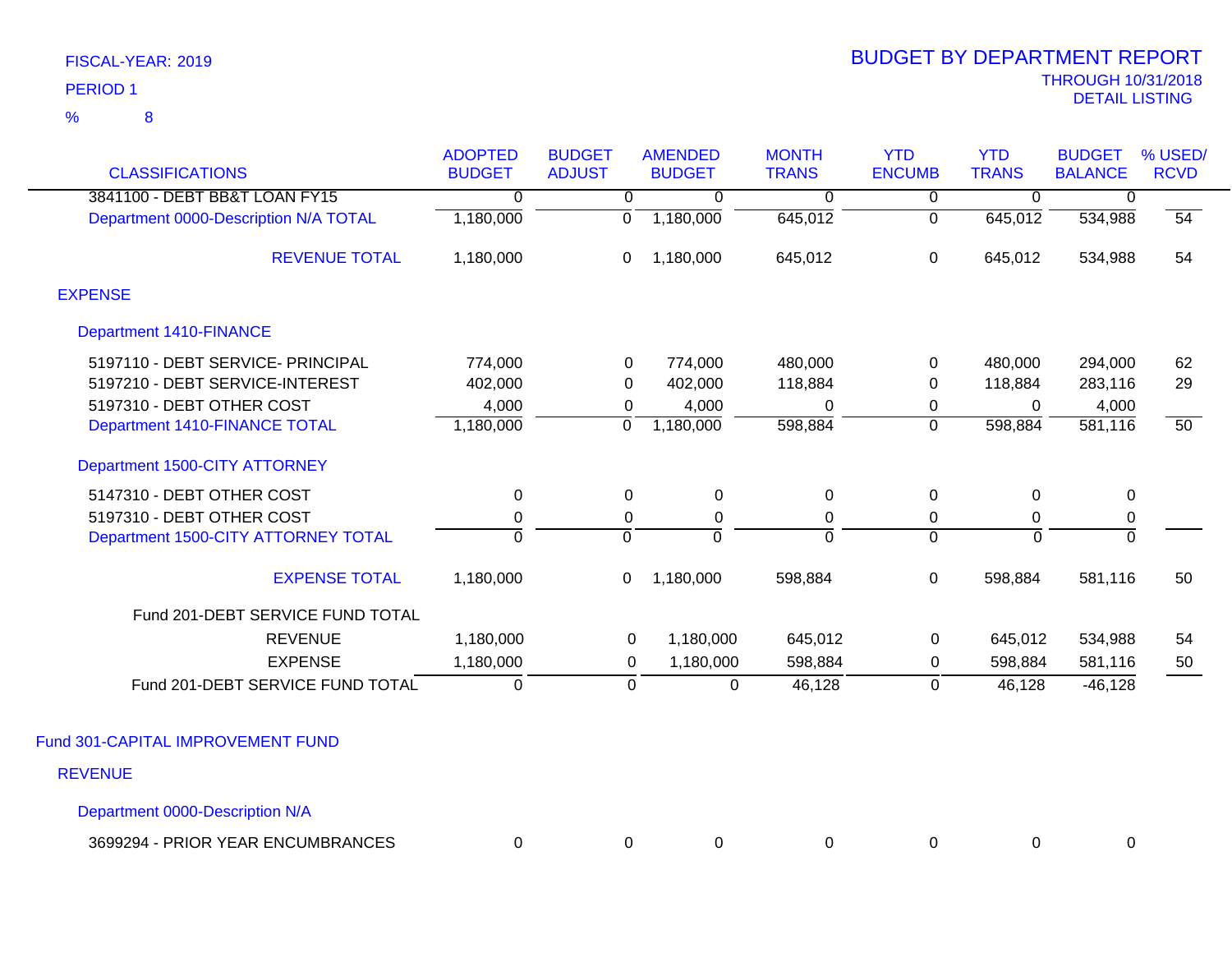FISCAL-YEAR: 2019

PERIOD 1

% 8

# BUDGET BY DEPARTMENT REPORT

THROUGH 10/31/2018

DETAIL LISTING

| CLASSIFICATIONS | ADOPTED BUDGET | BUDGET ADJUST | AMENDED BUDGET | MONTH TRANS | YTD ENCUMB | YTD TRANS | BUDGET BALANCE | % USED/ RCVD |
|---|---|---|---|---|---|---|---|---|
| 3841100 - DEBT BB&T LOAN FY15 | 0 | 0 | 0 | 0 | 0 | 0 | 0 | |
| Department 0000-Description N/A TOTAL | 1,180,000 | 0 | 1,180,000 | 645,012 | 0 | 645,012 | 534,988 | 54 |
| REVENUE TOTAL | 1,180,000 | 0 | 1,180,000 | 645,012 | 0 | 645,012 | 534,988 | 54 |
| EXPENSE | | | | | | | | |
| Department 1410-FINANCE | | | | | | | | |
| 5197110 - DEBT SERVICE- PRINCIPAL | 774,000 | 0 | 774,000 | 480,000 | 0 | 480,000 | 294,000 | 62 |
| 5197210 - DEBT SERVICE-INTEREST | 402,000 | 0 | 402,000 | 118,884 | 0 | 118,884 | 283,116 | 29 |
| 5197310 - DEBT OTHER COST | 4,000 | 0 | 4,000 | 0 | 0 | 0 | 4,000 | |
| Department 1410-FINANCE TOTAL | 1,180,000 | 0 | 1,180,000 | 598,884 | 0 | 598,884 | 581,116 | 50 |
| Department 1500-CITY ATTORNEY | | | | | | | | |
| 5147310 - DEBT OTHER COST | 0 | 0 | 0 | 0 | 0 | 0 | 0 | |
| 5197310 - DEBT OTHER COST | 0 | 0 | 0 | 0 | 0 | 0 | 0 | |
| Department 1500-CITY ATTORNEY TOTAL | 0 | 0 | 0 | 0 | 0 | 0 | 0 | |
| EXPENSE TOTAL | 1,180,000 | 0 | 1,180,000 | 598,884 | 0 | 598,884 | 581,116 | 50 |
| Fund 201-DEBT SERVICE FUND TOTAL | | | | | | | | |
| REVENUE | 1,180,000 | 0 | 1,180,000 | 645,012 | 0 | 645,012 | 534,988 | 54 |
| EXPENSE | 1,180,000 | 0 | 1,180,000 | 598,884 | 0 | 598,884 | 581,116 | 50 |
| Fund 201-DEBT SERVICE FUND TOTAL | 0 | 0 | 0 | 46,128 | 0 | 46,128 | -46,128 | |

## Fund 301-CAPITAL IMPROVEMENT FUND

REVENUE

Department 0000-Description N/A

| CLASSIFICATIONS | ADOPTED BUDGET | BUDGET ADJUST | AMENDED BUDGET | MONTH TRANS | YTD ENCUMB | YTD TRANS | BUDGET BALANCE | % USED/ RCVD |
|---|---|---|---|---|---|---|---|---|
| 3699294 - PRIOR YEAR ENCUMBRANCES | 0 | 0 | 0 | 0 | 0 | 0 | 0 | |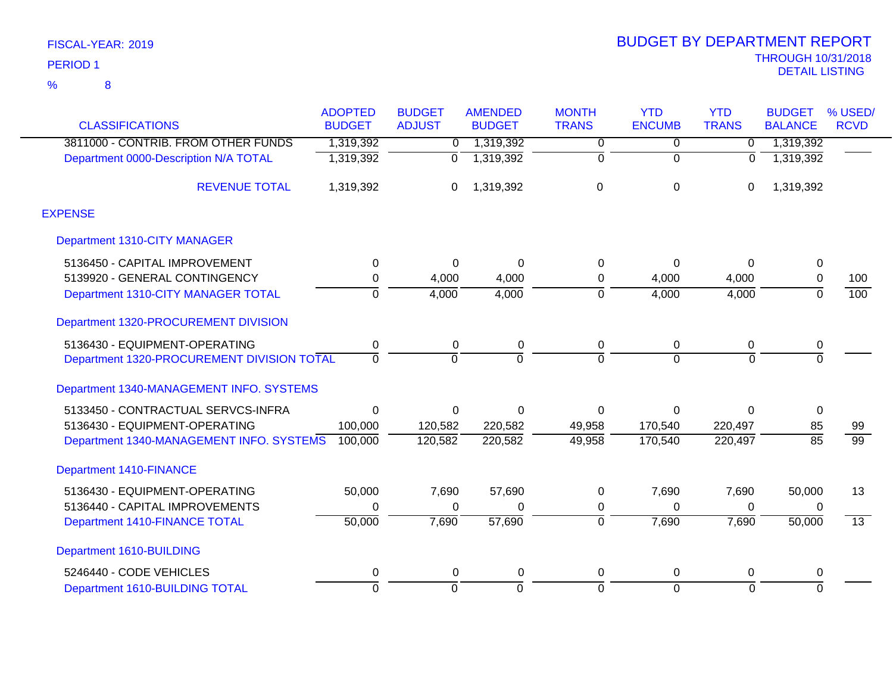FISCAL-YEAR: 2019

PERIOD 1

% 8

# BUDGET BY DEPARTMENT REPORT

THROUGH 10/31/2018

DETAIL LISTING

| CLASSIFICATIONS | ADOPTED BUDGET | BUDGET ADJUST | AMENDED BUDGET | MONTH TRANS | YTD ENCUMB | YTD TRANS | BUDGET BALANCE | % USED/ RCVD |
|---|---|---|---|---|---|---|---|---|
| 3811000 - CONTRIB. FROM OTHER FUNDS | 1,319,392 | 0 | 1,319,392 | 0 | 0 | 0 | 1,319,392 | |
| Department 0000-Description N/A TOTAL | 1,319,392 | 0 | 1,319,392 | 0 | 0 | 0 | 1,319,392 | |
| REVENUE TOTAL | 1,319,392 | 0 | 1,319,392 | 0 | 0 | 0 | 1,319,392 | |
| EXPENSE | | | | | | | | |
| Department 1310-CITY MANAGER | | | | | | | | |
| 5136450 - CAPITAL IMPROVEMENT | 0 | 0 | 0 | 0 | 0 | 0 | 0 | |
| 5139920 - GENERAL CONTINGENCY | 0 | 4,000 | 4,000 | 0 | 4,000 | 4,000 | 0 | 100 |
| Department 1310-CITY MANAGER TOTAL | 0 | 4,000 | 4,000 | 0 | 4,000 | 4,000 | 0 | 100 |
| Department 1320-PROCUREMENT DIVISION | | | | | | | | |
| 5136430 - EQUIPMENT-OPERATING | 0 | 0 | 0 | 0 | 0 | 0 | 0 | |
| Department 1320-PROCUREMENT DIVISION TOTAL | 0 | 0 | 0 | 0 | 0 | 0 | 0 | |
| Department 1340-MANAGEMENT INFO. SYSTEMS | | | | | | | | |
| 5133450 - CONTRACTUAL SERVCS-INFRA | 0 | 0 | 0 | 0 | 0 | 0 | 0 | |
| 5136430 - EQUIPMENT-OPERATING | 100,000 | 120,582 | 220,582 | 49,958 | 170,540 | 220,497 | 85 | 99 |
| Department 1340-MANAGEMENT INFO. SYSTEMS | 100,000 | 120,582 | 220,582 | 49,958 | 170,540 | 220,497 | 85 | 99 |
| Department 1410-FINANCE | | | | | | | | |
| 5136430 - EQUIPMENT-OPERATING | 50,000 | 7,690 | 57,690 | 0 | 7,690 | 7,690 | 50,000 | 13 |
| 5136440 - CAPITAL IMPROVEMENTS | 0 | 0 | 0 | 0 | 0 | 0 | 0 | |
| Department 1410-FINANCE TOTAL | 50,000 | 7,690 | 57,690 | 0 | 7,690 | 7,690 | 50,000 | 13 |
| Department 1610-BUILDING | | | | | | | | |
| 5246440 - CODE VEHICLES | 0 | 0 | 0 | 0 | 0 | 0 | 0 | |
| Department 1610-BUILDING TOTAL | 0 | 0 | 0 | 0 | 0 | 0 | 0 | |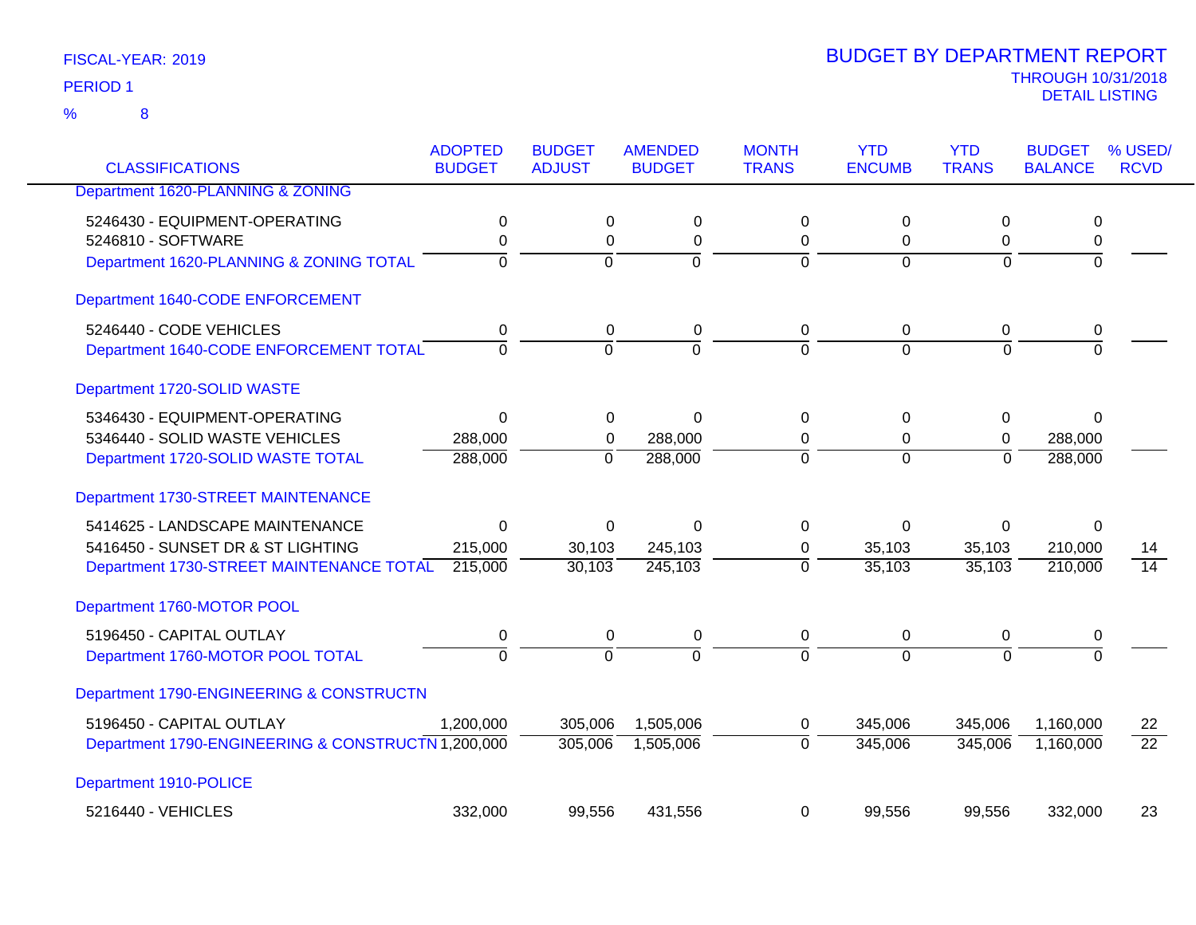FISCAL-YEAR: 2019

PERIOD 1

% 8

# BUDGET BY DEPARTMENT REPORT

THROUGH 10/31/2018

DETAIL LISTING

| CLASSIFICATIONS | ADOPTED BUDGET | BUDGET ADJUST | AMENDED BUDGET | MONTH TRANS | YTD ENCUMB | YTD TRANS | BUDGET BALANCE | % USED/ RCVD |
|---|---|---|---|---|---|---|---|---|
| **Department 1620-PLANNING & ZONING** | | | | | | | | |
| 5246430 - EQUIPMENT-OPERATING | 0 | 0 | 0 | 0 | 0 | 0 | 0 | |
| 5246810 - SOFTWARE | 0 | 0 | 0 | 0 | 0 | 0 | 0 | |
| Department 1620-PLANNING & ZONING TOTAL | 0 | 0 | 0 | 0 | 0 | 0 | 0 | |
| **Department 1640-CODE ENFORCEMENT** | | | | | | | | |
| 5246440 - CODE VEHICLES | 0 | 0 | 0 | 0 | 0 | 0 | 0 | |
| Department 1640-CODE ENFORCEMENT TOTAL | 0 | 0 | 0 | 0 | 0 | 0 | 0 | |
| **Department 1720-SOLID WASTE** | | | | | | | | |
| 5346430 - EQUIPMENT-OPERATING | 0 | 0 | 0 | 0 | 0 | 0 | 0 | |
| 5346440 - SOLID WASTE VEHICLES | 288,000 | 0 | 288,000 | 0 | 0 | 0 | 288,000 | |
| Department 1720-SOLID WASTE TOTAL | 288,000 | 0 | 288,000 | 0 | 0 | 0 | 288,000 | |
| **Department 1730-STREET MAINTENANCE** | | | | | | | | |
| 5414625 - LANDSCAPE MAINTENANCE | 0 | 0 | 0 | 0 | 0 | 0 | 0 | |
| 5416450 - SUNSET DR & ST LIGHTING | 215,000 | 30,103 | 245,103 | 0 | 35,103 | 35,103 | 210,000 | 14 |
| Department 1730-STREET MAINTENANCE TOTAL | 215,000 | 30,103 | 245,103 | 0 | 35,103 | 35,103 | 210,000 | 14 |
| **Department 1760-MOTOR POOL** | | | | | | | | |
| 5196450 - CAPITAL OUTLAY | 0 | 0 | 0 | 0 | 0 | 0 | 0 | |
| Department 1760-MOTOR POOL TOTAL | 0 | 0 | 0 | 0 | 0 | 0 | 0 | |
| **Department 1790-ENGINEERING & CONSTRUCTN** | | | | | | | | |
| 5196450 - CAPITAL OUTLAY | 1,200,000 | 305,006 | 1,505,006 | 0 | 345,006 | 345,006 | 1,160,000 | 22 |
| Department 1790-ENGINEERING & CONSTRUCTN | 1,200,000 | 305,006 | 1,505,006 | 0 | 345,006 | 345,006 | 1,160,000 | 22 |
| **Department 1910-POLICE** | | | | | | | | |
| 5216440 - VEHICLES | 332,000 | 99,556 | 431,556 | 0 | 99,556 | 99,556 | 332,000 | 23 |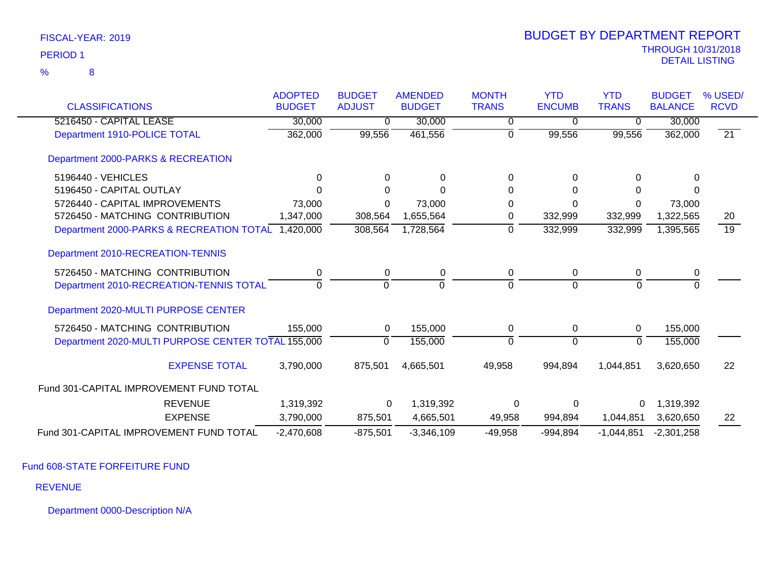FISCAL-YEAR: 2019

PERIOD 1

% 8

# BUDGET BY DEPARTMENT REPORT

THROUGH 10/31/2018

DETAIL LISTING

| CLASSIFICATIONS | ADOPTED BUDGET | BUDGET ADJUST | AMENDED BUDGET | MONTH TRANS | YTD ENCUMB | YTD TRANS | BUDGET BALANCE | % USED/ RCVD |
|---|---|---|---|---|---|---|---|---|
| 5216450 - CAPITAL LEASE | 30,000 | 0 | 30,000 | 0 | 0 | 0 | 30,000 | |
| Department 1910-POLICE TOTAL | 362,000 | 99,556 | 461,556 | 0 | 99,556 | 99,556 | 362,000 | 21 |
| Department 2000-PARKS & RECREATION | | | | | | | | |
| 5196440 - VEHICLES | 0 | 0 | 0 | 0 | 0 | 0 | 0 | |
| 5196450 - CAPITAL OUTLAY | 0 | 0 | 0 | 0 | 0 | 0 | 0 | |
| 5726440 - CAPITAL IMPROVEMENTS | 73,000 | 0 | 73,000 | 0 | 0 | 0 | 73,000 | |
| 5726450 - MATCHING CONTRIBUTION | 1,347,000 | 308,564 | 1,655,564 | 0 | 332,999 | 332,999 | 1,322,565 | 20 |
| Department 2000-PARKS & RECREATION TOTAL | 1,420,000 | 308,564 | 1,728,564 | 0 | 332,999 | 332,999 | 1,395,565 | 19 |
| Department 2010-RECREATION-TENNIS | | | | | | | | |
| 5726450 - MATCHING CONTRIBUTION | 0 | 0 | 0 | 0 | 0 | 0 | 0 | |
| Department 2010-RECREATION-TENNIS TOTAL | 0 | 0 | 0 | 0 | 0 | 0 | 0 | |
| Department 2020-MULTI PURPOSE CENTER | | | | | | | | |
| 5726450 - MATCHING CONTRIBUTION | 155,000 | 0 | 155,000 | 0 | 0 | 0 | 155,000 | |
| Department 2020-MULTI PURPOSE CENTER TOTAL | 155,000 | 0 | 155,000 | 0 | 0 | 0 | 155,000 | |
| EXPENSE TOTAL | 3,790,000 | 875,501 | 4,665,501 | 49,958 | 994,894 | 1,044,851 | 3,620,650 | 22 |
| Fund 301-CAPITAL IMPROVEMENT FUND TOTAL | | | | | | | | |
| REVENUE | 1,319,392 | 0 | 1,319,392 | 0 | 0 | 0 | 1,319,392 | |
| EXPENSE | 3,790,000 | 875,501 | 4,665,501 | 49,958 | 994,894 | 1,044,851 | 3,620,650 | 22 |
| Fund 301-CAPITAL IMPROVEMENT FUND TOTAL | -2,470,608 | -875,501 | -3,346,109 | -49,958 | -994,894 | -1,044,851 | -2,301,258 | |

Fund 608-STATE FORFEITURE FUND

REVENUE

Department 0000-Description N/A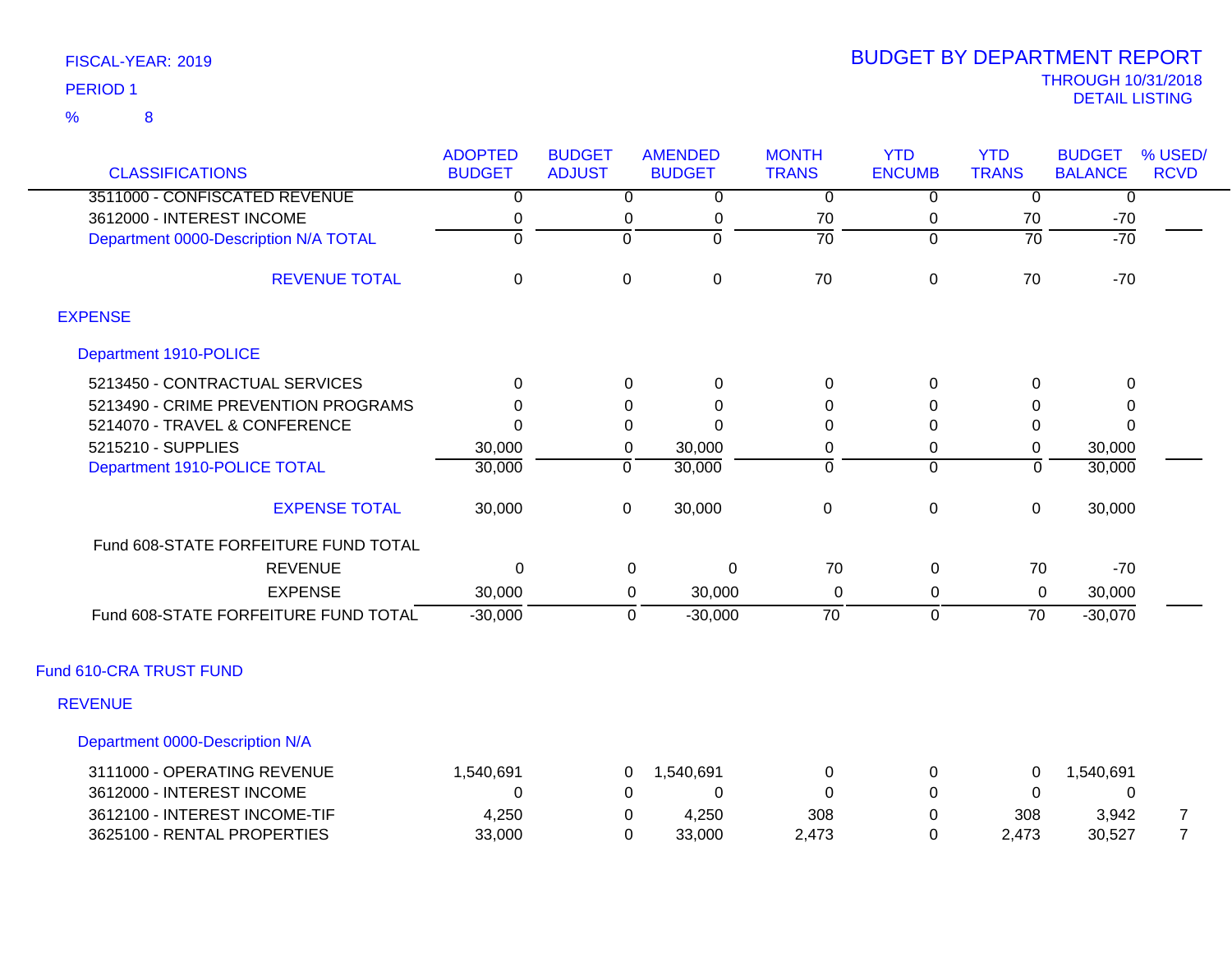FISCAL-YEAR: 2019

PERIOD 1

% 8

# BUDGET BY DEPARTMENT REPORT

THROUGH 10/31/2018

DETAIL LISTING

| CLASSIFICATIONS | ADOPTED BUDGET | BUDGET ADJUST | AMENDED BUDGET | MONTH TRANS | YTD ENCUMB | YTD TRANS | BUDGET BALANCE | % USED/ RCVD |
|---|---|---|---|---|---|---|---|---|
| 3511000 - CONFISCATED REVENUE | 0 | 0 | 0 | 0 | 0 | 0 | 0 | |
| 3612000 - INTEREST INCOME | 0 | 0 | 0 | 70 | 0 | 70 | -70 | |
| Department 0000-Description N/A TOTAL | 0 | 0 | 0 | 70 | 0 | 70 | -70 | |
| REVENUE TOTAL | 0 | 0 | 0 | 70 | 0 | 70 | -70 | |
| **EXPENSE** | | | | | | | | |
| **Department 1910-POLICE** | | | | | | | | |
| 5213450 - CONTRACTUAL SERVICES | 0 | 0 | 0 | 0 | 0 | 0 | 0 | |
| 5213490 - CRIME PREVENTION PROGRAMS | 0 | 0 | 0 | 0 | 0 | 0 | 0 | |
| 5214070 - TRAVEL & CONFERENCE | 0 | 0 | 0 | 0 | 0 | 0 | 0 | |
| 5215210 - SUPPLIES | 30,000 | 0 | 30,000 | 0 | 0 | 0 | 30,000 | |
| Department 1910-POLICE TOTAL | 30,000 | 0 | 30,000 | 0 | 0 | 0 | 30,000 | |
| EXPENSE TOTAL | 30,000 | 0 | 30,000 | 0 | 0 | 0 | 30,000 | |
| Fund 608-STATE FORFEITURE FUND TOTAL | | | | | | | | |
| REVENUE | 0 | 0 | 0 | 70 | 0 | 70 | -70 | |
| EXPENSE | 30,000 | 0 | 30,000 | 0 | 0 | 0 | 30,000 | |
| Fund 608-STATE FORFEITURE FUND TOTAL | -30,000 | 0 | -30,000 | 70 | 0 | 70 | -30,070 | |
| **Fund 610-CRA TRUST FUND** | | | | | | | | |
| **REVENUE** | | | | | | | | |
| **Department 0000-Description N/A** | | | | | | | | |
| 3111000 - OPERATING REVENUE | 1,540,691 | 0 | 1,540,691 | 0 | 0 | 0 | 1,540,691 | |
| 3612000 - INTEREST INCOME | 0 | 0 | 0 | 0 | 0 | 0 | 0 | |
| 3612100 - INTEREST INCOME-TIF | 4,250 | 0 | 4,250 | 308 | 0 | 308 | 3,942 | 7 |
| 3625100 - RENTAL PROPERTIES | 33,000 | 0 | 33,000 | 2,473 | 0 | 2,473 | 30,527 | 7 |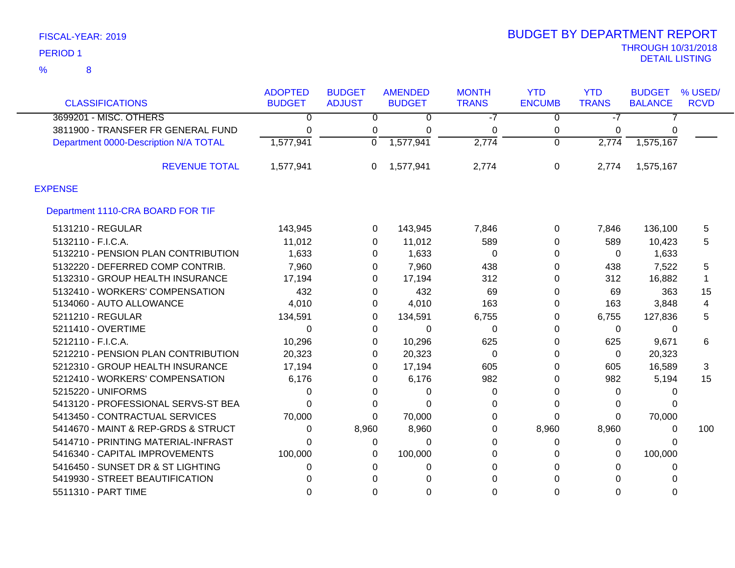FISCAL-YEAR: 2019

PERIOD 1

% 8

# BUDGET BY DEPARTMENT REPORT

THROUGH 10/31/2018

DETAIL LISTING

| CLASSIFICATIONS | ADOPTED BUDGET | BUDGET ADJUST | AMENDED BUDGET | MONTH TRANS | YTD ENCUMB | YTD TRANS | BUDGET BALANCE | % USED/ RCVD |
|---|---|---|---|---|---|---|---|---|
| 3699201 - MISC. OTHERS | 0 | 0 | 0 | -7 | 0 | -7 | 7 | |
| 3811900 - TRANSFER FR GENERAL FUND | 0 | 0 | 0 | 0 | 0 | 0 | 0 | |
| Department 0000-Description N/A TOTAL | 1,577,941 | 0 | 1,577,941 | 2,774 | 0 | 2,774 | 1,575,167 | |
| REVENUE TOTAL | 1,577,941 | 0 | 1,577,941 | 2,774 | 0 | 2,774 | 1,575,167 | |
| **EXPENSE** | | | | | | | | |
| **Department 1110-CRA BOARD FOR TIF** | | | | | | | | |
| 5131210 - REGULAR | 143,945 | 0 | 143,945 | 7,846 | 0 | 7,846 | 136,100 | 5 |
| 5132110 - F.I.C.A. | 11,012 | 0 | 11,012 | 589 | 0 | 589 | 10,423 | 5 |
| 5132210 - PENSION PLAN CONTRIBUTION | 1,633 | 0 | 1,633 | 0 | 0 | 0 | 1,633 | |
| 5132220 - DEFERRED COMP CONTRIB. | 7,960 | 0 | 7,960 | 438 | 0 | 438 | 7,522 | 5 |
| 5132310 - GROUP HEALTH INSURANCE | 17,194 | 0 | 17,194 | 312 | 0 | 312 | 16,882 | 1 |
| 5132410 - WORKERS' COMPENSATION | 432 | 0 | 432 | 69 | 0 | 69 | 363 | 15 |
| 5134060 - AUTO ALLOWANCE | 4,010 | 0 | 4,010 | 163 | 0 | 163 | 3,848 | 4 |
| 5211210 - REGULAR | 134,591 | 0 | 134,591 | 6,755 | 0 | 6,755 | 127,836 | 5 |
| 5211410 - OVERTIME | 0 | 0 | 0 | 0 | 0 | 0 | 0 | |
| 5212110 - F.I.C.A. | 10,296 | 0 | 10,296 | 625 | 0 | 625 | 9,671 | 6 |
| 5212210 - PENSION PLAN CONTRIBUTION | 20,323 | 0 | 20,323 | 0 | 0 | 0 | 20,323 | |
| 5212310 - GROUP HEALTH INSURANCE | 17,194 | 0 | 17,194 | 605 | 0 | 605 | 16,589 | 3 |
| 5212410 - WORKERS' COMPENSATION | 6,176 | 0 | 6,176 | 982 | 0 | 982 | 5,194 | 15 |
| 5215220 - UNIFORMS | 0 | 0 | 0 | 0 | 0 | 0 | 0 | |
| 5413120 - PROFESSIONAL SERVS-ST BEA | 0 | 0 | 0 | 0 | 0 | 0 | 0 | |
| 5413450 - CONTRACTUAL SERVICES | 70,000 | 0 | 70,000 | 0 | 0 | 0 | 70,000 | |
| 5414670 - MAINT & REP-GRDS & STRUCT | 0 | 8,960 | 8,960 | 0 | 8,960 | 8,960 | 0 | 100 |
| 5414710 - PRINTING MATERIAL-INFRAST | 0 | 0 | 0 | 0 | 0 | 0 | 0 | |
| 5416340 - CAPITAL IMPROVEMENTS | 100,000 | 0 | 100,000 | 0 | 0 | 0 | 100,000 | |
| 5416450 - SUNSET DR & ST LIGHTING | 0 | 0 | 0 | 0 | 0 | 0 | 0 | |
| 5419930 - STREET BEAUTIFICATION | 0 | 0 | 0 | 0 | 0 | 0 | 0 | |
| 5511310 - PART TIME | 0 | 0 | 0 | 0 | 0 | 0 | 0 | |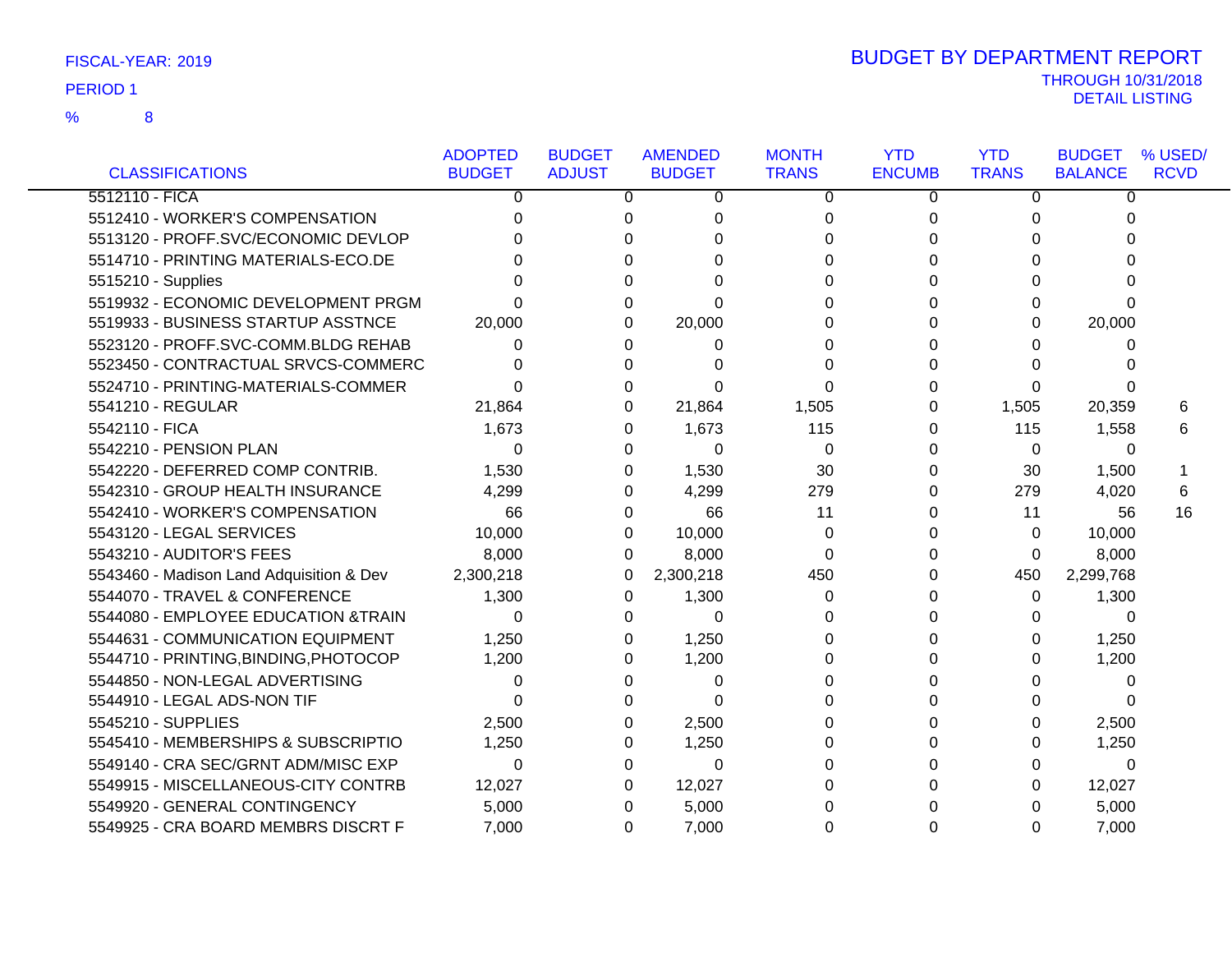FISCAL-YEAR: 2019

PERIOD 1

% 8

# BUDGET BY DEPARTMENT REPORT

THROUGH 10/31/2018

DETAIL LISTING

| CLASSIFICATIONS | ADOPTED BUDGET | BUDGET ADJUST | AMENDED BUDGET | MONTH TRANS | YTD ENCUMB | YTD TRANS | BUDGET BALANCE | % USED/ RCVD |
|---|---|---|---|---|---|---|---|---|
| 5512110 - FICA | 0 | 0 | 0 | 0 | 0 | 0 | 0 | |
| 5512410 - WORKER'S COMPENSATION | 0 | 0 | 0 | 0 | 0 | 0 | 0 | |
| 5513120 - PROFF.SVC/ECONOMIC DEVLOP | 0 | 0 | 0 | 0 | 0 | 0 | 0 | |
| 5514710 - PRINTING MATERIALS-ECO.DE | 0 | 0 | 0 | 0 | 0 | 0 | 0 | |
| 5515210 - Supplies | 0 | 0 | 0 | 0 | 0 | 0 | 0 | |
| 5519932 - ECONOMIC DEVELOPMENT PRGM | 0 | 0 | 0 | 0 | 0 | 0 | 0 | |
| 5519933 - BUSINESS STARTUP ASSTNCE | 20,000 | 0 | 20,000 | 0 | 0 | 0 | 20,000 | |
| 5523120 - PROFF.SVC-COMM.BLDG REHAB | 0 | 0 | 0 | 0 | 0 | 0 | 0 | |
| 5523450 - CONTRACTUAL SRVCS-COMMERC | 0 | 0 | 0 | 0 | 0 | 0 | 0 | |
| 5524710 - PRINTING-MATERIALS-COMMER | 0 | 0 | 0 | 0 | 0 | 0 | 0 | |
| 5541210 - REGULAR | 21,864 | 0 | 21,864 | 1,505 | 0 | 1,505 | 20,359 | 6 |
| 5542110 - FICA | 1,673 | 0 | 1,673 | 115 | 0 | 115 | 1,558 | 6 |
| 5542210 - PENSION PLAN | 0 | 0 | 0 | 0 | 0 | 0 | 0 | |
| 5542220 - DEFERRED COMP CONTRIB. | 1,530 | 0 | 1,530 | 30 | 0 | 30 | 1,500 | 1 |
| 5542310 - GROUP HEALTH INSURANCE | 4,299 | 0 | 4,299 | 279 | 0 | 279 | 4,020 | 6 |
| 5542410 - WORKER'S COMPENSATION | 66 | 0 | 66 | 11 | 0 | 11 | 56 | 16 |
| 5543120 - LEGAL SERVICES | 10,000 | 0 | 10,000 | 0 | 0 | 0 | 10,000 | |
| 5543210 - AUDITOR'S FEES | 8,000 | 0 | 8,000 | 0 | 0 | 0 | 8,000 | |
| 5543460 - Madison Land Adquisition & Dev | 2,300,218 | 0 | 2,300,218 | 450 | 0 | 450 | 2,299,768 | |
| 5544070 - TRAVEL & CONFERENCE | 1,300 | 0 | 1,300 | 0 | 0 | 0 | 1,300 | |
| 5544080 - EMPLOYEE EDUCATION &TRAIN | 0 | 0 | 0 | 0 | 0 | 0 | 0 | |
| 5544631 - COMMUNICATION EQUIPMENT | 1,250 | 0 | 1,250 | 0 | 0 | 0 | 1,250 | |
| 5544710 - PRINTING,BINDING,PHOTOCOP | 1,200 | 0 | 1,200 | 0 | 0 | 0 | 1,200 | |
| 5544850 - NON-LEGAL ADVERTISING | 0 | 0 | 0 | 0 | 0 | 0 | 0 | |
| 5544910 - LEGAL ADS-NON TIF | 0 | 0 | 0 | 0 | 0 | 0 | 0 | |
| 5545210 - SUPPLIES | 2,500 | 0 | 2,500 | 0 | 0 | 0 | 2,500 | |
| 5545410 - MEMBERSHIPS & SUBSCRIPTIO | 1,250 | 0 | 1,250 | 0 | 0 | 0 | 1,250 | |
| 5549140 - CRA SEC/GRNT ADM/MISC EXP | 0 | 0 | 0 | 0 | 0 | 0 | 0 | |
| 5549915 - MISCELLANEOUS-CITY CONTRB | 12,027 | 0 | 12,027 | 0 | 0 | 0 | 12,027 | |
| 5549920 - GENERAL CONTINGENCY | 5,000 | 0 | 5,000 | 0 | 0 | 0 | 5,000 | |
| 5549925 - CRA BOARD MEMBRS DISCRT F | 7,000 | 0 | 7,000 | 0 | 0 | 0 | 7,000 | |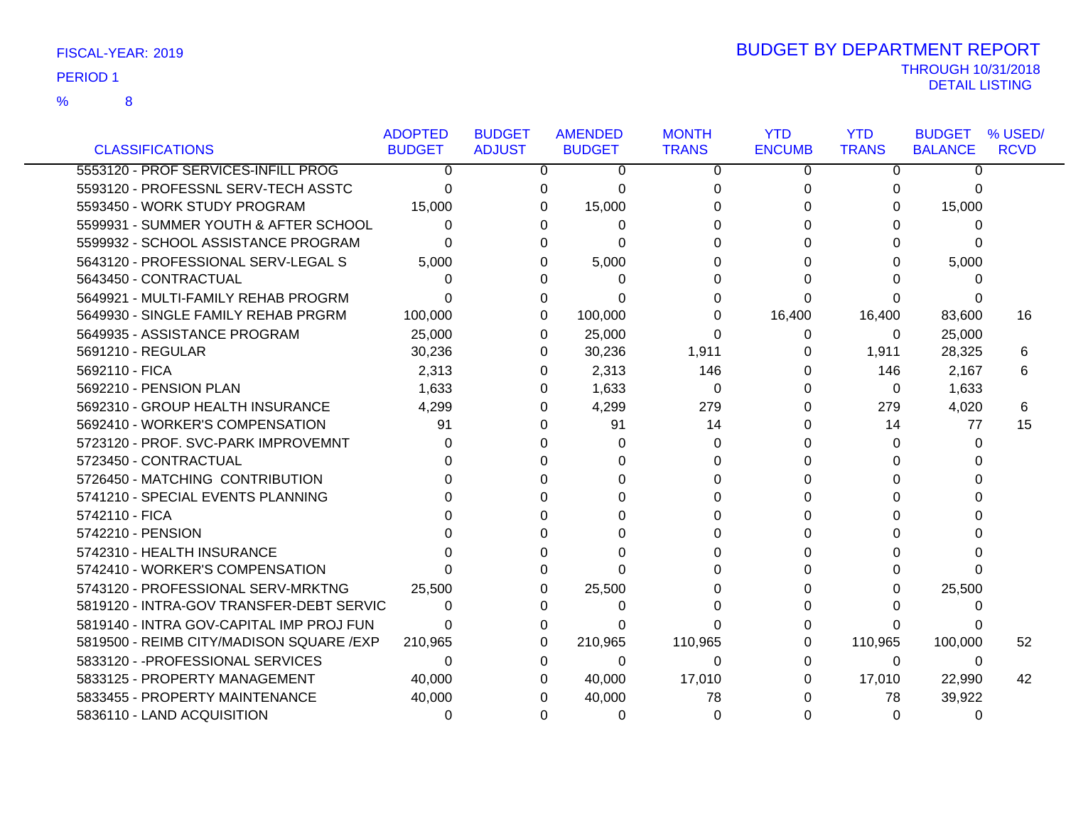FISCAL-YEAR: 2019

PERIOD 1

% 8

# BUDGET BY DEPARTMENT REPORT

THROUGH 10/31/2018

DETAIL LISTING

| CLASSIFICATIONS | ADOPTED BUDGET | BUDGET ADJUST | AMENDED BUDGET | MONTH TRANS | YTD ENCUMB | YTD TRANS | BUDGET BALANCE | % USED/ RCVD |
|---|---|---|---|---|---|---|---|---|
| 5553120 - PROF SERVICES-INFILL PROG | 0 | 0 | 0 | 0 | 0 | 0 | 0 | |
| 5593120 - PROFESSNL SERV-TECH ASSTC | 0 | 0 | 0 | 0 | 0 | 0 | 0 | |
| 5593450 - WORK STUDY PROGRAM | 15,000 | 0 | 15,000 | 0 | 0 | 0 | 15,000 | |
| 5599931 - SUMMER YOUTH & AFTER SCHOOL | 0 | 0 | 0 | 0 | 0 | 0 | 0 | |
| 5599932 - SCHOOL ASSISTANCE PROGRAM | 0 | 0 | 0 | 0 | 0 | 0 | 0 | |
| 5643120 - PROFESSIONAL SERV-LEGAL S | 5,000 | 0 | 5,000 | 0 | 0 | 0 | 5,000 | |
| 5643450 - CONTRACTUAL | 0 | 0 | 0 | 0 | 0 | 0 | 0 | |
| 5649921 - MULTI-FAMILY REHAB PROGRM | 0 | 0 | 0 | 0 | 0 | 0 | 0 | |
| 5649930 - SINGLE FAMILY REHAB PRGRM | 100,000 | 0 | 100,000 | 0 | 16,400 | 16,400 | 83,600 | 16 |
| 5649935 - ASSISTANCE PROGRAM | 25,000 | 0 | 25,000 | 0 | 0 | 0 | 25,000 | |
| 5691210 - REGULAR | 30,236 | 0 | 30,236 | 1,911 | 0 | 1,911 | 28,325 | 6 |
| 5692110 - FICA | 2,313 | 0 | 2,313 | 146 | 0 | 146 | 2,167 | 6 |
| 5692210 - PENSION PLAN | 1,633 | 0 | 1,633 | 0 | 0 | 0 | 1,633 | |
| 5692310 - GROUP HEALTH INSURANCE | 4,299 | 0 | 4,299 | 279 | 0 | 279 | 4,020 | 6 |
| 5692410 - WORKER'S COMPENSATION | 91 | 0 | 91 | 14 | 0 | 14 | 77 | 15 |
| 5723120 - PROF. SVC-PARK IMPROVEMNT | 0 | 0 | 0 | 0 | 0 | 0 | 0 | |
| 5723450 - CONTRACTUAL | 0 | 0 | 0 | 0 | 0 | 0 | 0 | |
| 5726450 - MATCHING CONTRIBUTION | 0 | 0 | 0 | 0 | 0 | 0 | 0 | |
| 5741210 - SPECIAL EVENTS PLANNING | 0 | 0 | 0 | 0 | 0 | 0 | 0 | |
| 5742110 - FICA | 0 | 0 | 0 | 0 | 0 | 0 | 0 | |
| 5742210 - PENSION | 0 | 0 | 0 | 0 | 0 | 0 | 0 | |
| 5742310 - HEALTH INSURANCE | 0 | 0 | 0 | 0 | 0 | 0 | 0 | |
| 5742410 - WORKER'S COMPENSATION | 0 | 0 | 0 | 0 | 0 | 0 | 0 | |
| 5743120 - PROFESSIONAL SERV-MRKTNG | 25,500 | 0 | 25,500 | 0 | 0 | 0 | 25,500 | |
| 5819120 - INTRA-GOV TRANSFER-DEBT SERVIC | 0 | 0 | 0 | 0 | 0 | 0 | 0 | |
| 5819140 - INTRA GOV-CAPITAL IMP PROJ FUN | 0 | 0 | 0 | 0 | 0 | 0 | 0 | |
| 5819500 - REIMB CITY/MADISON SQUARE /EXP | 210,965 | 0 | 210,965 | 110,965 | 0 | 110,965 | 100,000 | 52 |
| 5833120 - -PROFESSIONAL SERVICES | 0 | 0 | 0 | 0 | 0 | 0 | 0 | |
| 5833125 - PROPERTY MANAGEMENT | 40,000 | 0 | 40,000 | 17,010 | 0 | 17,010 | 22,990 | 42 |
| 5833455 - PROPERTY MAINTENANCE | 40,000 | 0 | 40,000 | 78 | 0 | 78 | 39,922 | |
| 5836110 - LAND ACQUISITION | 0 | 0 | 0 | 0 | 0 | 0 | 0 | |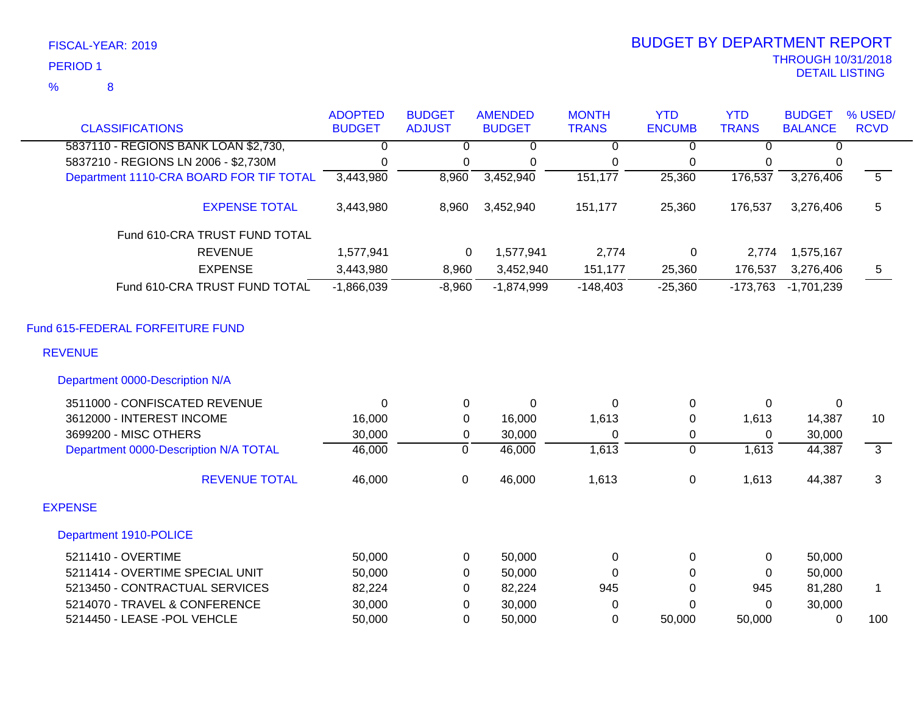FISCAL-YEAR: 2019

PERIOD 1

% 8

# BUDGET BY DEPARTMENT REPORT

THROUGH 10/31/2018

DETAIL LISTING

| CLASSIFICATIONS | ADOPTED BUDGET | BUDGET ADJUST | AMENDED BUDGET | MONTH TRANS | YTD ENCUMB | YTD TRANS | BUDGET BALANCE | % USED/ RCVD |
|---|---|---|---|---|---|---|---|---|
| 5837110 - REGIONS BANK LOAN $2,730, | 0 | 0 | 0 | 0 | 0 | 0 | 0 | |
| 5837210 - REGIONS LN 2006 - $2,730M | 0 | 0 | 0 | 0 | 0 | 0 | 0 | |
| Department 1110-CRA BOARD FOR TIF TOTAL | 3,443,980 | 8,960 | 3,452,940 | 151,177 | 25,360 | 176,537 | 3,276,406 | 5 |
| EXPENSE TOTAL | 3,443,980 | 8,960 | 3,452,940 | 151,177 | 25,360 | 176,537 | 3,276,406 | 5 |
| Fund 610-CRA TRUST FUND TOTAL | | | | | | | | |
| REVENUE | 1,577,941 | 0 | 1,577,941 | 2,774 | 0 | 2,774 | 1,575,167 | |
| EXPENSE | 3,443,980 | 8,960 | 3,452,940 | 151,177 | 25,360 | 176,537 | 3,276,406 | 5 |
| Fund 610-CRA TRUST FUND TOTAL | -1,866,039 | -8,960 | -1,874,999 | -148,403 | -25,360 | -173,763 | -1,701,239 | |

## Fund 615-FEDERAL FORFEITURE FUND

### REVENUE

#### Department 0000-Description N/A

| CLASSIFICATIONS | ADOPTED BUDGET | BUDGET ADJUST | AMENDED BUDGET | MONTH TRANS | YTD ENCUMB | YTD TRANS | BUDGET BALANCE | % USED/ RCVD |
|---|---|---|---|---|---|---|---|---|
| 3511000 - CONFISCATED REVENUE | 0 | 0 | 0 | 0 | 0 | 0 | 0 | |
| 3612000 - INTEREST INCOME | 16,000 | 0 | 16,000 | 1,613 | 0 | 1,613 | 14,387 | 10 |
| 3699200 - MISC OTHERS | 30,000 | 0 | 30,000 | 0 | 0 | 0 | 30,000 | |
| Department 0000-Description N/A TOTAL | 46,000 | 0 | 46,000 | 1,613 | 0 | 1,613 | 44,387 | 3 |
| REVENUE TOTAL | 46,000 | 0 | 46,000 | 1,613 | 0 | 1,613 | 44,387 | 3 |

### EXPENSE

#### Department 1910-POLICE

| CLASSIFICATIONS | ADOPTED BUDGET | BUDGET ADJUST | AMENDED BUDGET | MONTH TRANS | YTD ENCUMB | YTD TRANS | BUDGET BALANCE | % USED/ RCVD |
|---|---|---|---|---|---|---|---|---|
| 5211410 - OVERTIME | 50,000 | 0 | 50,000 | 0 | 0 | 0 | 50,000 | |
| 5211414 - OVERTIME SPECIAL UNIT | 50,000 | 0 | 50,000 | 0 | 0 | 0 | 50,000 | |
| 5213450 - CONTRACTUAL SERVICES | 82,224 | 0 | 82,224 | 945 | 0 | 945 | 81,280 | 1 |
| 5214070 - TRAVEL & CONFERENCE | 30,000 | 0 | 30,000 | 0 | 0 | 0 | 30,000 | |
| 5214450 - LEASE -POL VEHCLE | 50,000 | 0 | 50,000 | 0 | 50,000 | 50,000 | 0 | 100 |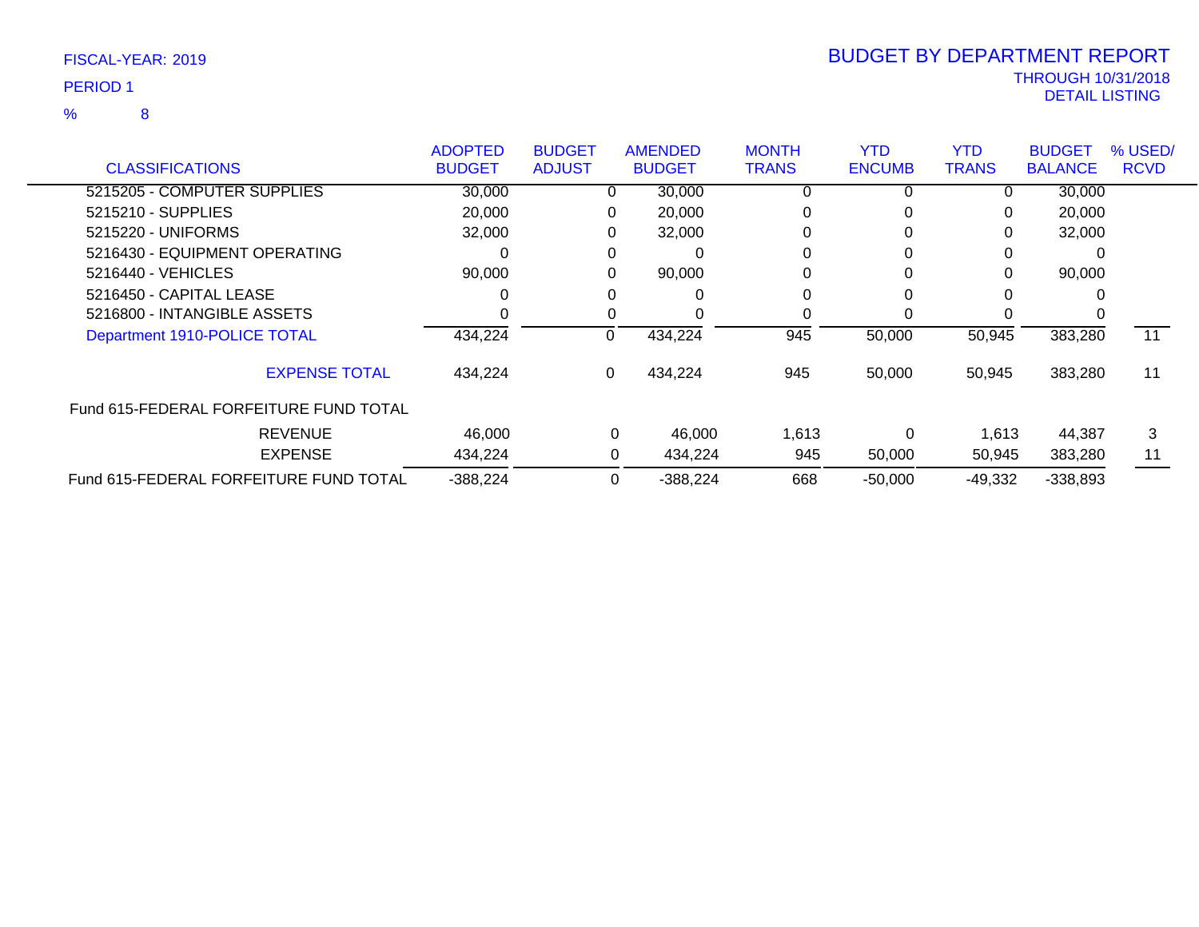FISCAL-YEAR: 2019

PERIOD 1

% 8

# BUDGET BY DEPARTMENT REPORT

THROUGH 10/31/2018

DETAIL LISTING

| CLASSIFICATIONS | ADOPTED BUDGET | BUDGET ADJUST | AMENDED BUDGET | MONTH TRANS | YTD ENCUMB | YTD TRANS | BUDGET BALANCE | % USED/ RCVD |
|---|---|---|---|---|---|---|---|---|
| 5215205 - COMPUTER SUPPLIES | 30,000 | 0 | 30,000 | 0 | 0 | 0 | 30,000 | |
| 5215210 - SUPPLIES | 20,000 | 0 | 20,000 | 0 | 0 | 0 | 20,000 | |
| 5215220 - UNIFORMS | 32,000 | 0 | 32,000 | 0 | 0 | 0 | 32,000 | |
| 5216430 - EQUIPMENT OPERATING | 0 | 0 | 0 | 0 | 0 | 0 | 0 | |
| 5216440 - VEHICLES | 90,000 | 0 | 90,000 | 0 | 0 | 0 | 90,000 | |
| 5216450 - CAPITAL LEASE | 0 | 0 | 0 | 0 | 0 | 0 | 0 | |
| 5216800 - INTANGIBLE ASSETS | 0 | 0 | 0 | 0 | 0 | 0 | 0 | |
| Department 1910-POLICE TOTAL | 434,224 | 0 | 434,224 | 945 | 50,000 | 50,945 | 383,280 | 11 |
| EXPENSE TOTAL | 434,224 | 0 | 434,224 | 945 | 50,000 | 50,945 | 383,280 | 11 |
| Fund 615-FEDERAL FORFEITURE FUND TOTAL | | | | | | | | |
| REVENUE | 46,000 | 0 | 46,000 | 1,613 | 0 | 1,613 | 44,387 | 3 |
| EXPENSE | 434,224 | 0 | 434,224 | 945 | 50,000 | 50,945 | 383,280 | 11 |
| Fund 615-FEDERAL FORFEITURE FUND TOTAL | -388,224 | 0 | -388,224 | 668 | -50,000 | -49,332 | -338,893 | |